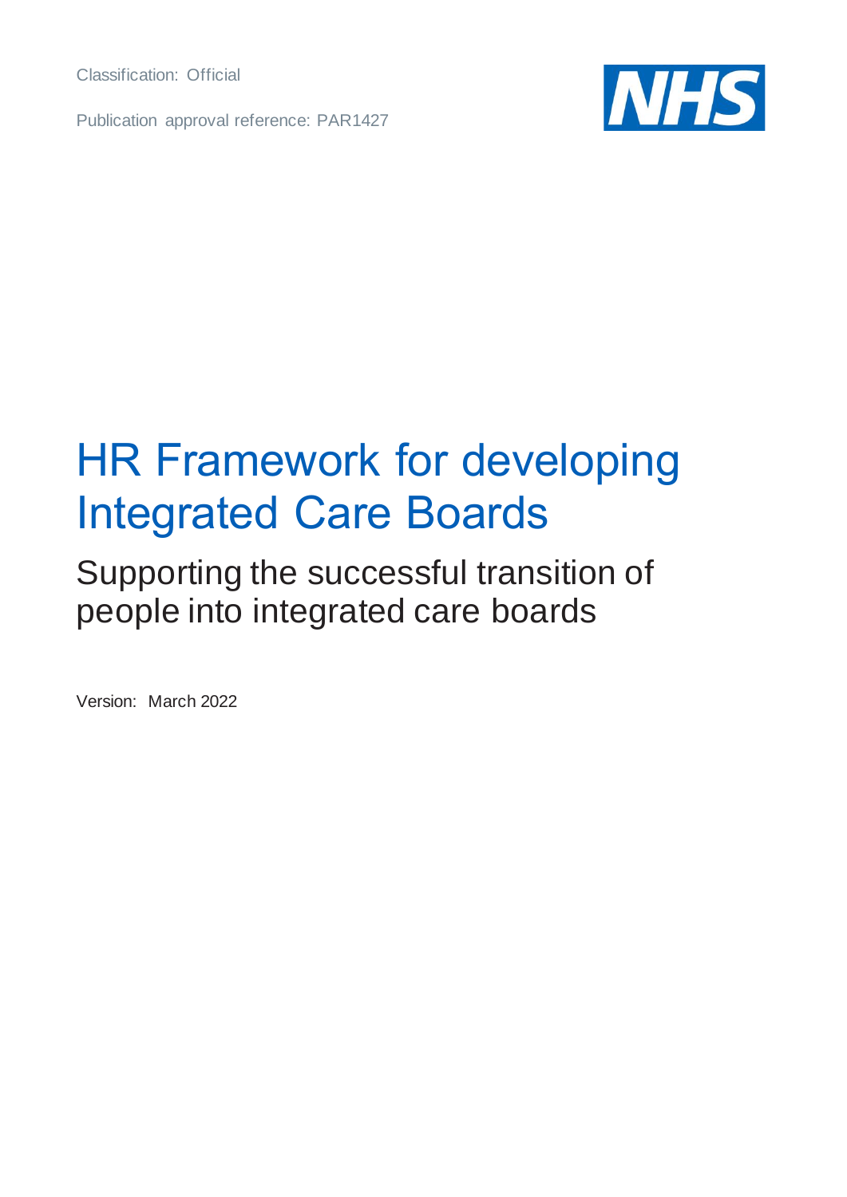Classification: Official

Publication approval reference: PAR1427

# HR Framework for developing Integrated Care Boards

## Supporting the successful transition of people into integrated care boards

Version: March 2022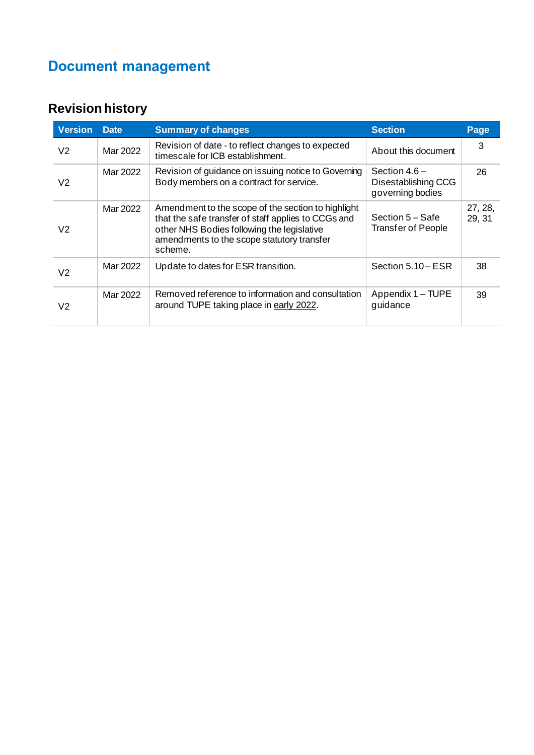# Document management

## Revision history

| Version | Date | Summary of changes | Section | Page |
|---|---|---|---|---|
| V2 | Mar 2022 | Revision of date - to reflect changes to expected timescale for ICB establishment. | About this document | 3 |
| V2 | Mar 2022 | Revision of guidance on issuing notice to Governing Body members on a contract for service. | Section 4.6 – Disestablishing CCG governing bodies | 26 |
| V2 | Mar 2022 | Amendment to the scope of the section to highlight that the safe transfer of staff applies to CCGs and other NHS Bodies following the legislative amendments to the scope statutory transfer scheme. | Section 5 – Safe Transfer of People | 27, 28, 29, 31 |
| V2 | Mar 2022 | Update to dates for ESR transition. | Section 5.10 – ESR | 38 |
| V2 | Mar 2022 | Removed reference to information and consultation around TUPE taking place in early 2022. | Appendix 1 – TUPE guidance | 39 |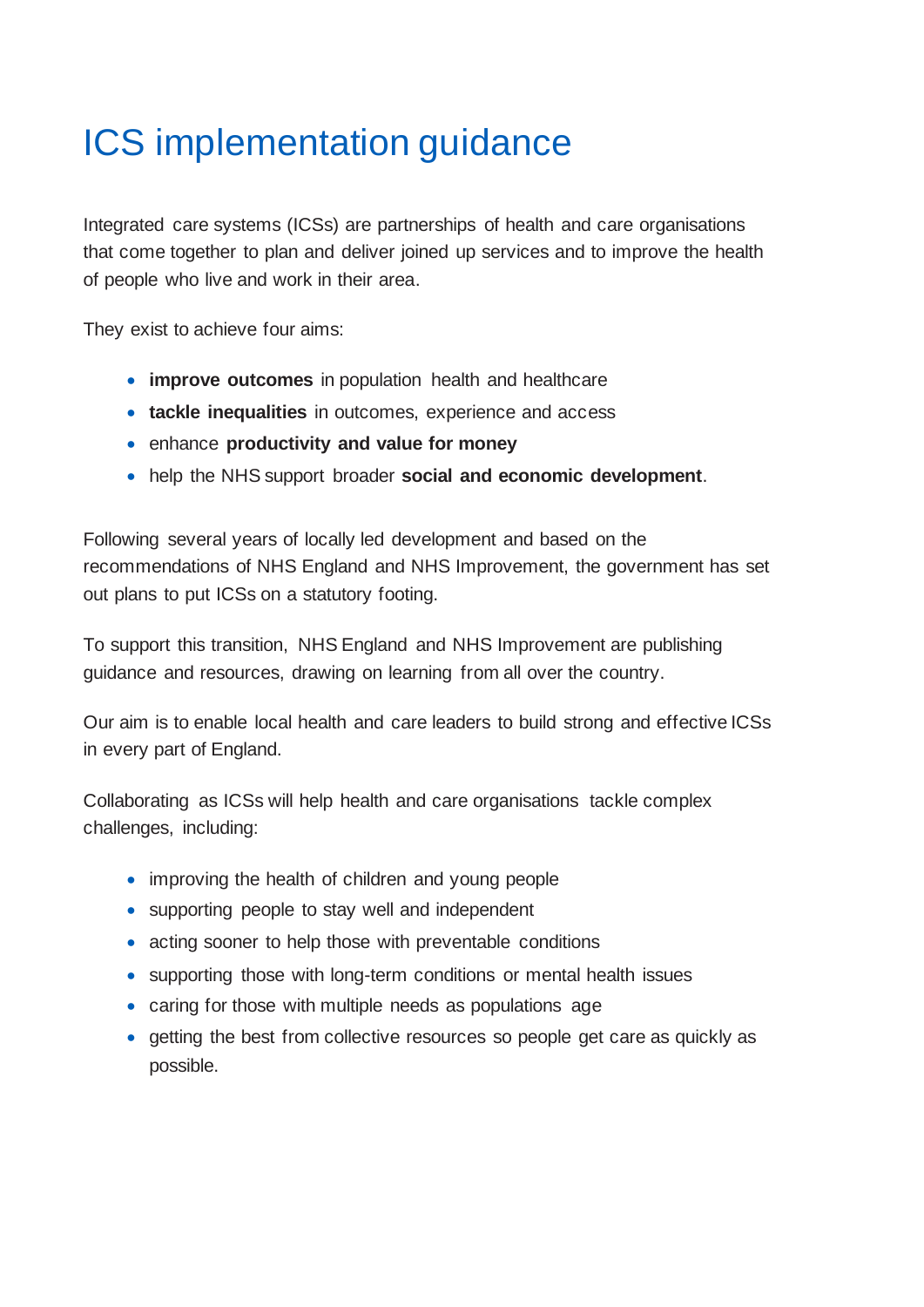# ICS implementation guidance

Integrated care systems (ICSs) are partnerships of health and care organisations that come together to plan and deliver joined up services and to improve the health of people who live and work in their area.

They exist to achieve four aims:

- **improve outcomes** in population health and healthcare
- **tackle inequalities** in outcomes, experience and access
- enhance **productivity and value for money**
- help the NHS support broader **social and economic development**.

Following several years of locally led development and based on the recommendations of NHS England and NHS Improvement, the government has set out plans to put ICSs on a statutory footing.

To support this transition, NHS England and NHS Improvement are publishing guidance and resources, drawing on learning from all over the country.

Our aim is to enable local health and care leaders to build strong and effective ICSs in every part of England.

Collaborating as ICSs will help health and care organisations tackle complex challenges, including:

- improving the health of children and young people
- supporting people to stay well and independent
- acting sooner to help those with preventable conditions
- supporting those with long-term conditions or mental health issues
- caring for those with multiple needs as populations age
- getting the best from collective resources so people get care as quickly as possible.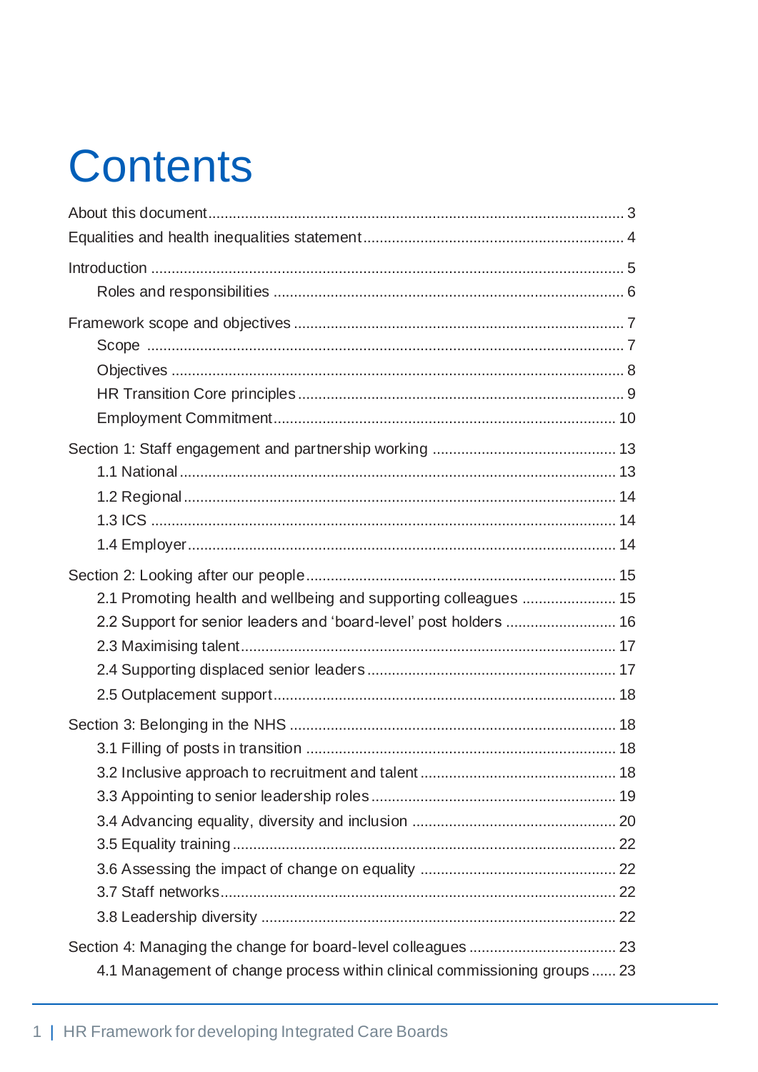# Contents

About this document ........................................................................................ 3

Equalities and health inequalities statement ..................................................... 4

Introduction ...................................................................................................... 5

- Roles and responsibilities ........................................................................... 6

Framework scope and objectives ...................................................................... 7

- Scope ........................................................................................................ 7
- Objectives ................................................................................................. 8
- HR Transition Core principles .................................................................... 9
- Employment Commitment ........................................................................ 10

Section 1: Staff engagement and partnership working ..................................... 13

- 1.1 National ................................................................................................ 13
- 1.2 Regional ................................................................................................ 14
- 1.3 ICS ....................................................................................................... 14
- 1.4 Employer ............................................................................................... 14

Section 2: Looking after our people ................................................................ 15

- 2.1 Promoting health and wellbeing and supporting colleagues ..................... 15
- 2.2 Support for senior leaders and 'board-level' post holders ........................ 16
- 2.3 Maximising talent .................................................................................. 17
- 2.4 Supporting displaced senior leaders ....................................................... 17
- 2.5 Outplacement support ........................................................................... 18

Section 3: Belonging in the NHS ..................................................................... 18

- 3.1 Filling of posts in transition .................................................................... 18
- 3.2 Inclusive approach to recruitment and talent .......................................... 18
- 3.3 Appointing to senior leadership roles ..................................................... 19
- 3.4 Advancing equality, diversity and inclusion ............................................ 20
- 3.5 Equality training .................................................................................... 22
- 3.6 Assessing the impact of change on equality ........................................... 22
- 3.7 Staff networks ....................................................................................... 22
- 3.8 Leadership diversity .............................................................................. 22

Section 4: Managing the change for board-level colleagues ............................. 23

- 4.1 Management of change process within clinical commissioning groups ...... 23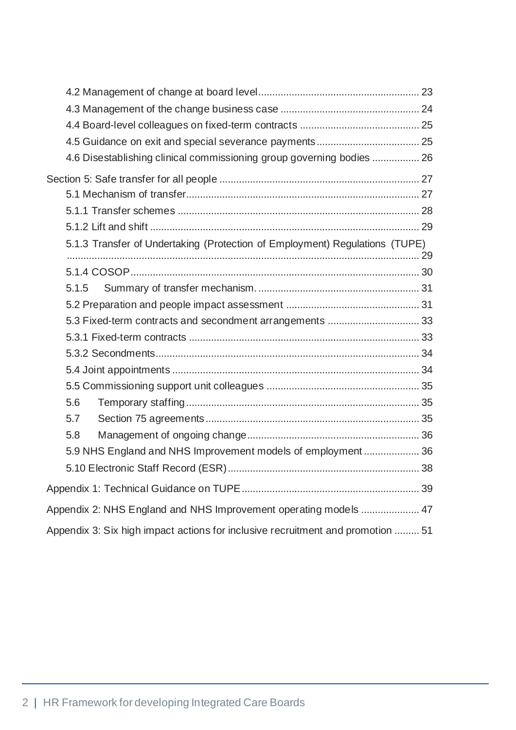- 4.2 Management of change at board level ........................................................ 23
- 4.3 Management of the change business case ................................................ 24
- 4.4 Board-level colleagues on fixed-term contracts .......................................... 25
- 4.5 Guidance on exit and special severance payments .................................... 25
- 4.6 Disestablishing clinical commissioning group governing bodies ................. 26

Section 5: Safe transfer for all people ....................................................................... 27

- 5.1 Mechanism of transfer ................................................................................... 27
- 5.1.1 Transfer schemes ...................................................................................... 28
- 5.1.2 Lift and shift ................................................................................................ 29
- 5.1.3 Transfer of Undertaking (Protection of Employment) Regulations (TUPE) ............................................................................................................................. 29
- 5.1.4 COSOP ....................................................................................................... 30
- 5.1.5 Summary of transfer mechanism. .......................................................... 31
- 5.2 Preparation and people impact assessment ............................................... 31
- 5.3 Fixed-term contracts and secondment arrangements ................................. 33
- 5.3.1 Fixed-term contracts .................................................................................. 33
- 5.3.2 Secondments .............................................................................................. 34
- 5.4 Joint appointments ........................................................................................ 34
- 5.5 Commissioning support unit colleagues ...................................................... 35
- 5.6 Temporary staffing ................................................................................... 35
- 5.7 Section 75 agreements ............................................................................ 35
- 5.8 Management of ongoing change ............................................................. 36
- 5.9 NHS England and NHS Improvement models of employment .................... 36
- 5.10 Electronic Staff Record (ESR) .................................................................... 38

Appendix 1: Technical Guidance on TUPE ................................................................ 39

Appendix 2: NHS England and NHS Improvement operating models ..................... 47

Appendix 3: Six high impact actions for inclusive recruitment and promotion .......... 51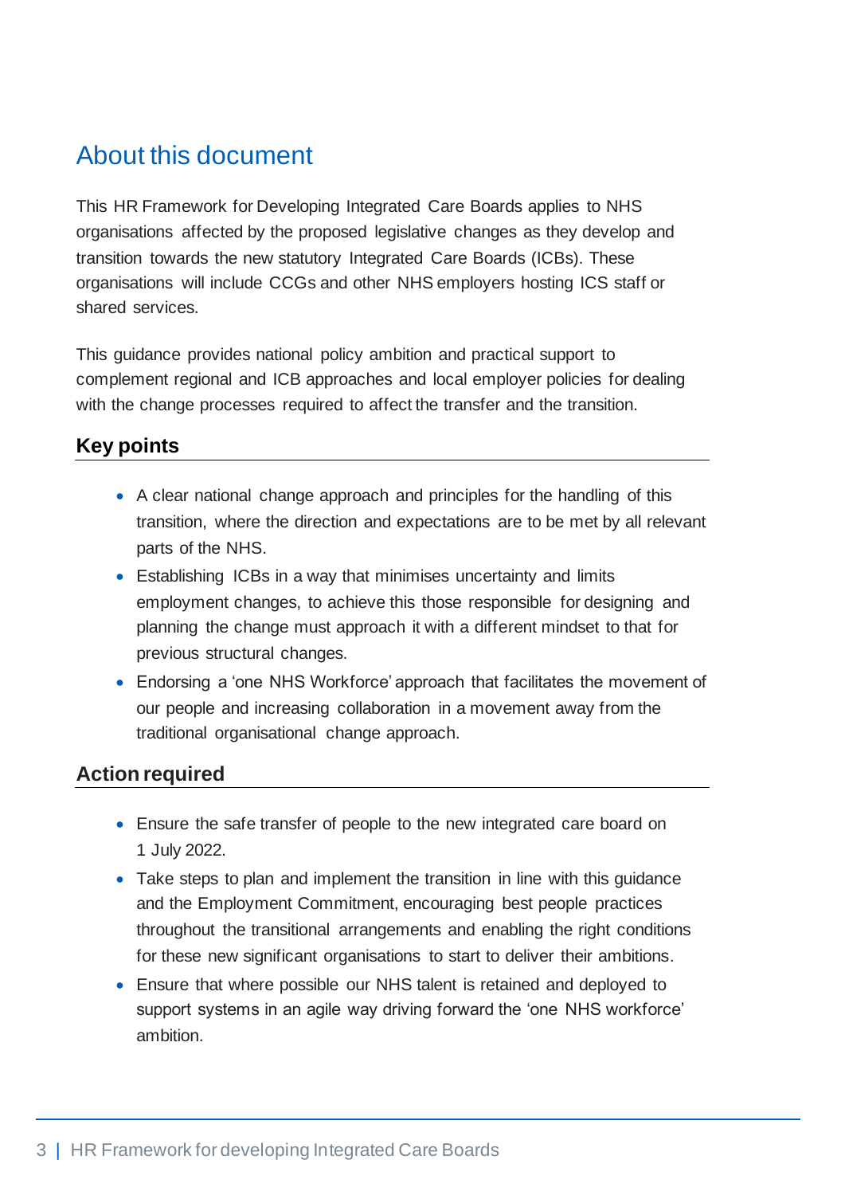# About this document

This HR Framework for Developing Integrated Care Boards applies to NHS organisations affected by the proposed legislative changes as they develop and transition towards the new statutory Integrated Care Boards (ICBs). These organisations will include CCGs and other NHS employers hosting ICS staff or shared services.

This guidance provides national policy ambition and practical support to complement regional and ICB approaches and local employer policies for dealing with the change processes required to affect the transfer and the transition.

## Key points

- A clear national change approach and principles for the handling of this transition, where the direction and expectations are to be met by all relevant parts of the NHS.
- Establishing ICBs in a way that minimises uncertainty and limits employment changes, to achieve this those responsible for designing and planning the change must approach it with a different mindset to that for previous structural changes.
- Endorsing a 'one NHS Workforce' approach that facilitates the movement of our people and increasing collaboration in a movement away from the traditional organisational change approach.

## Action required

- Ensure the safe transfer of people to the new integrated care board on 1 July 2022.
- Take steps to plan and implement the transition in line with this guidance and the Employment Commitment, encouraging best people practices throughout the transitional arrangements and enabling the right conditions for these new significant organisations to start to deliver their ambitions.
- Ensure that where possible our NHS talent is retained and deployed to support systems in an agile way driving forward the 'one NHS workforce' ambition.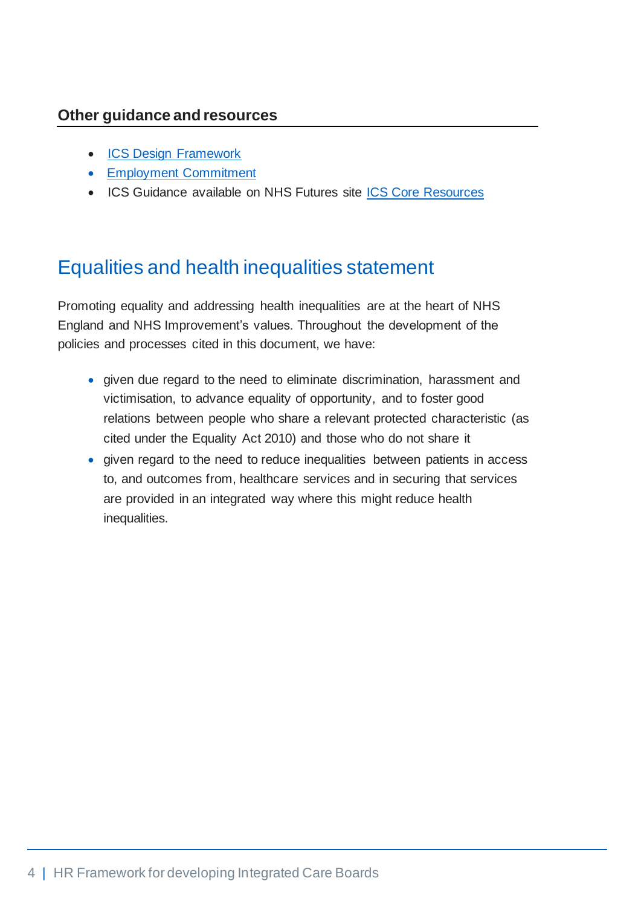### Other guidance and resources

- ICS Design Framework
- Employment Commitment
- ICS Guidance available on NHS Futures site ICS Core Resources

## Equalities and health inequalities statement

Promoting equality and addressing health inequalities are at the heart of NHS England and NHS Improvement's values. Throughout the development of the policies and processes cited in this document, we have:

- given due regard to the need to eliminate discrimination, harassment and victimisation, to advance equality of opportunity, and to foster good relations between people who share a relevant protected characteristic (as cited under the Equality Act 2010) and those who do not share it
- given regard to the need to reduce inequalities between patients in access to, and outcomes from, healthcare services and in securing that services are provided in an integrated way where this might reduce health inequalities.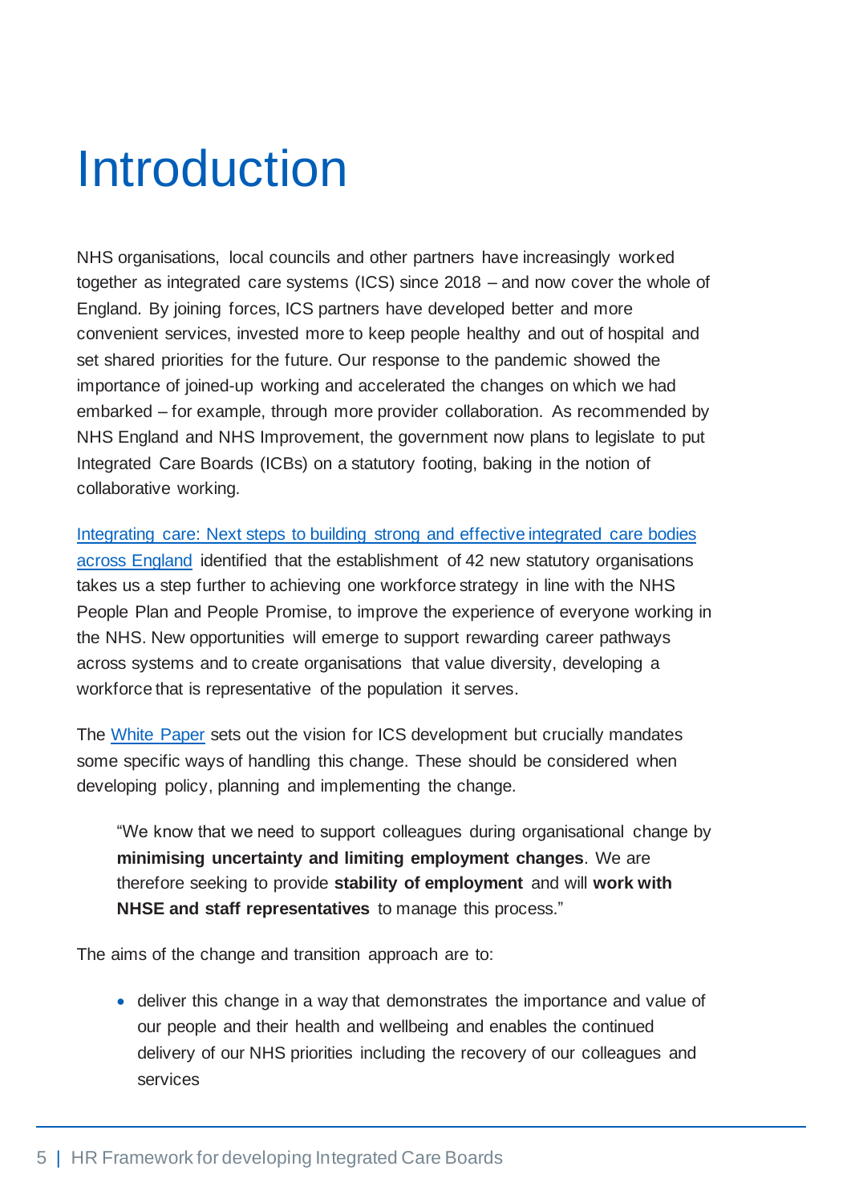# Introduction

NHS organisations, local councils and other partners have increasingly worked together as integrated care systems (ICS) since 2018 – and now cover the whole of England. By joining forces, ICS partners have developed better and more convenient services, invested more to keep people healthy and out of hospital and set shared priorities for the future. Our response to the pandemic showed the importance of joined-up working and accelerated the changes on which we had embarked – for example, through more provider collaboration. As recommended by NHS England and NHS Improvement, the government now plans to legislate to put Integrated Care Boards (ICBs) on a statutory footing, baking in the notion of collaborative working.

Integrating care: Next steps to building strong and effective integrated care bodies across England identified that the establishment of 42 new statutory organisations takes us a step further to achieving one workforce strategy in line with the NHS People Plan and People Promise, to improve the experience of everyone working in the NHS. New opportunities will emerge to support rewarding career pathways across systems and to create organisations that value diversity, developing a workforce that is representative of the population it serves.

The White Paper sets out the vision for ICS development but crucially mandates some specific ways of handling this change. These should be considered when developing policy, planning and implementing the change.

> "We know that we need to support colleagues during organisational change by **minimising uncertainty and limiting employment changes**. We are therefore seeking to provide **stability of employment** and will **work with NHSE and staff representatives** to manage this process."

The aims of the change and transition approach are to:

- deliver this change in a way that demonstrates the importance and value of our people and their health and wellbeing and enables the continued delivery of our NHS priorities including the recovery of our colleagues and services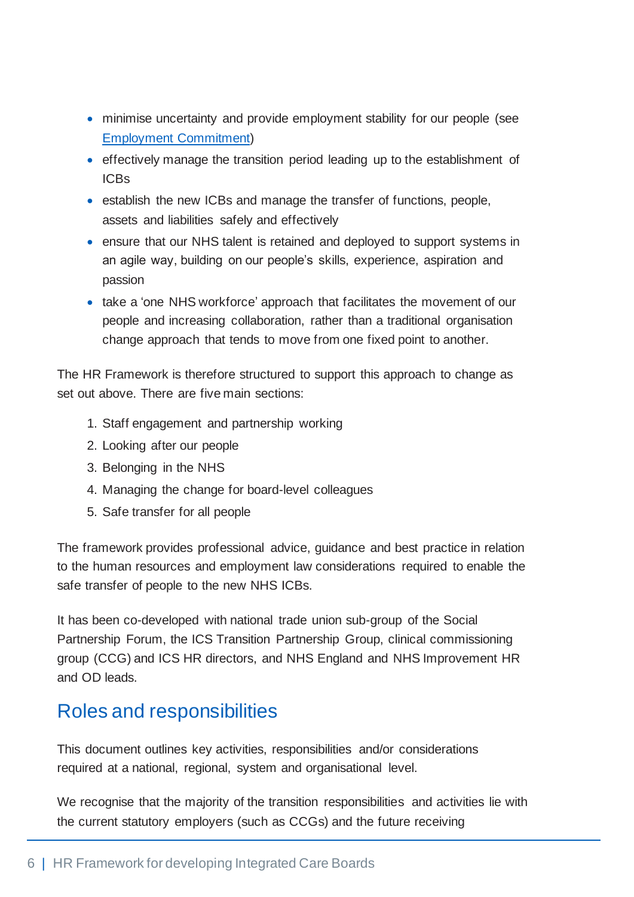- minimise uncertainty and provide employment stability for our people (see [Employment Commitment](#))
- effectively manage the transition period leading up to the establishment of ICBs
- establish the new ICBs and manage the transfer of functions, people, assets and liabilities safely and effectively
- ensure that our NHS talent is retained and deployed to support systems in an agile way, building on our people's skills, experience, aspiration and passion
- take a 'one NHS workforce' approach that facilitates the movement of our people and increasing collaboration, rather than a traditional organisation change approach that tends to move from one fixed point to another.

The HR Framework is therefore structured to support this approach to change as set out above. There are five main sections:

1. Staff engagement and partnership working
2. Looking after our people
3. Belonging in the NHS
4. Managing the change for board-level colleagues
5. Safe transfer for all people

The framework provides professional advice, guidance and best practice in relation to the human resources and employment law considerations required to enable the safe transfer of people to the new NHS ICBs.

It has been co-developed with national trade union sub-group of the Social Partnership Forum, the ICS Transition Partnership Group, clinical commissioning group (CCG) and ICS HR directors, and NHS England and NHS Improvement HR and OD leads.

## Roles and responsibilities

This document outlines key activities, responsibilities and/or considerations required at a national, regional, system and organisational level.

We recognise that the majority of the transition responsibilities and activities lie with the current statutory employers (such as CCGs) and the future receiving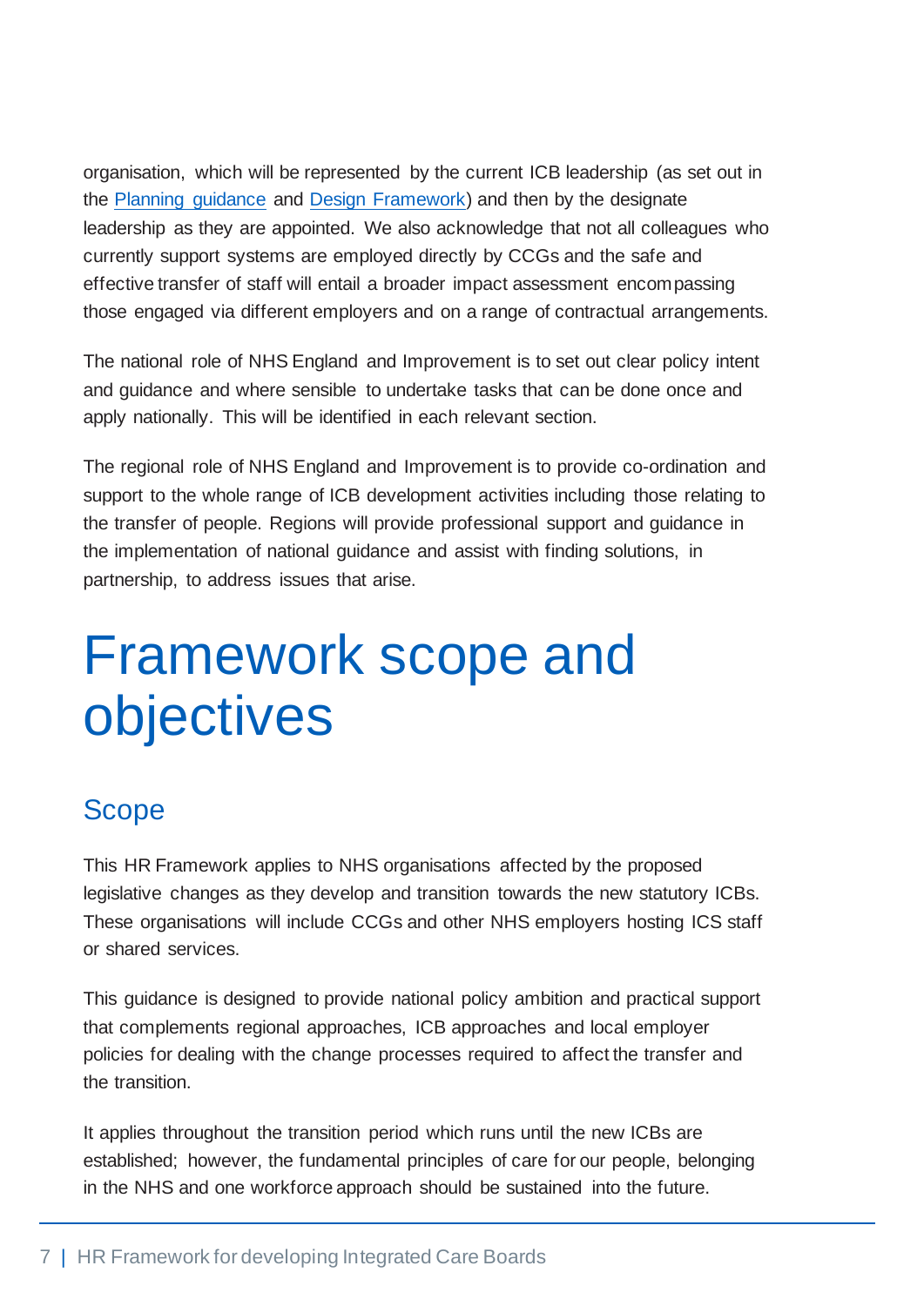organisation, which will be represented by the current ICB leadership (as set out in the Planning guidance and Design Framework) and then by the designate leadership as they are appointed. We also acknowledge that not all colleagues who currently support systems are employed directly by CCGs and the safe and effective transfer of staff will entail a broader impact assessment encompassing those engaged via different employers and on a range of contractual arrangements.

The national role of NHS England and Improvement is to set out clear policy intent and guidance and where sensible to undertake tasks that can be done once and apply nationally. This will be identified in each relevant section.

The regional role of NHS England and Improvement is to provide co-ordination and support to the whole range of ICB development activities including those relating to the transfer of people. Regions will provide professional support and guidance in the implementation of national guidance and assist with finding solutions, in partnership, to address issues that arise.

# Framework scope and objectives

## Scope

This HR Framework applies to NHS organisations affected by the proposed legislative changes as they develop and transition towards the new statutory ICBs. These organisations will include CCGs and other NHS employers hosting ICS staff or shared services.

This guidance is designed to provide national policy ambition and practical support that complements regional approaches, ICB approaches and local employer policies for dealing with the change processes required to affect the transfer and the transition.

It applies throughout the transition period which runs until the new ICBs are established; however, the fundamental principles of care for our people, belonging in the NHS and one workforce approach should be sustained into the future.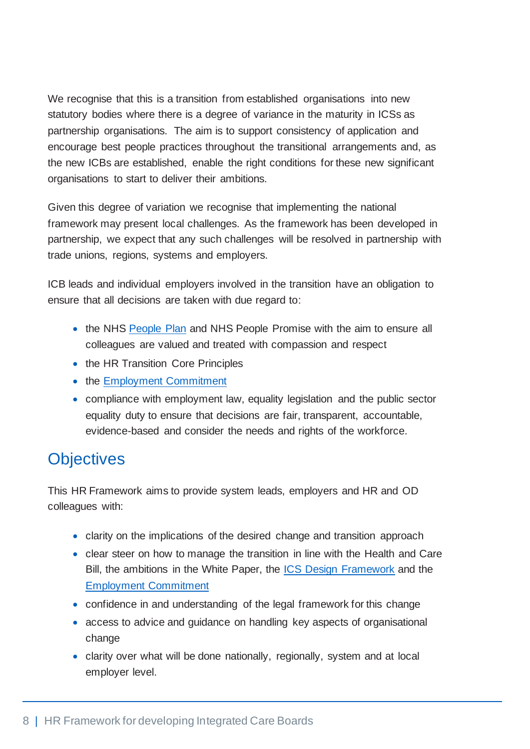We recognise that this is a transition from established organisations into new statutory bodies where there is a degree of variance in the maturity in ICSs as partnership organisations. The aim is to support consistency of application and encourage best people practices throughout the transitional arrangements and, as the new ICBs are established, enable the right conditions for these new significant organisations to start to deliver their ambitions.

Given this degree of variation we recognise that implementing the national framework may present local challenges. As the framework has been developed in partnership, we expect that any such challenges will be resolved in partnership with trade unions, regions, systems and employers.

ICB leads and individual employers involved in the transition have an obligation to ensure that all decisions are taken with due regard to:

- the NHS People Plan and NHS People Promise with the aim to ensure all colleagues are valued and treated with compassion and respect
- the HR Transition Core Principles
- the Employment Commitment
- compliance with employment law, equality legislation and the public sector equality duty to ensure that decisions are fair, transparent, accountable, evidence-based and consider the needs and rights of the workforce.

## Objectives

This HR Framework aims to provide system leads, employers and HR and OD colleagues with:

- clarity on the implications of the desired change and transition approach
- clear steer on how to manage the transition in line with the Health and Care Bill, the ambitions in the White Paper, the ICS Design Framework and the Employment Commitment
- confidence in and understanding of the legal framework for this change
- access to advice and guidance on handling key aspects of organisational change
- clarity over what will be done nationally, regionally, system and at local employer level.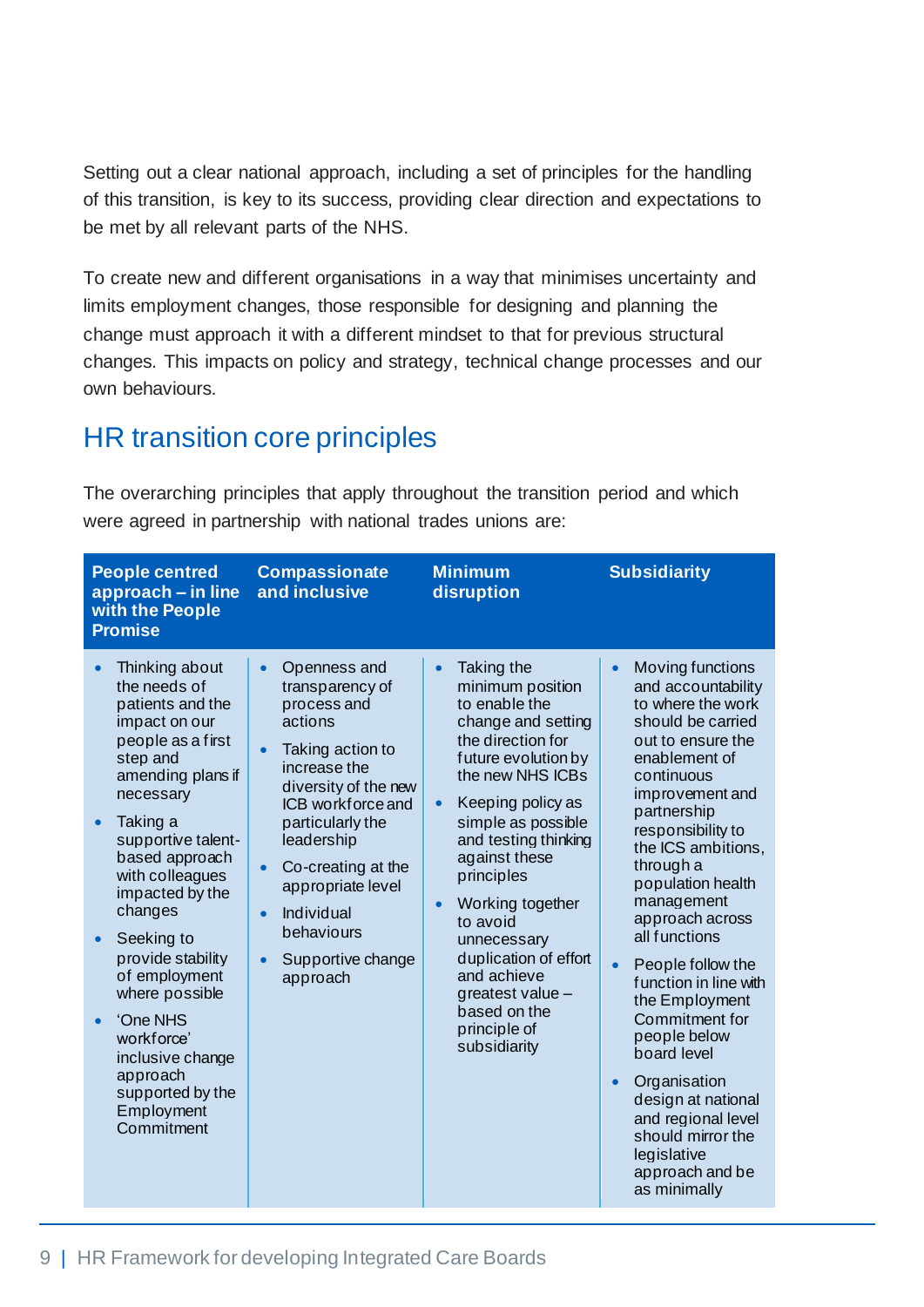Setting out a clear national approach, including a set of principles for the handling of this transition, is key to its success, providing clear direction and expectations to be met by all relevant parts of the NHS.

To create new and different organisations in a way that minimises uncertainty and limits employment changes, those responsible for designing and planning the change must approach it with a different mindset to that for previous structural changes. This impacts on policy and strategy, technical change processes and our own behaviours.

## HR transition core principles

The overarching principles that apply throughout the transition period and which were agreed in partnership with national trades unions are:

| People centred approach – in line with the People Promise | Compassionate and inclusive | Minimum disruption | Subsidiarity |
|---|---|---|---|
| • Thinking about the needs of patients and the impact on our people as a first step and amending plans if necessary<br>• Taking a supportive talent-based approach with colleagues impacted by the changes<br>• Seeking to provide stability of employment where possible<br>• 'One NHS workforce' inclusive change approach supported by the Employment Commitment | • Openness and transparency of process and actions<br>• Taking action to increase the diversity of the new ICB workforce and particularly the leadership<br>• Co-creating at the appropriate level<br>• Individual behaviours<br>• Supportive change approach | • Taking the minimum position to enable the change and setting the direction for future evolution by the new NHS ICBs<br>• Keeping policy as simple as possible and testing thinking against these principles<br>• Working together to avoid unnecessary duplication of effort and achieve greatest value – based on the principle of subsidiarity | • Moving functions and accountability to where the work should be carried out to ensure the enablement of continuous improvement and partnership responsibility to the ICS ambitions, through a population health management approach across all functions<br>• People follow the function in line with the Employment Commitment for people below board level<br>• Organisation design at national and regional level should mirror the legislative approach and be as minimally |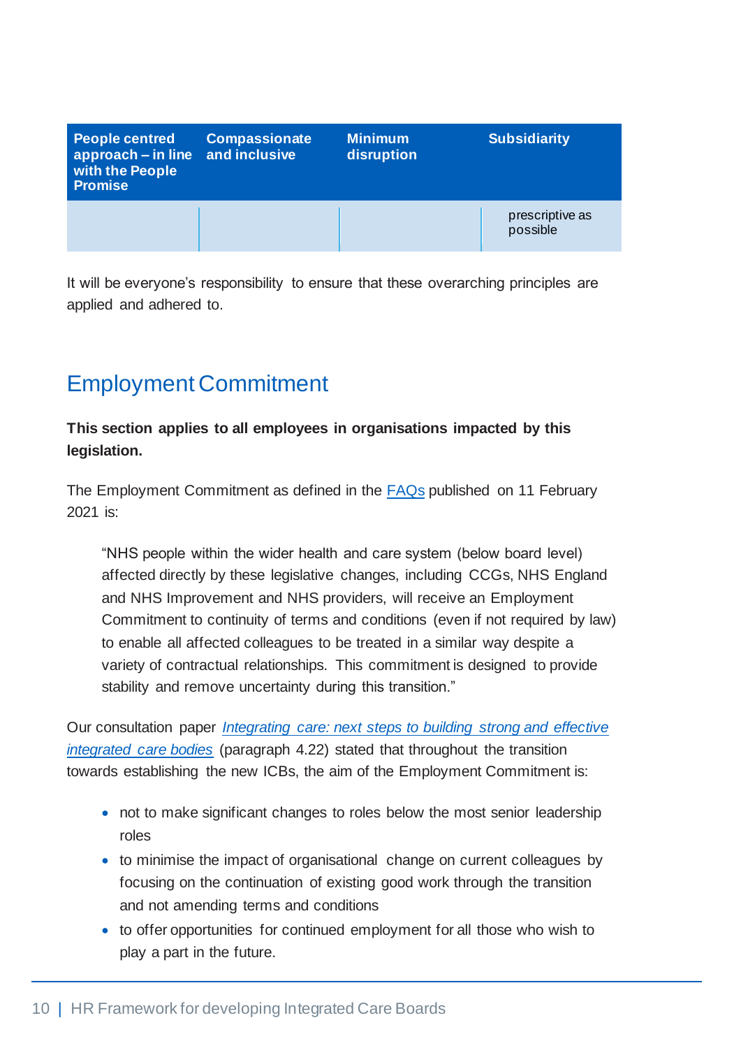| People centred approach – in line with the People Promise | Compassionate and inclusive | Minimum disruption | Subsidiarity |
|---|---|---|---|
| | | | prescriptive as possible |

It will be everyone's responsibility to ensure that these overarching principles are applied and adhered to.

## Employment Commitment

**This section applies to all employees in organisations impacted by this legislation.**

The Employment Commitment as defined in the FAQs published on 11 February 2021 is:

> "NHS people within the wider health and care system (below board level) affected directly by these legislative changes, including CCGs, NHS England and NHS Improvement and NHS providers, will receive an Employment Commitment to continuity of terms and conditions (even if not required by law) to enable all affected colleagues to be treated in a similar way despite a variety of contractual relationships. This commitment is designed to provide stability and remove uncertainty during this transition."

Our consultation paper *Integrating care: next steps to building strong and effective integrated care bodies* (paragraph 4.22) stated that throughout the transition towards establishing the new ICBs, the aim of the Employment Commitment is:

- not to make significant changes to roles below the most senior leadership roles
- to minimise the impact of organisational change on current colleagues by focusing on the continuation of existing good work through the transition and not amending terms and conditions
- to offer opportunities for continued employment for all those who wish to play a part in the future.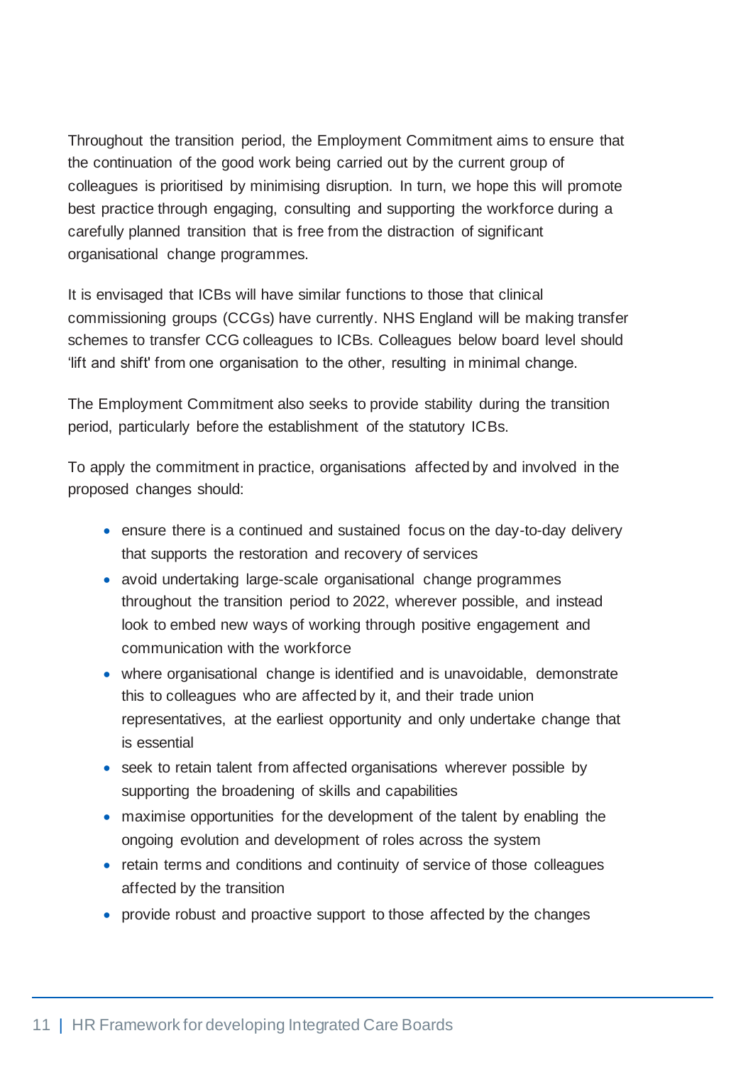Throughout the transition period, the Employment Commitment aims to ensure that the continuation of the good work being carried out by the current group of colleagues is prioritised by minimising disruption. In turn, we hope this will promote best practice through engaging, consulting and supporting the workforce during a carefully planned transition that is free from the distraction of significant organisational change programmes.

It is envisaged that ICBs will have similar functions to those that clinical commissioning groups (CCGs) have currently. NHS England will be making transfer schemes to transfer CCG colleagues to ICBs. Colleagues below board level should 'lift and shift' from one organisation to the other, resulting in minimal change.

The Employment Commitment also seeks to provide stability during the transition period, particularly before the establishment of the statutory ICBs.

To apply the commitment in practice, organisations affected by and involved in the proposed changes should:

- ensure there is a continued and sustained focus on the day-to-day delivery that supports the restoration and recovery of services
- avoid undertaking large-scale organisational change programmes throughout the transition period to 2022, wherever possible, and instead look to embed new ways of working through positive engagement and communication with the workforce
- where organisational change is identified and is unavoidable, demonstrate this to colleagues who are affected by it, and their trade union representatives, at the earliest opportunity and only undertake change that is essential
- seek to retain talent from affected organisations wherever possible by supporting the broadening of skills and capabilities
- maximise opportunities for the development of the talent by enabling the ongoing evolution and development of roles across the system
- retain terms and conditions and continuity of service of those colleagues affected by the transition
- provide robust and proactive support to those affected by the changes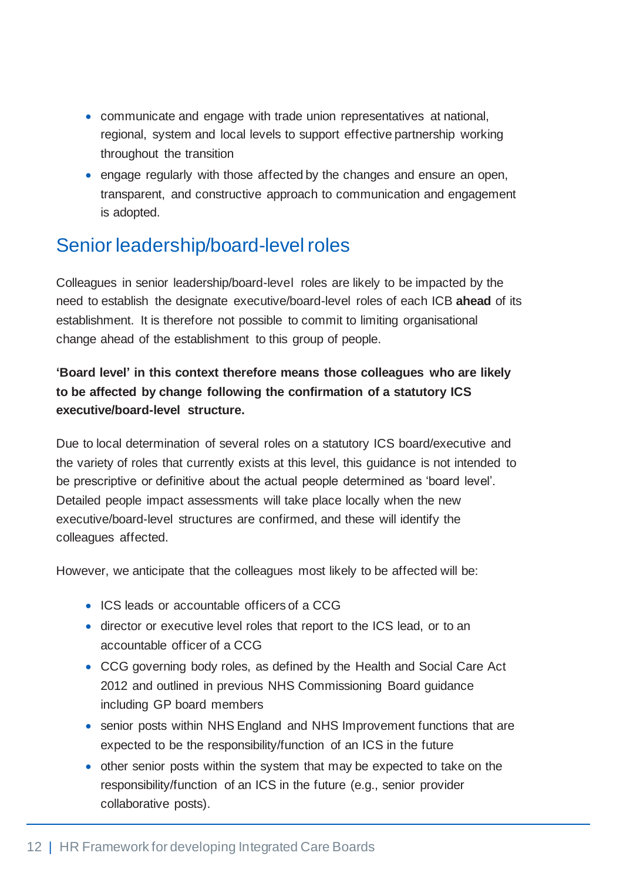- communicate and engage with trade union representatives at national, regional, system and local levels to support effective partnership working throughout the transition
- engage regularly with those affected by the changes and ensure an open, transparent, and constructive approach to communication and engagement is adopted.

## Senior leadership/board-level roles

Colleagues in senior leadership/board-level roles are likely to be impacted by the need to establish the designate executive/board-level roles of each ICB **ahead** of its establishment. It is therefore not possible to commit to limiting organisational change ahead of the establishment to this group of people.

**'Board level' in this context therefore means those colleagues who are likely to be affected by change following the confirmation of a statutory ICS executive/board-level structure.**

Due to local determination of several roles on a statutory ICS board/executive and the variety of roles that currently exists at this level, this guidance is not intended to be prescriptive or definitive about the actual people determined as 'board level'. Detailed people impact assessments will take place locally when the new executive/board-level structures are confirmed, and these will identify the colleagues affected.

However, we anticipate that the colleagues most likely to be affected will be:

- ICS leads or accountable officers of a CCG
- director or executive level roles that report to the ICS lead, or to an accountable officer of a CCG
- CCG governing body roles, as defined by the Health and Social Care Act 2012 and outlined in previous NHS Commissioning Board guidance including GP board members
- senior posts within NHS England and NHS Improvement functions that are expected to be the responsibility/function of an ICS in the future
- other senior posts within the system that may be expected to take on the responsibility/function of an ICS in the future (e.g., senior provider collaborative posts).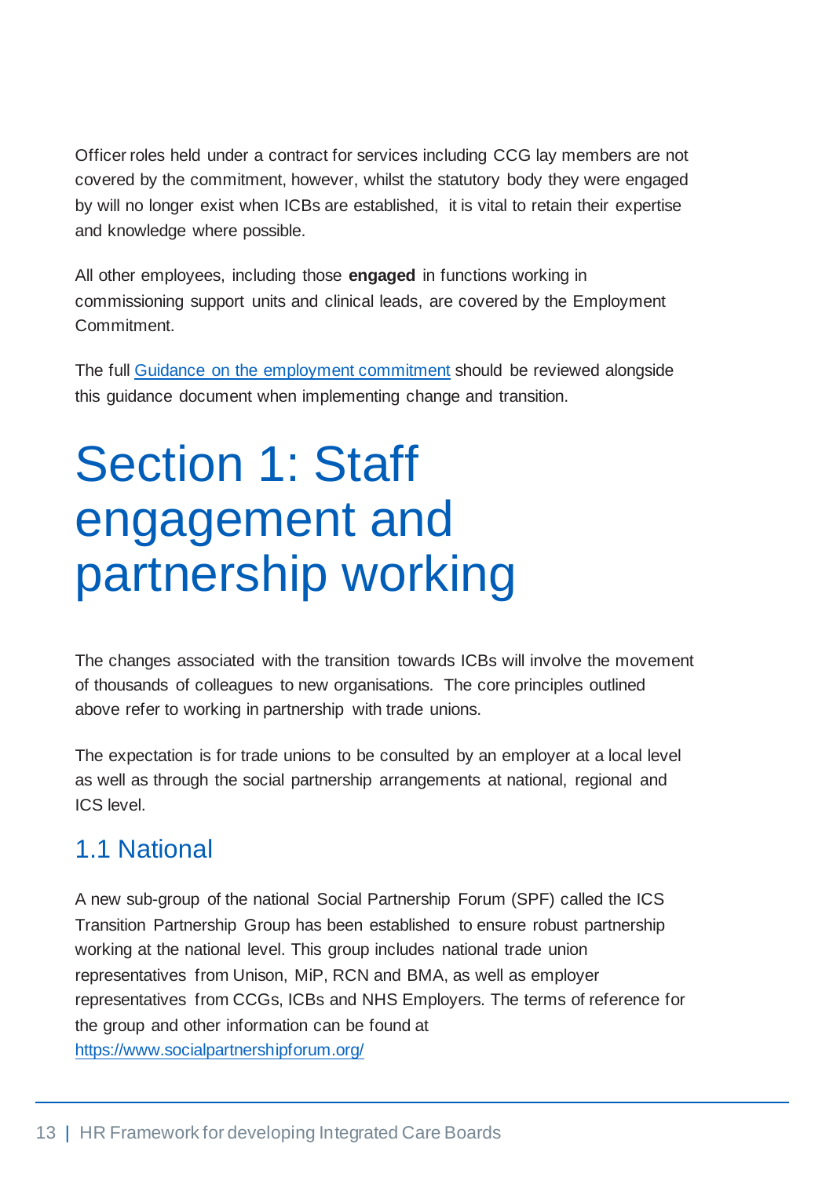Officer roles held under a contract for services including CCG lay members are not covered by the commitment, however, whilst the statutory body they were engaged by will no longer exist when ICBs are established, it is vital to retain their expertise and knowledge where possible.

All other employees, including those **engaged** in functions working in commissioning support units and clinical leads, are covered by the Employment Commitment.

The full [Guidance on the employment commitment]() should be reviewed alongside this guidance document when implementing change and transition.

# Section 1: Staff engagement and partnership working

The changes associated with the transition towards ICBs will involve the movement of thousands of colleagues to new organisations. The core principles outlined above refer to working in partnership with trade unions.

The expectation is for trade unions to be consulted by an employer at a local level as well as through the social partnership arrangements at national, regional and ICS level.

## 1.1 National

A new sub-group of the national Social Partnership Forum (SPF) called the ICS Transition Partnership Group has been established to ensure robust partnership working at the national level. This group includes national trade union representatives from Unison, MiP, RCN and BMA, as well as employer representatives from CCGs, ICBs and NHS Employers. The terms of reference for the group and other information can be found at [https://www.socialpartnershipforum.org/](https://www.socialpartnershipforum.org/)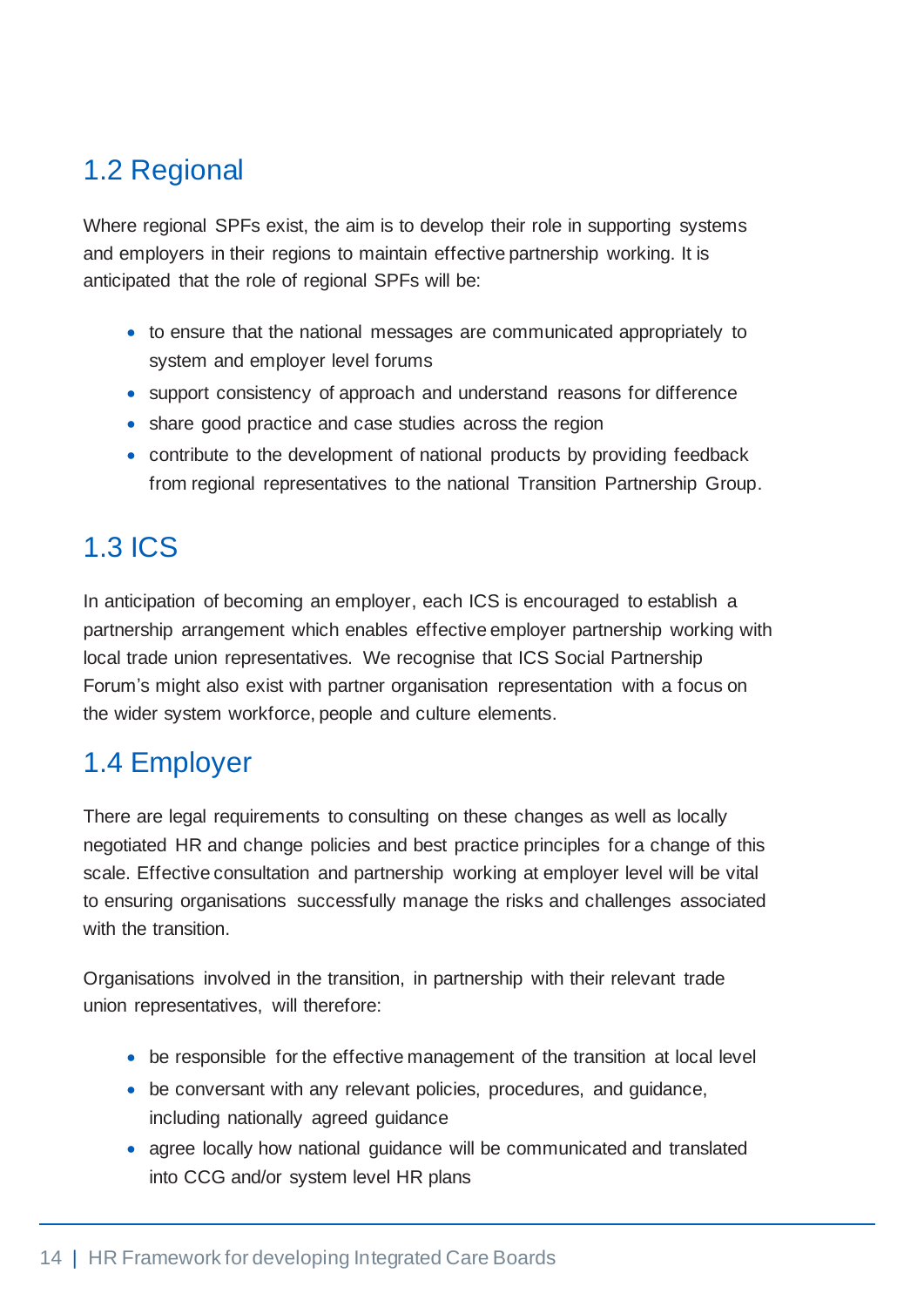## 1.2 Regional

Where regional SPFs exist, the aim is to develop their role in supporting systems and employers in their regions to maintain effective partnership working. It is anticipated that the role of regional SPFs will be:

- to ensure that the national messages are communicated appropriately to system and employer level forums
- support consistency of approach and understand reasons for difference
- share good practice and case studies across the region
- contribute to the development of national products by providing feedback from regional representatives to the national Transition Partnership Group.

## 1.3 ICS

In anticipation of becoming an employer, each ICS is encouraged to establish a partnership arrangement which enables effective employer partnership working with local trade union representatives. We recognise that ICS Social Partnership Forum's might also exist with partner organisation representation with a focus on the wider system workforce, people and culture elements.

## 1.4 Employer

There are legal requirements to consulting on these changes as well as locally negotiated HR and change policies and best practice principles for a change of this scale. Effective consultation and partnership working at employer level will be vital to ensuring organisations successfully manage the risks and challenges associated with the transition.

Organisations involved in the transition, in partnership with their relevant trade union representatives, will therefore:

- be responsible for the effective management of the transition at local level
- be conversant with any relevant policies, procedures, and guidance, including nationally agreed guidance
- agree locally how national guidance will be communicated and translated into CCG and/or system level HR plans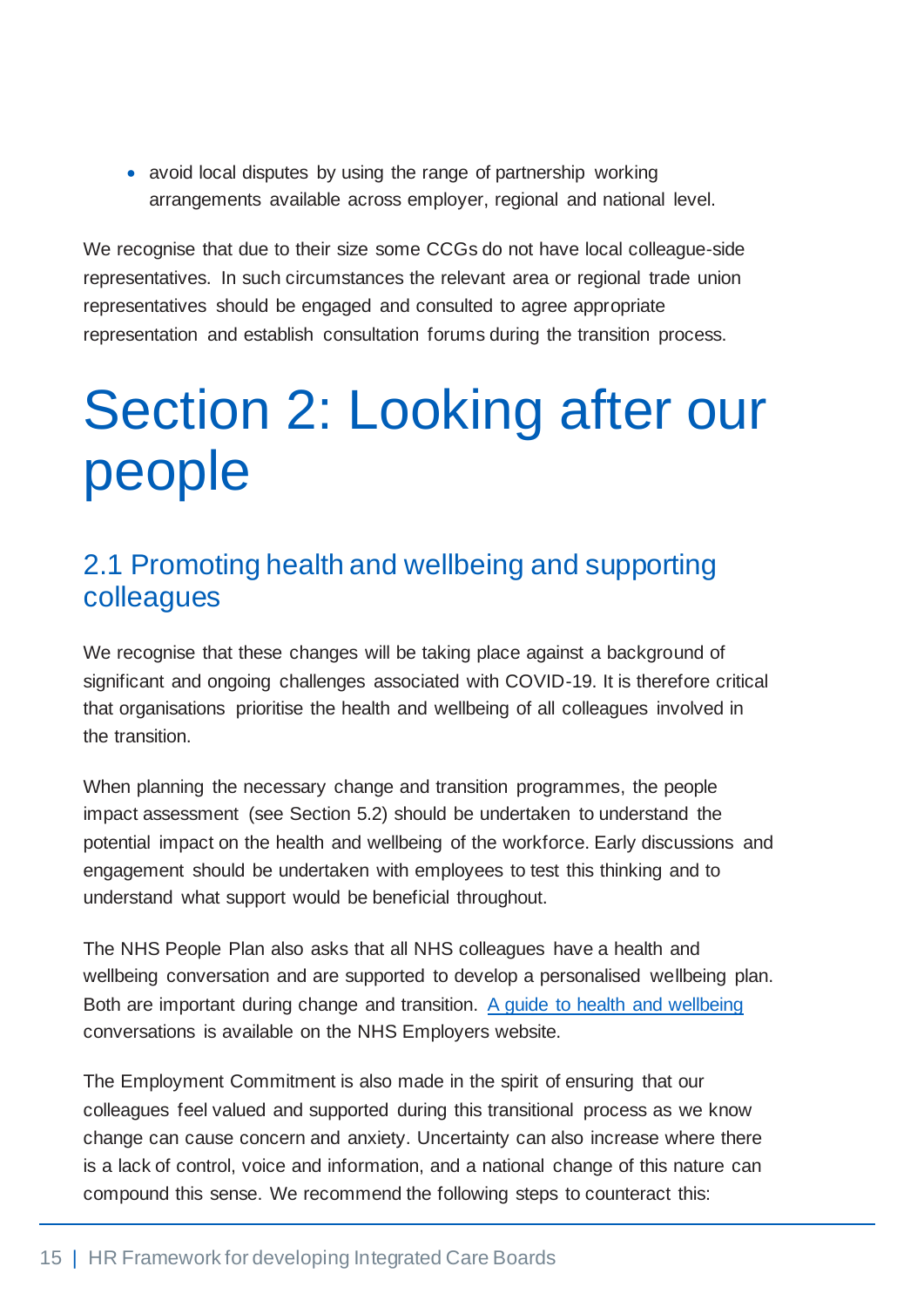- avoid local disputes by using the range of partnership working arrangements available across employer, regional and national level.

We recognise that due to their size some CCGs do not have local colleague-side representatives. In such circumstances the relevant area or regional trade union representatives should be engaged and consulted to agree appropriate representation and establish consultation forums during the transition process.

# Section 2: Looking after our people

## 2.1 Promoting health and wellbeing and supporting colleagues

We recognise that these changes will be taking place against a background of significant and ongoing challenges associated with COVID-19. It is therefore critical that organisations prioritise the health and wellbeing of all colleagues involved in the transition.

When planning the necessary change and transition programmes, the people impact assessment (see Section 5.2) should be undertaken to understand the potential impact on the health and wellbeing of the workforce. Early discussions and engagement should be undertaken with employees to test this thinking and to understand what support would be beneficial throughout.

The NHS People Plan also asks that all NHS colleagues have a health and wellbeing conversation and are supported to develop a personalised wellbeing plan. Both are important during change and transition. A guide to health and wellbeing conversations is available on the NHS Employers website.

The Employment Commitment is also made in the spirit of ensuring that our colleagues feel valued and supported during this transitional process as we know change can cause concern and anxiety. Uncertainty can also increase where there is a lack of control, voice and information, and a national change of this nature can compound this sense. We recommend the following steps to counteract this: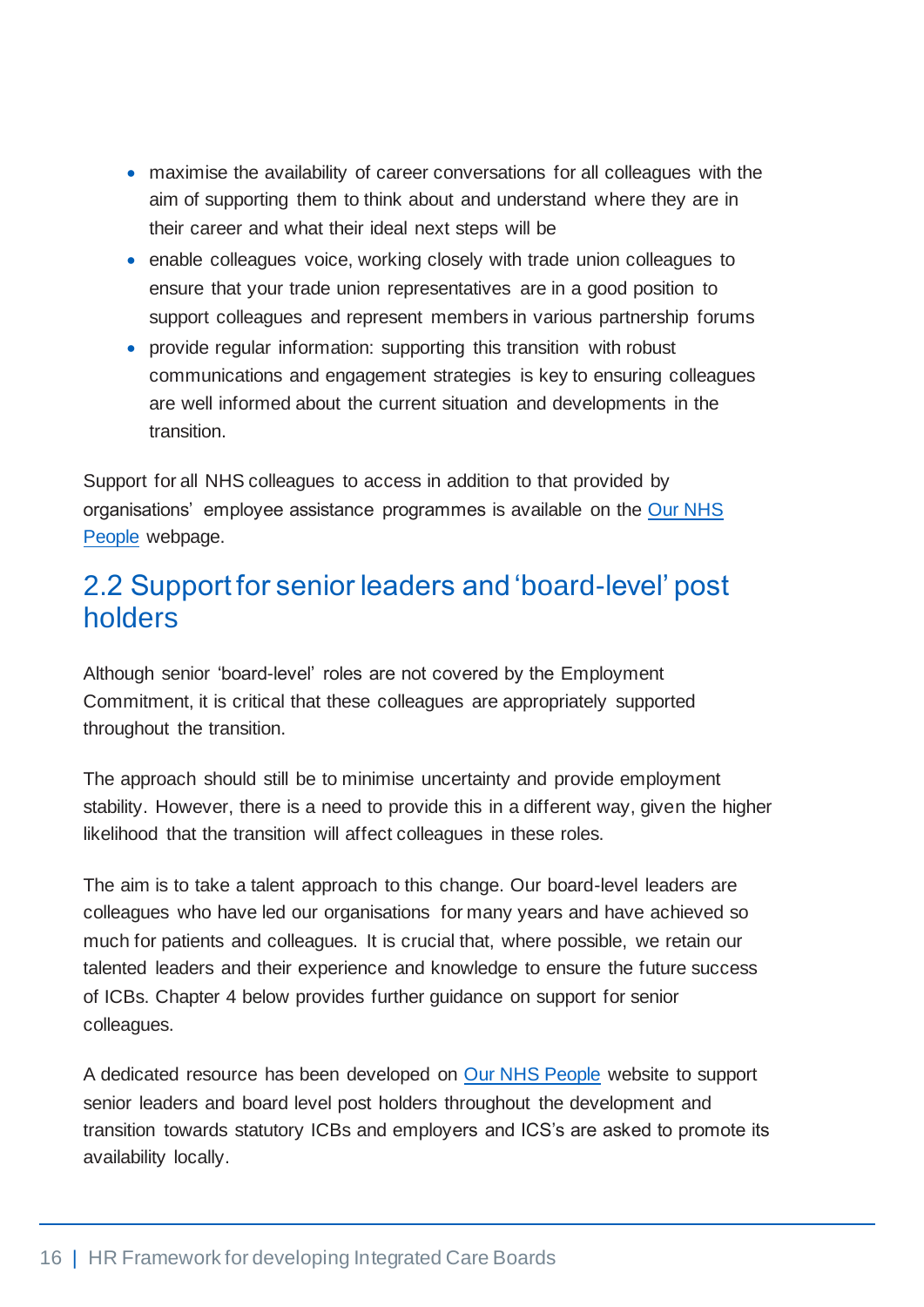- maximise the availability of career conversations for all colleagues with the aim of supporting them to think about and understand where they are in their career and what their ideal next steps will be
- enable colleagues voice, working closely with trade union colleagues to ensure that your trade union representatives are in a good position to support colleagues and represent members in various partnership forums
- provide regular information: supporting this transition with robust communications and engagement strategies is key to ensuring colleagues are well informed about the current situation and developments in the transition.

Support for all NHS colleagues to access in addition to that provided by organisations' employee assistance programmes is available on the Our NHS People webpage.

## 2.2 Support for senior leaders and 'board-level' post holders

Although senior 'board-level' roles are not covered by the Employment Commitment, it is critical that these colleagues are appropriately supported throughout the transition.

The approach should still be to minimise uncertainty and provide employment stability. However, there is a need to provide this in a different way, given the higher likelihood that the transition will affect colleagues in these roles.

The aim is to take a talent approach to this change. Our board-level leaders are colleagues who have led our organisations for many years and have achieved so much for patients and colleagues. It is crucial that, where possible, we retain our talented leaders and their experience and knowledge to ensure the future success of ICBs. Chapter 4 below provides further guidance on support for senior colleagues.

A dedicated resource has been developed on Our NHS People website to support senior leaders and board level post holders throughout the development and transition towards statutory ICBs and employers and ICS's are asked to promote its availability locally.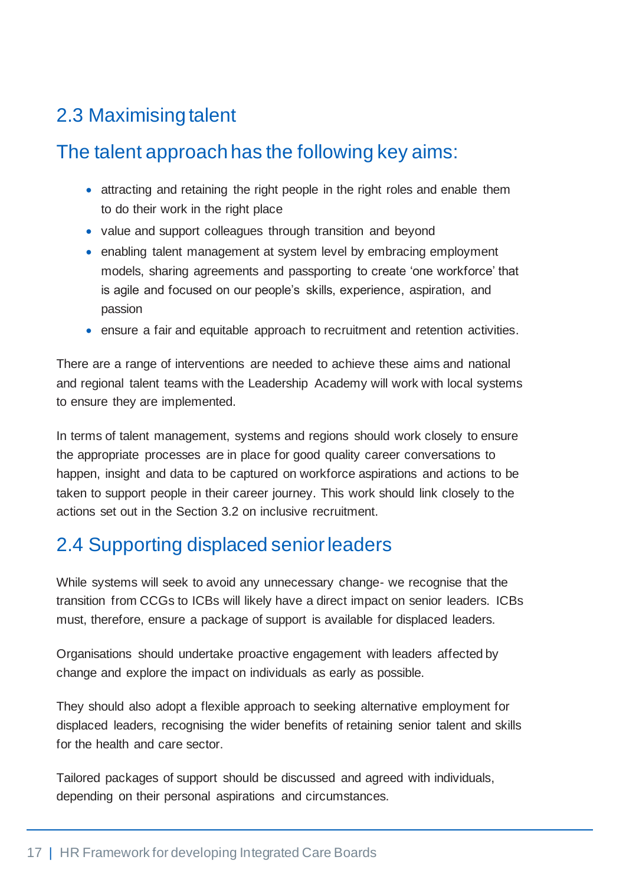## 2.3 Maximising talent

## The talent approach has the following key aims:

- attracting and retaining the right people in the right roles and enable them to do their work in the right place
- value and support colleagues through transition and beyond
- enabling talent management at system level by embracing employment models, sharing agreements and passporting to create 'one workforce' that is agile and focused on our people's skills, experience, aspiration, and passion
- ensure a fair and equitable approach to recruitment and retention activities.

There are a range of interventions are needed to achieve these aims and national and regional talent teams with the Leadership Academy will work with local systems to ensure they are implemented.

In terms of talent management, systems and regions should work closely to ensure the appropriate processes are in place for good quality career conversations to happen, insight and data to be captured on workforce aspirations and actions to be taken to support people in their career journey. This work should link closely to the actions set out in the Section 3.2 on inclusive recruitment.

## 2.4 Supporting displaced senior leaders

While systems will seek to avoid any unnecessary change- we recognise that the transition from CCGs to ICBs will likely have a direct impact on senior leaders. ICBs must, therefore, ensure a package of support is available for displaced leaders.

Organisations should undertake proactive engagement with leaders affected by change and explore the impact on individuals as early as possible.

They should also adopt a flexible approach to seeking alternative employment for displaced leaders, recognising the wider benefits of retaining senior talent and skills for the health and care sector.

Tailored packages of support should be discussed and agreed with individuals, depending on their personal aspirations and circumstances.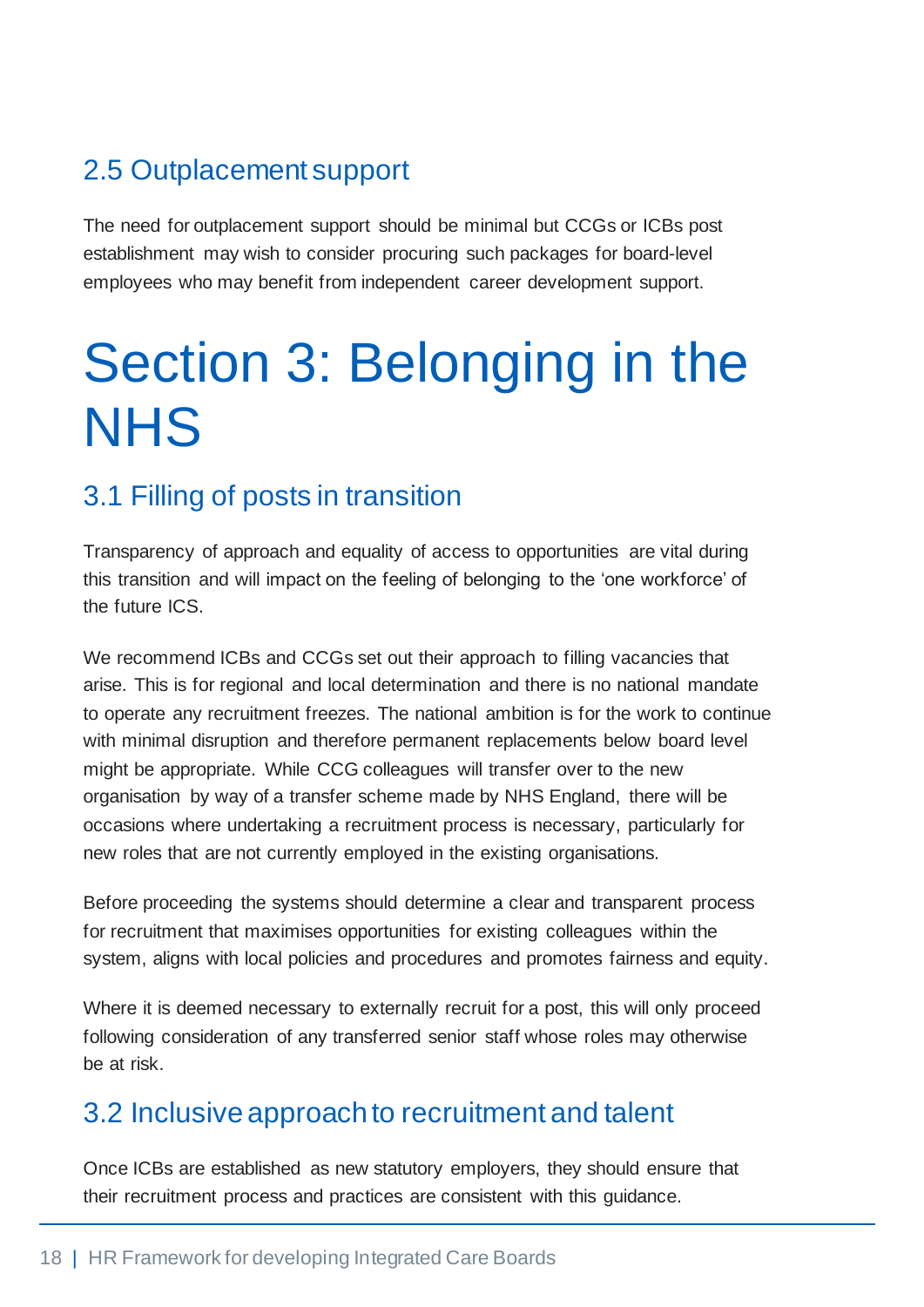## 2.5 Outplacement support

The need for outplacement support should be minimal but CCGs or ICBs post establishment may wish to consider procuring such packages for board-level employees who may benefit from independent career development support.

# Section 3: Belonging in the NHS

## 3.1 Filling of posts in transition

Transparency of approach and equality of access to opportunities are vital during this transition and will impact on the feeling of belonging to the 'one workforce' of the future ICS.

We recommend ICBs and CCGs set out their approach to filling vacancies that arise. This is for regional and local determination and there is no national mandate to operate any recruitment freezes. The national ambition is for the work to continue with minimal disruption and therefore permanent replacements below board level might be appropriate. While CCG colleagues will transfer over to the new organisation by way of a transfer scheme made by NHS England, there will be occasions where undertaking a recruitment process is necessary, particularly for new roles that are not currently employed in the existing organisations.

Before proceeding the systems should determine a clear and transparent process for recruitment that maximises opportunities for existing colleagues within the system, aligns with local policies and procedures and promotes fairness and equity.

Where it is deemed necessary to externally recruit for a post, this will only proceed following consideration of any transferred senior staff whose roles may otherwise be at risk.

## 3.2 Inclusive approach to recruitment and talent

Once ICBs are established as new statutory employers, they should ensure that their recruitment process and practices are consistent with this guidance.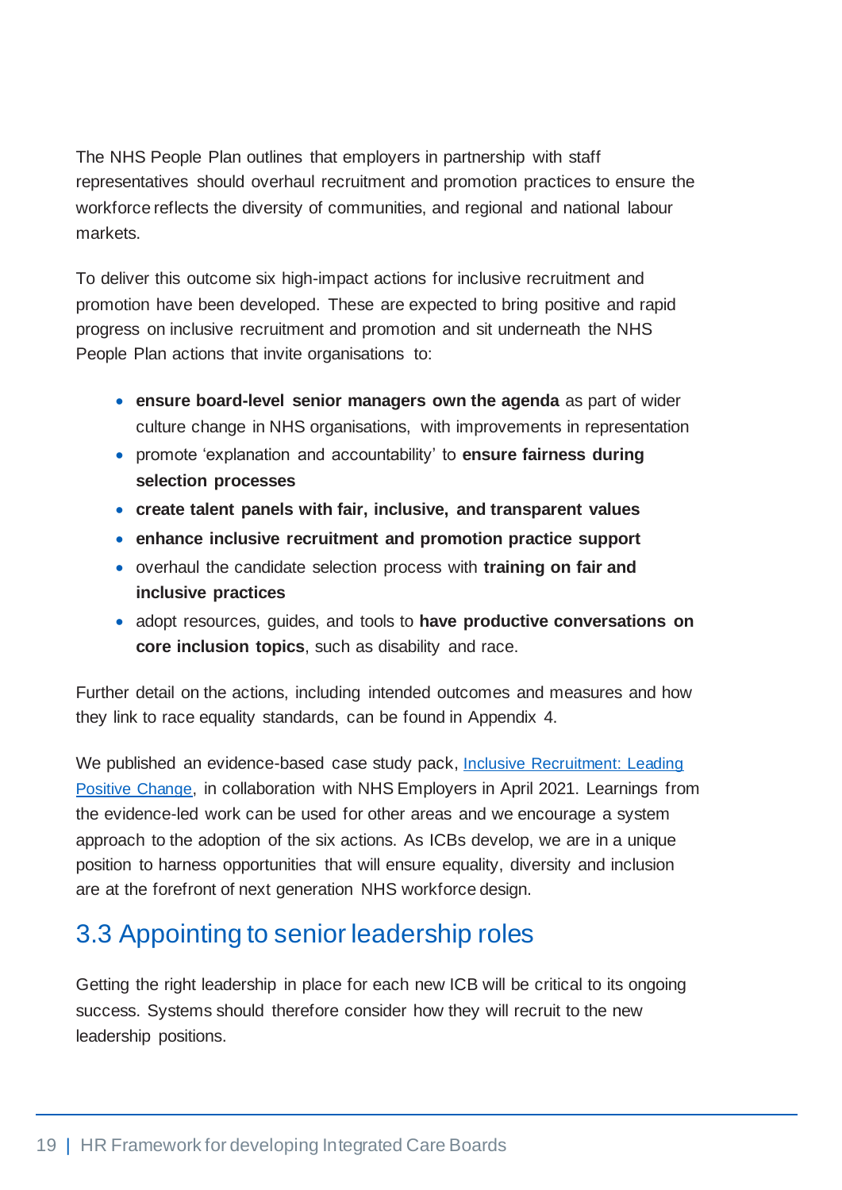The NHS People Plan outlines that employers in partnership with staff representatives should overhaul recruitment and promotion practices to ensure the workforce reflects the diversity of communities, and regional and national labour markets.

To deliver this outcome six high-impact actions for inclusive recruitment and promotion have been developed. These are expected to bring positive and rapid progress on inclusive recruitment and promotion and sit underneath the NHS People Plan actions that invite organisations to:

- **ensure board-level senior managers own the agenda** as part of wider culture change in NHS organisations, with improvements in representation
- promote 'explanation and accountability' to **ensure fairness during selection processes**
- **create talent panels with fair, inclusive, and transparent values**
- **enhance inclusive recruitment and promotion practice support**
- overhaul the candidate selection process with **training on fair and inclusive practices**
- adopt resources, guides, and tools to **have productive conversations on core inclusion topics**, such as disability and race.

Further detail on the actions, including intended outcomes and measures and how they link to race equality standards, can be found in Appendix 4.

We published an evidence-based case study pack, Inclusive Recruitment: Leading Positive Change, in collaboration with NHS Employers in April 2021. Learnings from the evidence-led work can be used for other areas and we encourage a system approach to the adoption of the six actions. As ICBs develop, we are in a unique position to harness opportunities that will ensure equality, diversity and inclusion are at the forefront of next generation NHS workforce design.

## 3.3 Appointing to senior leadership roles

Getting the right leadership in place for each new ICB will be critical to its ongoing success. Systems should therefore consider how they will recruit to the new leadership positions.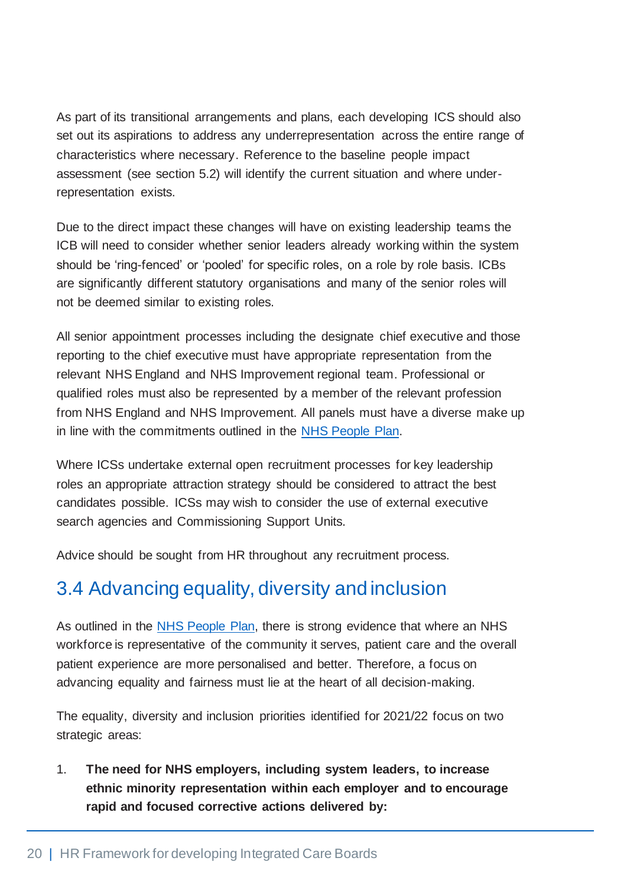As part of its transitional arrangements and plans, each developing ICS should also set out its aspirations to address any underrepresentation across the entire range of characteristics where necessary. Reference to the baseline people impact assessment (see section 5.2) will identify the current situation and where under-representation exists.

Due to the direct impact these changes will have on existing leadership teams the ICB will need to consider whether senior leaders already working within the system should be 'ring-fenced' or 'pooled' for specific roles, on a role by role basis. ICBs are significantly different statutory organisations and many of the senior roles will not be deemed similar to existing roles.

All senior appointment processes including the designate chief executive and those reporting to the chief executive must have appropriate representation from the relevant NHS England and NHS Improvement regional team. Professional or qualified roles must also be represented by a member of the relevant profession from NHS England and NHS Improvement. All panels must have a diverse make up in line with the commitments outlined in the [NHS People Plan](NHS People Plan).

Where ICSs undertake external open recruitment processes for key leadership roles an appropriate attraction strategy should be considered to attract the best candidates possible. ICSs may wish to consider the use of external executive search agencies and Commissioning Support Units.

Advice should be sought from HR throughout any recruitment process.

## 3.4 Advancing equality, diversity and inclusion

As outlined in the [NHS People Plan](NHS People Plan), there is strong evidence that where an NHS workforce is representative of the community it serves, patient care and the overall patient experience are more personalised and better. Therefore, a focus on advancing equality and fairness must lie at the heart of all decision-making.

The equality, diversity and inclusion priorities identified for 2021/22 focus on two strategic areas:

1. **The need for NHS employers, including system leaders, to increase ethnic minority representation within each employer and to encourage rapid and focused corrective actions delivered by:**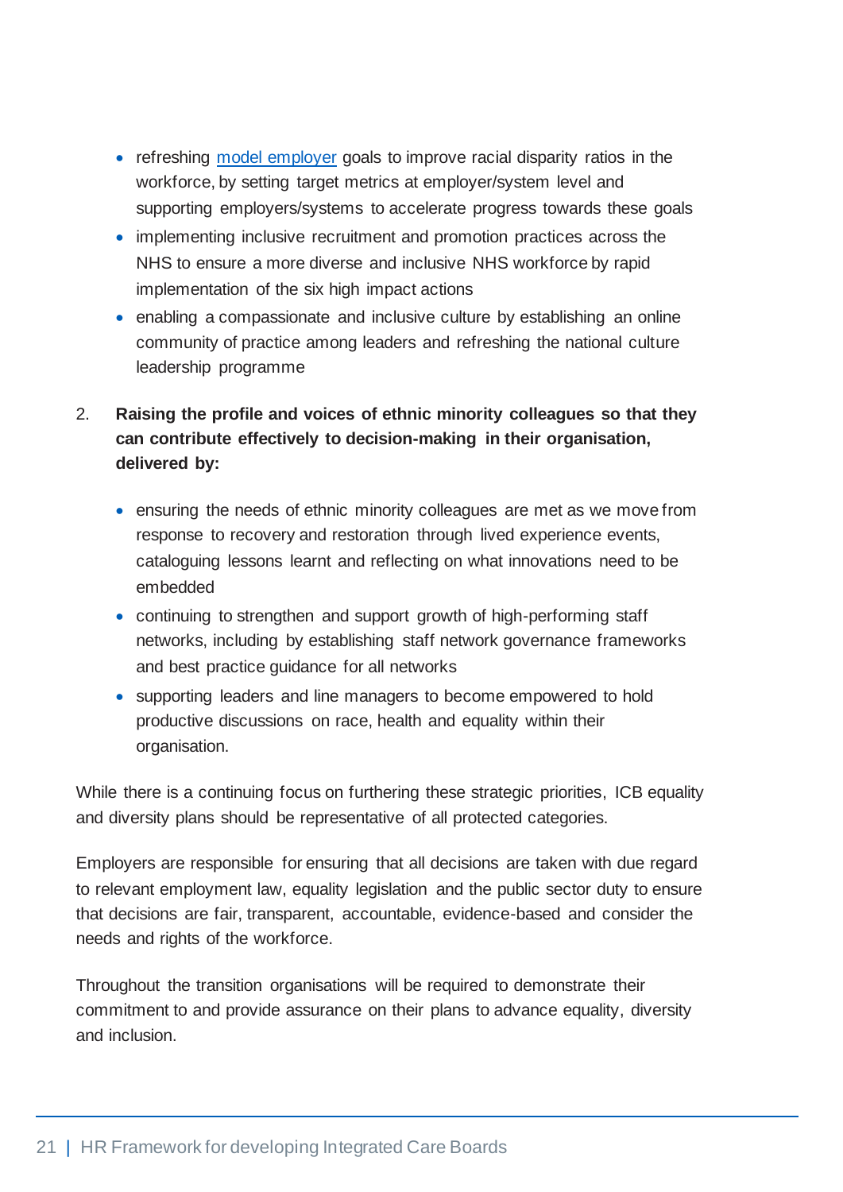- refreshing model employer goals to improve racial disparity ratios in the workforce, by setting target metrics at employer/system level and supporting employers/systems to accelerate progress towards these goals
- implementing inclusive recruitment and promotion practices across the NHS to ensure a more diverse and inclusive NHS workforce by rapid implementation of the six high impact actions
- enabling a compassionate and inclusive culture by establishing an online community of practice among leaders and refreshing the national culture leadership programme

2. **Raising the profile and voices of ethnic minority colleagues so that they can contribute effectively to decision-making in their organisation, delivered by:**

    - ensuring the needs of ethnic minority colleagues are met as we move from response to recovery and restoration through lived experience events, cataloguing lessons learnt and reflecting on what innovations need to be embedded
    - continuing to strengthen and support growth of high-performing staff networks, including by establishing staff network governance frameworks and best practice guidance for all networks
    - supporting leaders and line managers to become empowered to hold productive discussions on race, health and equality within their organisation.

While there is a continuing focus on furthering these strategic priorities, ICB equality and diversity plans should be representative of all protected categories.

Employers are responsible for ensuring that all decisions are taken with due regard to relevant employment law, equality legislation and the public sector duty to ensure that decisions are fair, transparent, accountable, evidence-based and consider the needs and rights of the workforce.

Throughout the transition organisations will be required to demonstrate their commitment to and provide assurance on their plans to advance equality, diversity and inclusion.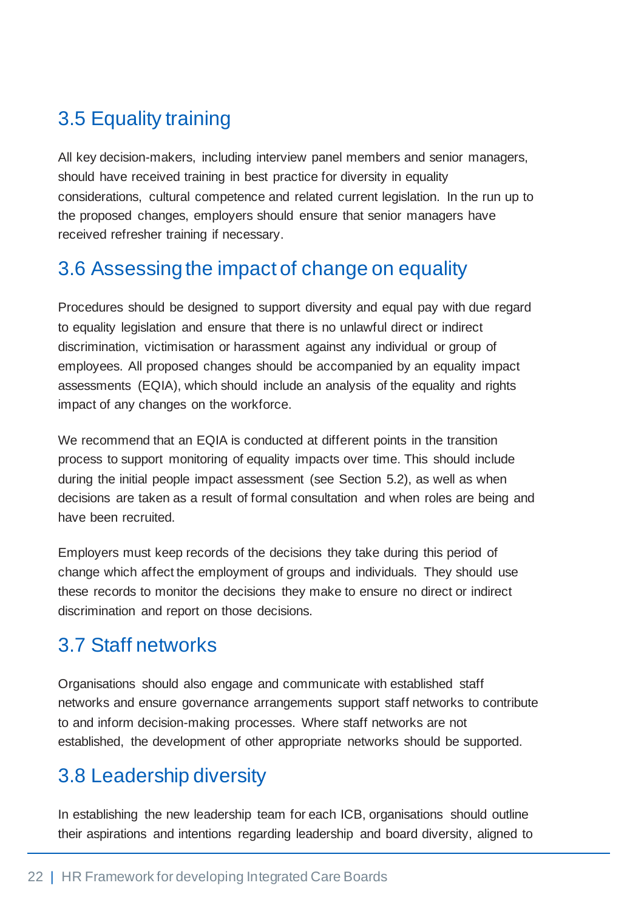## 3.5 Equality training

All key decision-makers, including interview panel members and senior managers, should have received training in best practice for diversity in equality considerations, cultural competence and related current legislation. In the run up to the proposed changes, employers should ensure that senior managers have received refresher training if necessary.

## 3.6 Assessing the impact of change on equality

Procedures should be designed to support diversity and equal pay with due regard to equality legislation and ensure that there is no unlawful direct or indirect discrimination, victimisation or harassment against any individual or group of employees. All proposed changes should be accompanied by an equality impact assessments (EQIA), which should include an analysis of the equality and rights impact of any changes on the workforce.

We recommend that an EQIA is conducted at different points in the transition process to support monitoring of equality impacts over time. This should include during the initial people impact assessment (see Section 5.2), as well as when decisions are taken as a result of formal consultation and when roles are being and have been recruited.

Employers must keep records of the decisions they take during this period of change which affect the employment of groups and individuals. They should use these records to monitor the decisions they make to ensure no direct or indirect discrimination and report on those decisions.

## 3.7 Staff networks

Organisations should also engage and communicate with established staff networks and ensure governance arrangements support staff networks to contribute to and inform decision-making processes. Where staff networks are not established, the development of other appropriate networks should be supported.

## 3.8 Leadership diversity

In establishing the new leadership team for each ICB, organisations should outline their aspirations and intentions regarding leadership and board diversity, aligned to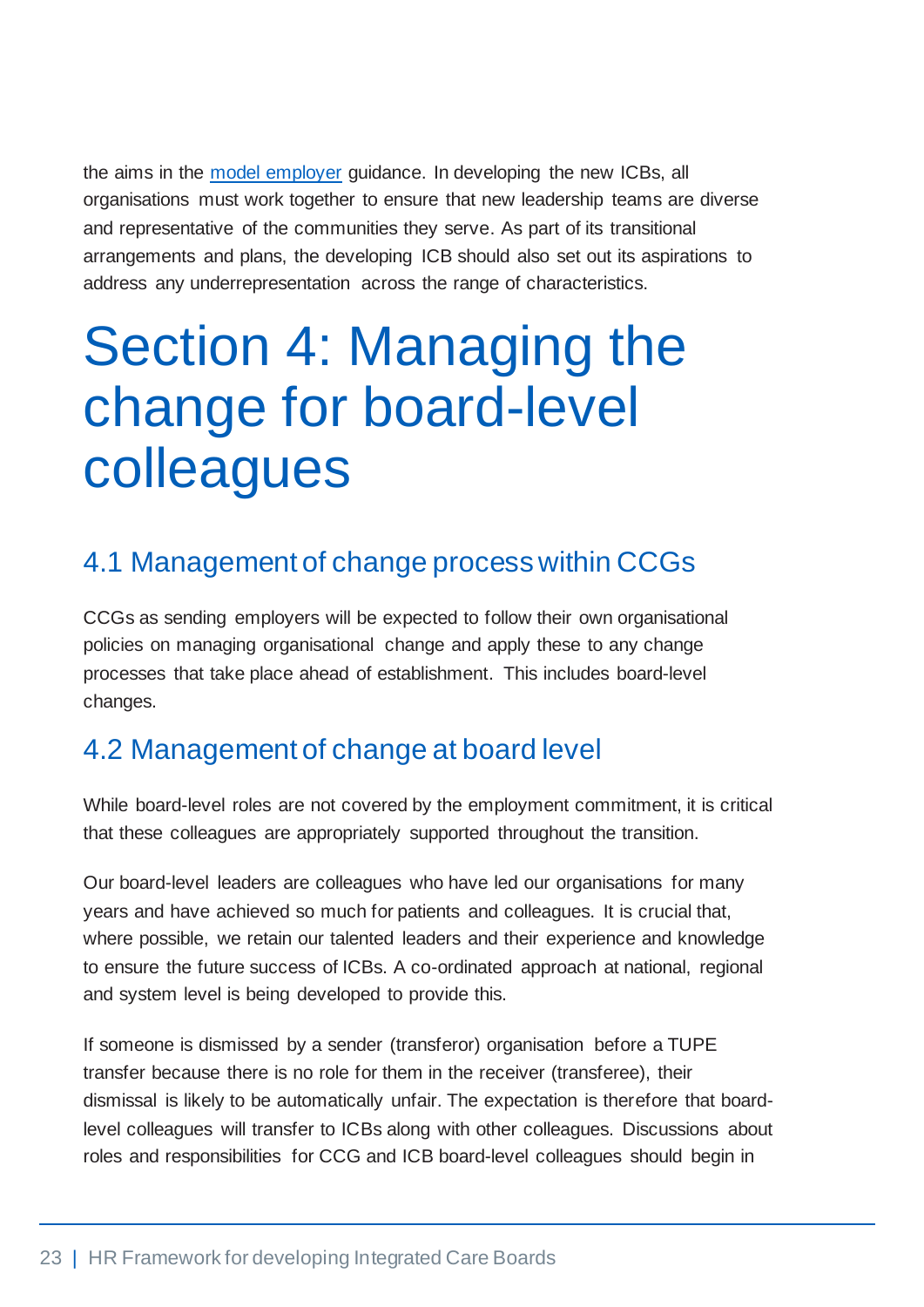the aims in the [model employer](#) guidance. In developing the new ICBs, all organisations must work together to ensure that new leadership teams are diverse and representative of the communities they serve. As part of its transitional arrangements and plans, the developing ICB should also set out its aspirations to address any underrepresentation across the range of characteristics.

# Section 4: Managing the change for board-level colleagues

## 4.1 Management of change process within CCGs

CCGs as sending employers will be expected to follow their own organisational policies on managing organisational change and apply these to any change processes that take place ahead of establishment. This includes board-level changes.

## 4.2 Management of change at board level

While board-level roles are not covered by the employment commitment, it is critical that these colleagues are appropriately supported throughout the transition.

Our board-level leaders are colleagues who have led our organisations for many years and have achieved so much for patients and colleagues. It is crucial that, where possible, we retain our talented leaders and their experience and knowledge to ensure the future success of ICBs. A co-ordinated approach at national, regional and system level is being developed to provide this.

If someone is dismissed by a sender (transferor) organisation before a TUPE transfer because there is no role for them in the receiver (transferee), their dismissal is likely to be automatically unfair. The expectation is therefore that board-level colleagues will transfer to ICBs along with other colleagues. Discussions about roles and responsibilities for CCG and ICB board-level colleagues should begin in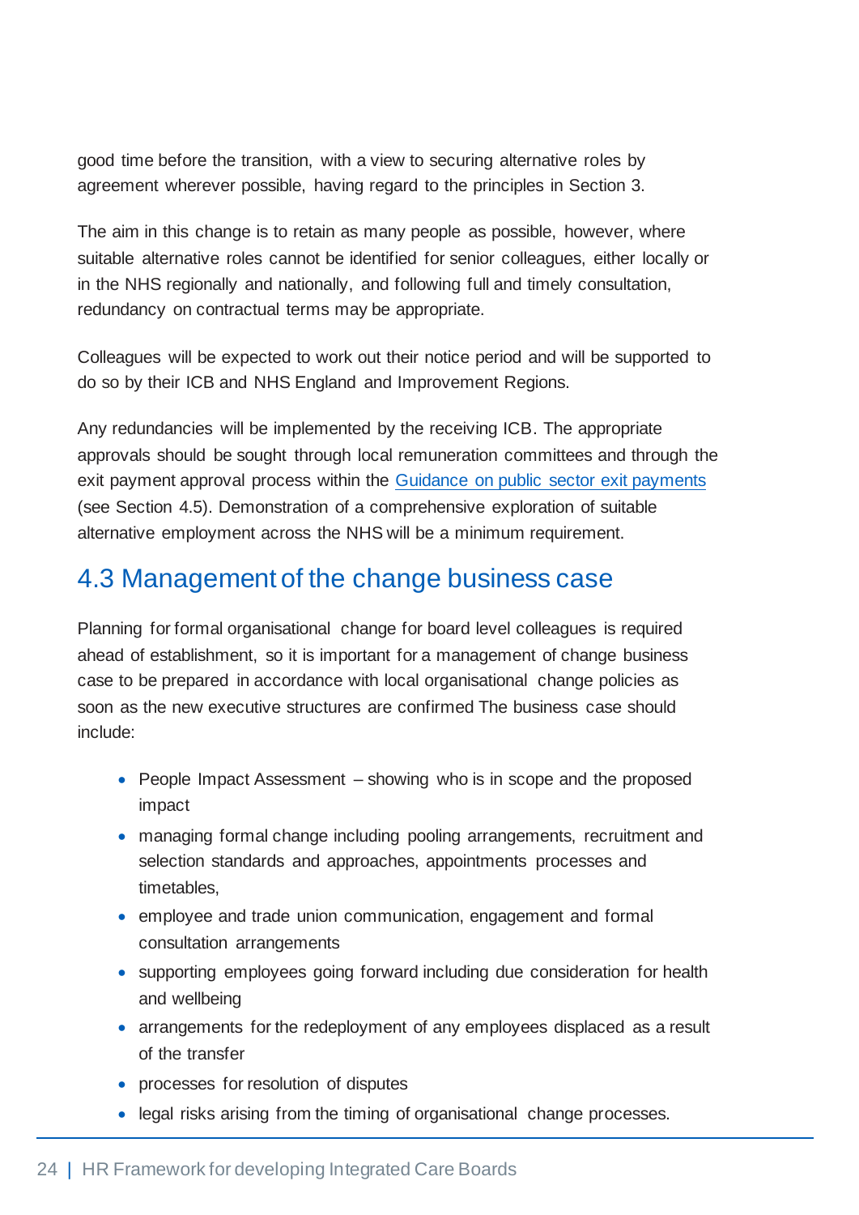good time before the transition, with a view to securing alternative roles by agreement wherever possible, having regard to the principles in Section 3.

The aim in this change is to retain as many people as possible, however, where suitable alternative roles cannot be identified for senior colleagues, either locally or in the NHS regionally and nationally, and following full and timely consultation, redundancy on contractual terms may be appropriate.

Colleagues will be expected to work out their notice period and will be supported to do so by their ICB and NHS England and Improvement Regions.

Any redundancies will be implemented by the receiving ICB. The appropriate approvals should be sought through local remuneration committees and through the exit payment approval process within the Guidance on public sector exit payments (see Section 4.5). Demonstration of a comprehensive exploration of suitable alternative employment across the NHS will be a minimum requirement.

## 4.3 Management of the change business case

Planning for formal organisational change for board level colleagues is required ahead of establishment, so it is important for a management of change business case to be prepared in accordance with local organisational change policies as soon as the new executive structures are confirmed The business case should include:

- People Impact Assessment – showing who is in scope and the proposed impact
- managing formal change including pooling arrangements, recruitment and selection standards and approaches, appointments processes and timetables,
- employee and trade union communication, engagement and formal consultation arrangements
- supporting employees going forward including due consideration for health and wellbeing
- arrangements for the redeployment of any employees displaced as a result of the transfer
- processes for resolution of disputes
- legal risks arising from the timing of organisational change processes.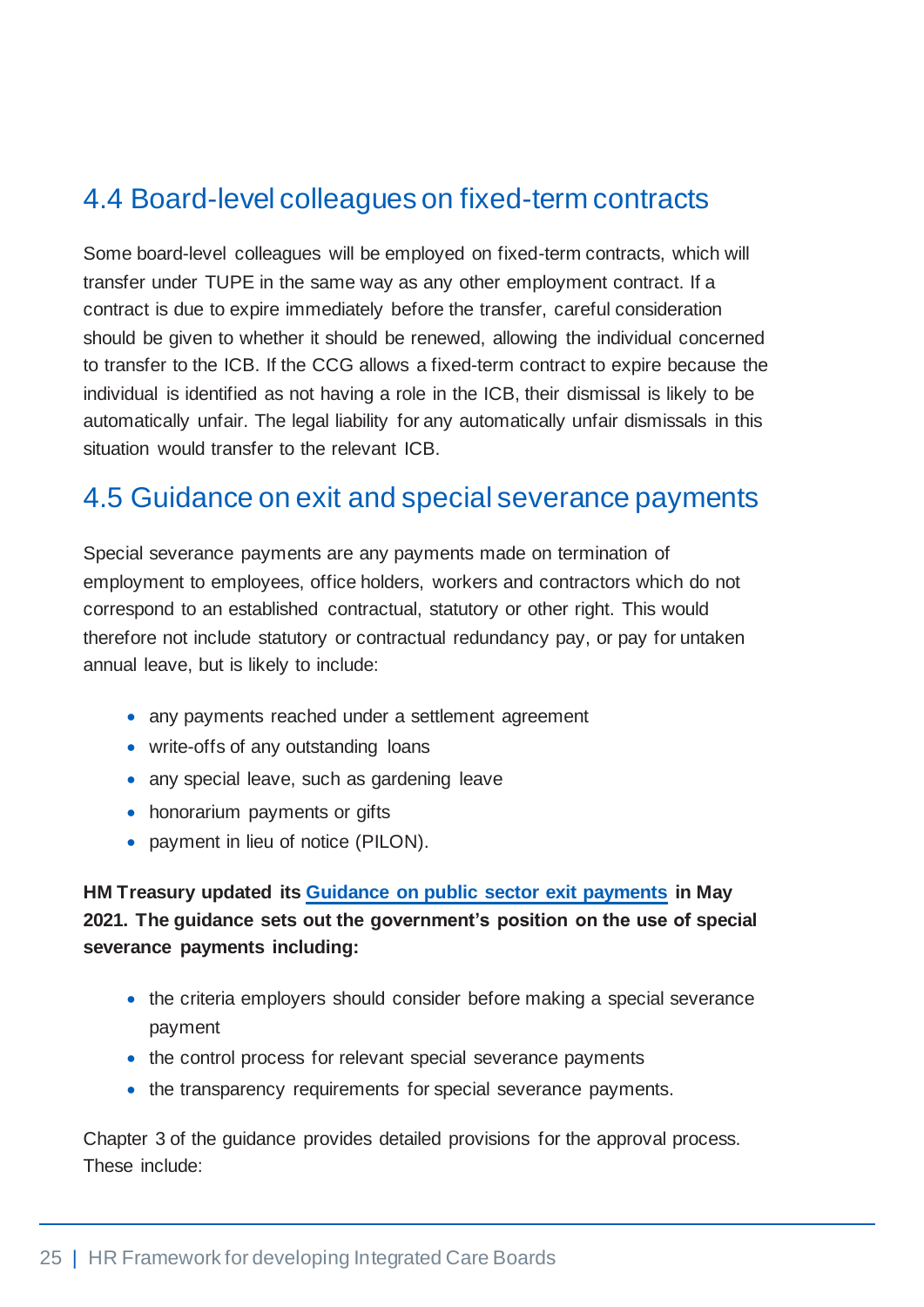## 4.4 Board-level colleagues on fixed-term contracts

Some board-level colleagues will be employed on fixed-term contracts, which will transfer under TUPE in the same way as any other employment contract. If a contract is due to expire immediately before the transfer, careful consideration should be given to whether it should be renewed, allowing the individual concerned to transfer to the ICB. If the CCG allows a fixed-term contract to expire because the individual is identified as not having a role in the ICB, their dismissal is likely to be automatically unfair. The legal liability for any automatically unfair dismissals in this situation would transfer to the relevant ICB.

## 4.5 Guidance on exit and special severance payments

Special severance payments are any payments made on termination of employment to employees, office holders, workers and contractors which do not correspond to an established contractual, statutory or other right. This would therefore not include statutory or contractual redundancy pay, or pay for untaken annual leave, but is likely to include:

- any payments reached under a settlement agreement
- write-offs of any outstanding loans
- any special leave, such as gardening leave
- honorarium payments or gifts
- payment in lieu of notice (PILON).

**HM Treasury updated its Guidance on public sector exit payments in May 2021. The guidance sets out the government's position on the use of special severance payments including:**

- the criteria employers should consider before making a special severance payment
- the control process for relevant special severance payments
- the transparency requirements for special severance payments.

Chapter 3 of the guidance provides detailed provisions for the approval process. These include: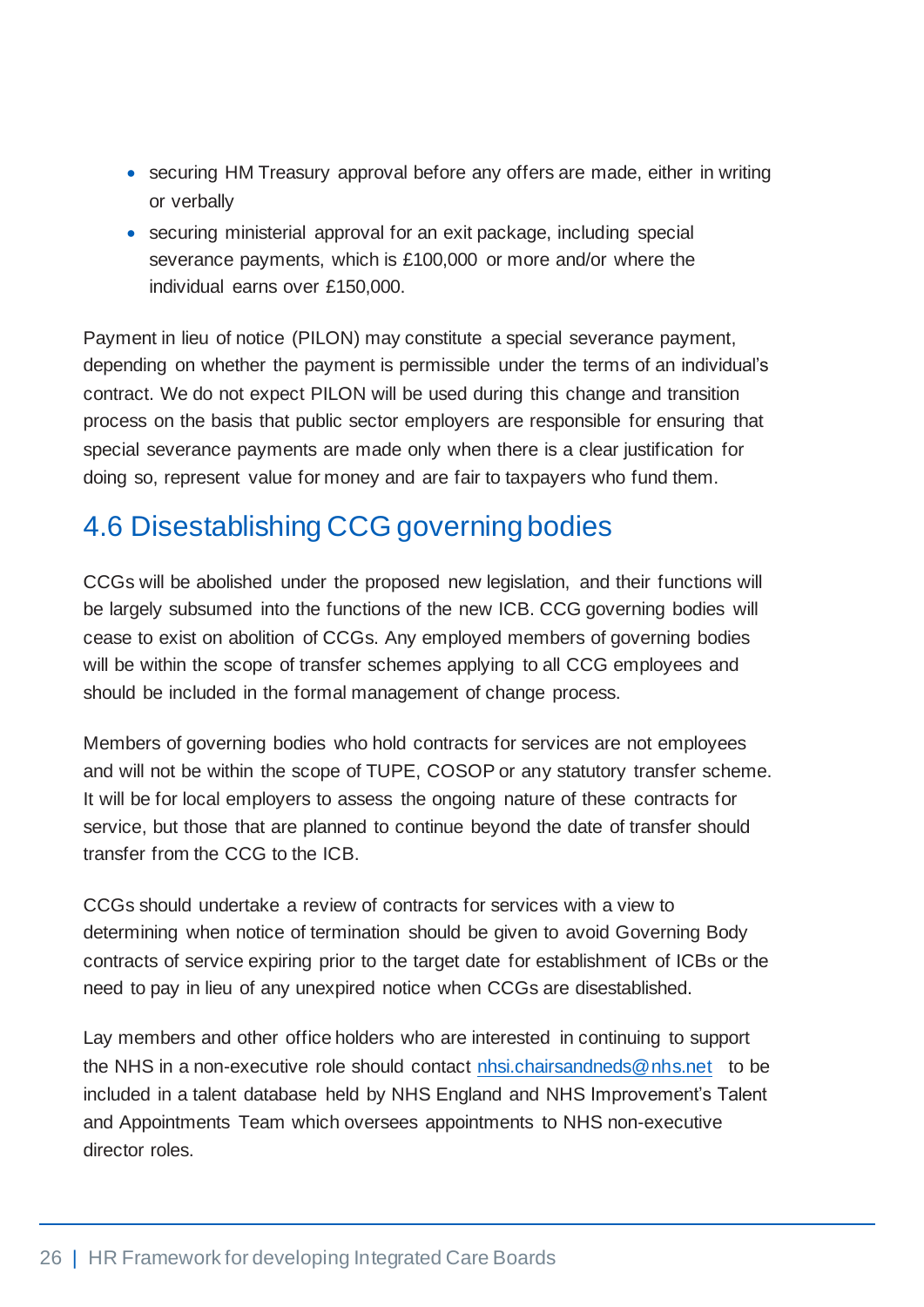- securing HM Treasury approval before any offers are made, either in writing or verbally
- securing ministerial approval for an exit package, including special severance payments, which is £100,000 or more and/or where the individual earns over £150,000.

Payment in lieu of notice (PILON) may constitute a special severance payment, depending on whether the payment is permissible under the terms of an individual's contract. We do not expect PILON will be used during this change and transition process on the basis that public sector employers are responsible for ensuring that special severance payments are made only when there is a clear justification for doing so, represent value for money and are fair to taxpayers who fund them.

## 4.6 Disestablishing CCG governing bodies

CCGs will be abolished under the proposed new legislation, and their functions will be largely subsumed into the functions of the new ICB. CCG governing bodies will cease to exist on abolition of CCGs. Any employed members of governing bodies will be within the scope of transfer schemes applying to all CCG employees and should be included in the formal management of change process.

Members of governing bodies who hold contracts for services are not employees and will not be within the scope of TUPE, COSOP or any statutory transfer scheme. It will be for local employers to assess the ongoing nature of these contracts for service, but those that are planned to continue beyond the date of transfer should transfer from the CCG to the ICB.

CCGs should undertake a review of contracts for services with a view to determining when notice of termination should be given to avoid Governing Body contracts of service expiring prior to the target date for establishment of ICBs or the need to pay in lieu of any unexpired notice when CCGs are disestablished.

Lay members and other office holders who are interested in continuing to support the NHS in a non-executive role should contact nhsi.chairsandneds@nhs.net to be included in a talent database held by NHS England and NHS Improvement's Talent and Appointments Team which oversees appointments to NHS non-executive director roles.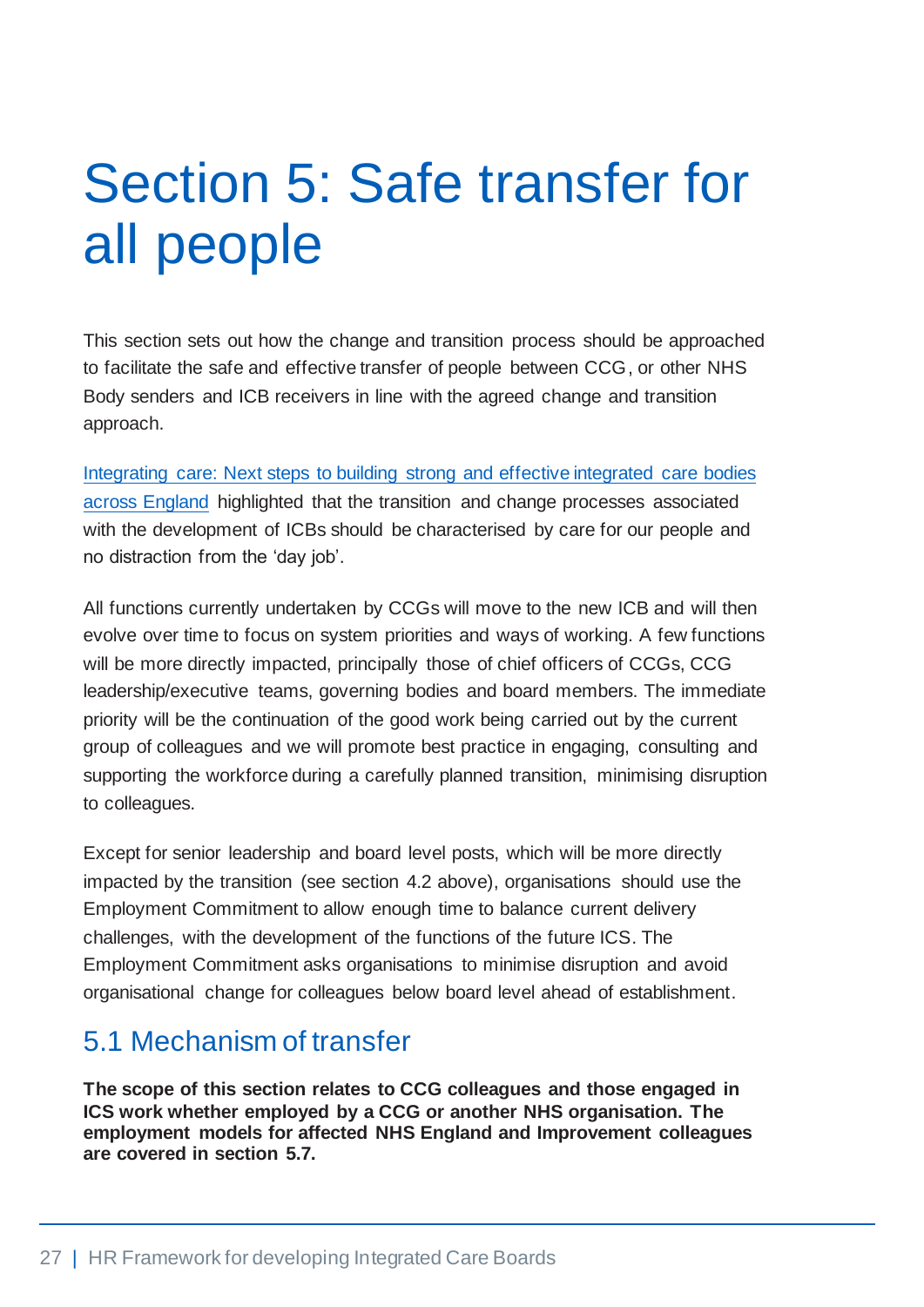# Section 5: Safe transfer for all people

This section sets out how the change and transition process should be approached to facilitate the safe and effective transfer of people between CCG, or other NHS Body senders and ICB receivers in line with the agreed change and transition approach.

Integrating care: Next steps to building strong and effective integrated care bodies across England highlighted that the transition and change processes associated with the development of ICBs should be characterised by care for our people and no distraction from the 'day job'.

All functions currently undertaken by CCGs will move to the new ICB and will then evolve over time to focus on system priorities and ways of working. A few functions will be more directly impacted, principally those of chief officers of CCGs, CCG leadership/executive teams, governing bodies and board members. The immediate priority will be the continuation of the good work being carried out by the current group of colleagues and we will promote best practice in engaging, consulting and supporting the workforce during a carefully planned transition, minimising disruption to colleagues.

Except for senior leadership and board level posts, which will be more directly impacted by the transition (see section 4.2 above), organisations should use the Employment Commitment to allow enough time to balance current delivery challenges, with the development of the functions of the future ICS. The Employment Commitment asks organisations to minimise disruption and avoid organisational change for colleagues below board level ahead of establishment.

## 5.1 Mechanism of transfer

**The scope of this section relates to CCG colleagues and those engaged in ICS work whether employed by a CCG or another NHS organisation. The employment models for affected NHS England and Improvement colleagues are covered in section 5.7.**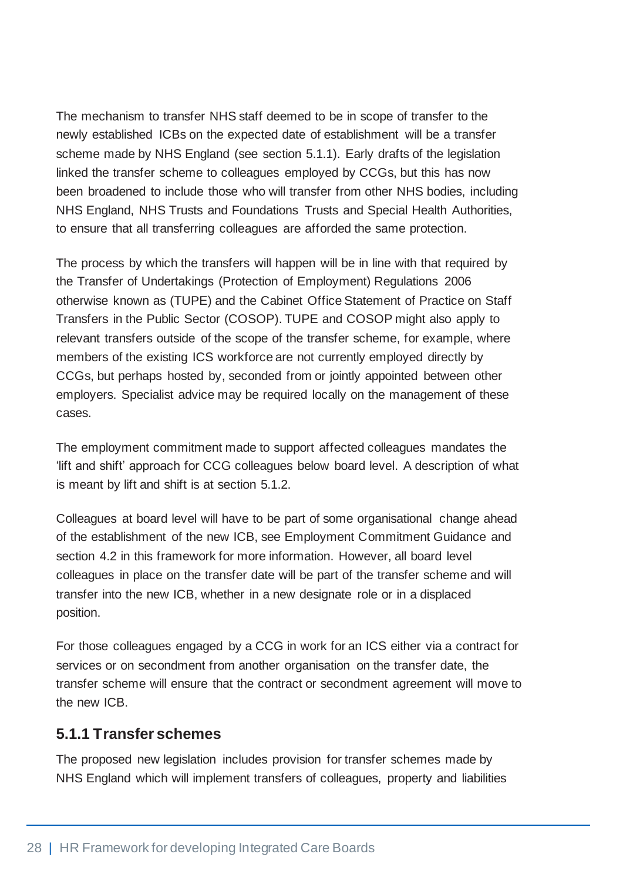The mechanism to transfer NHS staff deemed to be in scope of transfer to the newly established ICBs on the expected date of establishment will be a transfer scheme made by NHS England (see section 5.1.1). Early drafts of the legislation linked the transfer scheme to colleagues employed by CCGs, but this has now been broadened to include those who will transfer from other NHS bodies, including NHS England, NHS Trusts and Foundations Trusts and Special Health Authorities, to ensure that all transferring colleagues are afforded the same protection.

The process by which the transfers will happen will be in line with that required by the Transfer of Undertakings (Protection of Employment) Regulations 2006 otherwise known as (TUPE) and the Cabinet Office Statement of Practice on Staff Transfers in the Public Sector (COSOP). TUPE and COSOP might also apply to relevant transfers outside of the scope of the transfer scheme, for example, where members of the existing ICS workforce are not currently employed directly by CCGs, but perhaps hosted by, seconded from or jointly appointed between other employers. Specialist advice may be required locally on the management of these cases.

The employment commitment made to support affected colleagues mandates the 'lift and shift' approach for CCG colleagues below board level. A description of what is meant by lift and shift is at section 5.1.2.

Colleagues at board level will have to be part of some organisational change ahead of the establishment of the new ICB, see Employment Commitment Guidance and section 4.2 in this framework for more information. However, all board level colleagues in place on the transfer date will be part of the transfer scheme and will transfer into the new ICB, whether in a new designate role or in a displaced position.

For those colleagues engaged by a CCG in work for an ICS either via a contract for services or on secondment from another organisation on the transfer date, the transfer scheme will ensure that the contract or secondment agreement will move to the new ICB.

### 5.1.1 Transfer schemes

The proposed new legislation includes provision for transfer schemes made by NHS England which will implement transfers of colleagues, property and liabilities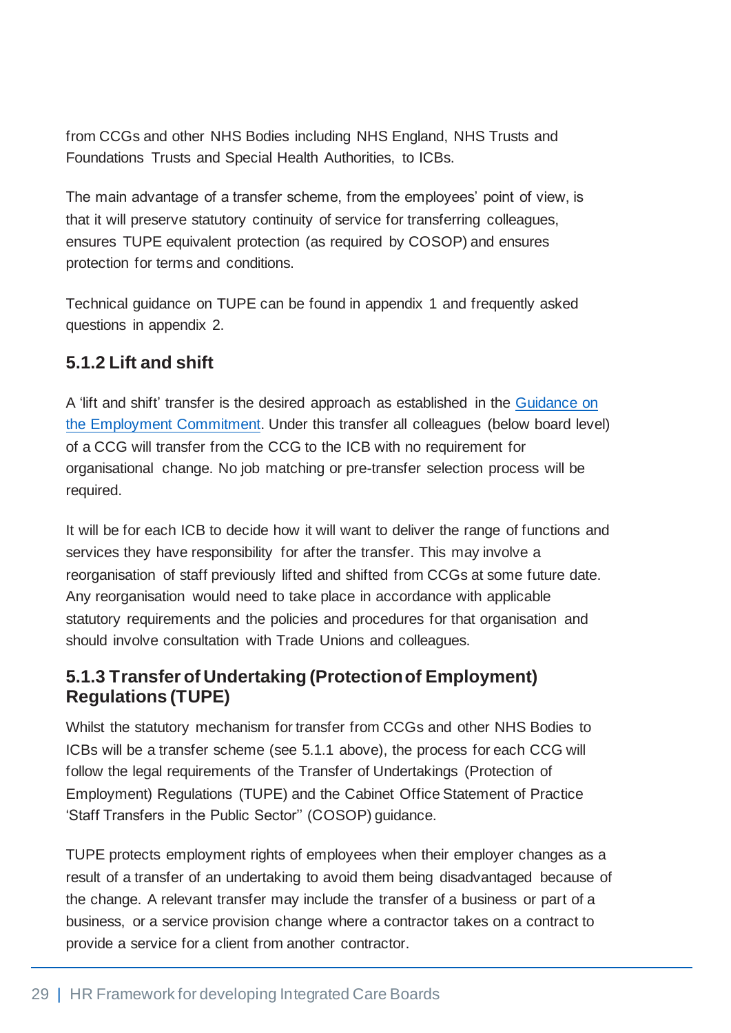from CCGs and other NHS Bodies including NHS England, NHS Trusts and Foundations Trusts and Special Health Authorities, to ICBs.

The main advantage of a transfer scheme, from the employees' point of view, is that it will preserve statutory continuity of service for transferring colleagues, ensures TUPE equivalent protection (as required by COSOP) and ensures protection for terms and conditions.

Technical guidance on TUPE can be found in appendix 1 and frequently asked questions in appendix 2.

### 5.1.2 Lift and shift

A 'lift and shift' transfer is the desired approach as established in the Guidance on the Employment Commitment. Under this transfer all colleagues (below board level) of a CCG will transfer from the CCG to the ICB with no requirement for organisational change. No job matching or pre-transfer selection process will be required.

It will be for each ICB to decide how it will want to deliver the range of functions and services they have responsibility for after the transfer. This may involve a reorganisation of staff previously lifted and shifted from CCGs at some future date. Any reorganisation would need to take place in accordance with applicable statutory requirements and the policies and procedures for that organisation and should involve consultation with Trade Unions and colleagues.

### 5.1.3 Transfer of Undertaking (Protection of Employment) Regulations (TUPE)

Whilst the statutory mechanism for transfer from CCGs and other NHS Bodies to ICBs will be a transfer scheme (see 5.1.1 above), the process for each CCG will follow the legal requirements of the Transfer of Undertakings (Protection of Employment) Regulations (TUPE) and the Cabinet Office Statement of Practice 'Staff Transfers in the Public Sector'' (COSOP) guidance.

TUPE protects employment rights of employees when their employer changes as a result of a transfer of an undertaking to avoid them being disadvantaged because of the change. A relevant transfer may include the transfer of a business or part of a business, or a service provision change where a contractor takes on a contract to provide a service for a client from another contractor.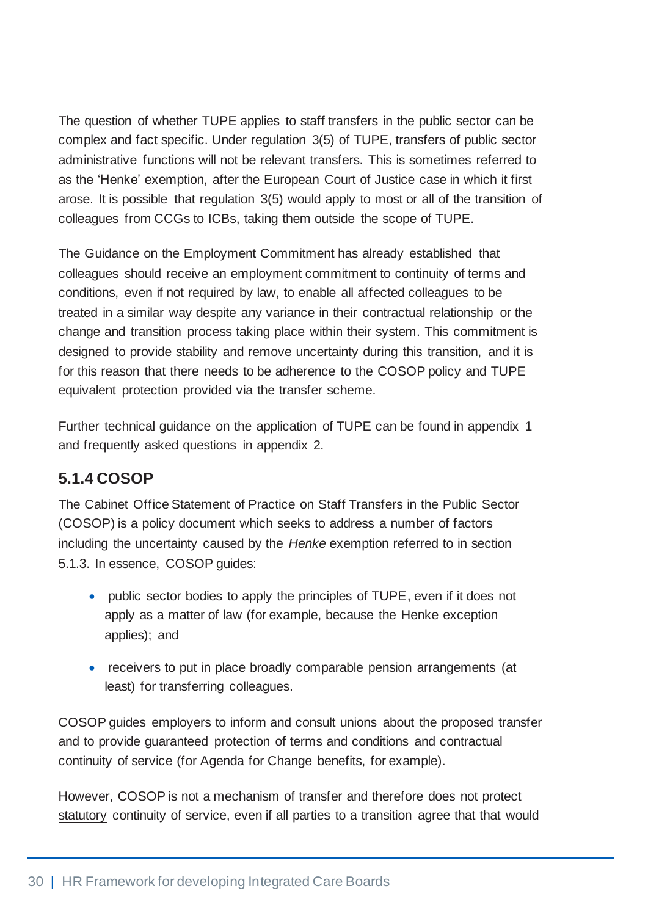The question of whether TUPE applies to staff transfers in the public sector can be complex and fact specific. Under regulation 3(5) of TUPE, transfers of public sector administrative functions will not be relevant transfers. This is sometimes referred to as the 'Henke' exemption, after the European Court of Justice case in which it first arose. It is possible that regulation 3(5) would apply to most or all of the transition of colleagues from CCGs to ICBs, taking them outside the scope of TUPE.

The Guidance on the Employment Commitment has already established that colleagues should receive an employment commitment to continuity of terms and conditions, even if not required by law, to enable all affected colleagues to be treated in a similar way despite any variance in their contractual relationship or the change and transition process taking place within their system. This commitment is designed to provide stability and remove uncertainty during this transition, and it is for this reason that there needs to be adherence to the COSOP policy and TUPE equivalent protection provided via the transfer scheme.

Further technical guidance on the application of TUPE can be found in appendix 1 and frequently asked questions in appendix 2.

### 5.1.4 COSOP

The Cabinet Office Statement of Practice on Staff Transfers in the Public Sector (COSOP) is a policy document which seeks to address a number of factors including the uncertainty caused by the *Henke* exemption referred to in section 5.1.3. In essence, COSOP guides:

- public sector bodies to apply the principles of TUPE, even if it does not apply as a matter of law (for example, because the Henke exception applies); and
- receivers to put in place broadly comparable pension arrangements (at least) for transferring colleagues.

COSOP guides employers to inform and consult unions about the proposed transfer and to provide guaranteed protection of terms and conditions and contractual continuity of service (for Agenda for Change benefits, for example).

However, COSOP is not a mechanism of transfer and therefore does not protect statutory continuity of service, even if all parties to a transition agree that that would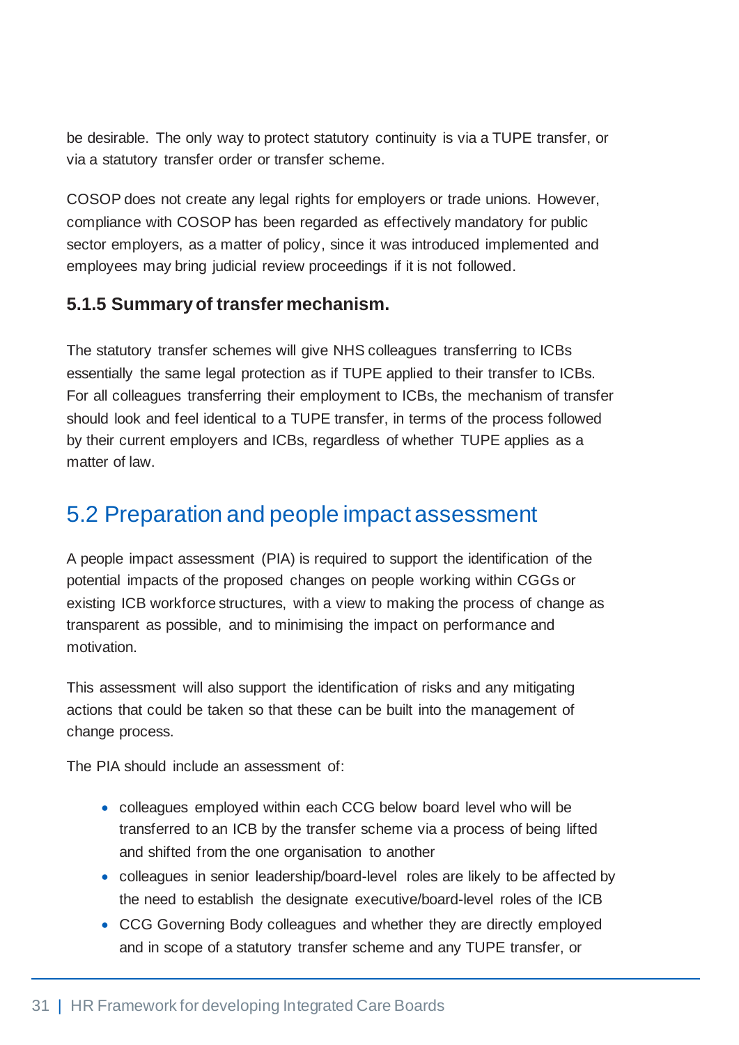be desirable. The only way to protect statutory continuity is via a TUPE transfer, or via a statutory transfer order or transfer scheme.

COSOP does not create any legal rights for employers or trade unions. However, compliance with COSOP has been regarded as effectively mandatory for public sector employers, as a matter of policy, since it was introduced implemented and employees may bring judicial review proceedings if it is not followed.

### 5.1.5 Summary of transfer mechanism.

The statutory transfer schemes will give NHS colleagues transferring to ICBs essentially the same legal protection as if TUPE applied to their transfer to ICBs. For all colleagues transferring their employment to ICBs, the mechanism of transfer should look and feel identical to a TUPE transfer, in terms of the process followed by their current employers and ICBs, regardless of whether TUPE applies as a matter of law.

## 5.2 Preparation and people impact assessment

A people impact assessment (PIA) is required to support the identification of the potential impacts of the proposed changes on people working within CGGs or existing ICB workforce structures, with a view to making the process of change as transparent as possible, and to minimising the impact on performance and motivation.

This assessment will also support the identification of risks and any mitigating actions that could be taken so that these can be built into the management of change process.

The PIA should include an assessment of:

- colleagues employed within each CCG below board level who will be transferred to an ICB by the transfer scheme via a process of being lifted and shifted from the one organisation to another
- colleagues in senior leadership/board-level roles are likely to be affected by the need to establish the designate executive/board-level roles of the ICB
- CCG Governing Body colleagues and whether they are directly employed and in scope of a statutory transfer scheme and any TUPE transfer, or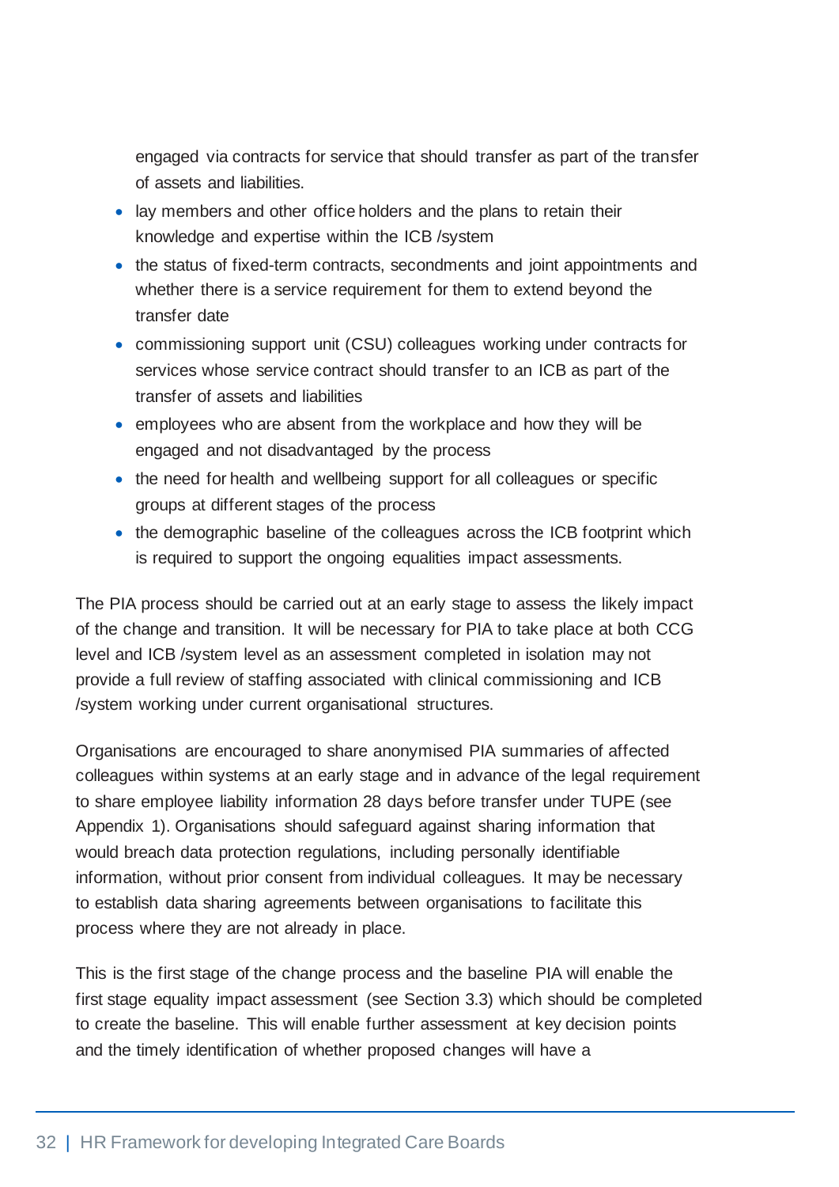engaged via contracts for service that should transfer as part of the transfer of assets and liabilities.

- lay members and other office holders and the plans to retain their knowledge and expertise within the ICB /system
- the status of fixed-term contracts, secondments and joint appointments and whether there is a service requirement for them to extend beyond the transfer date
- commissioning support unit (CSU) colleagues working under contracts for services whose service contract should transfer to an ICB as part of the transfer of assets and liabilities
- employees who are absent from the workplace and how they will be engaged and not disadvantaged by the process
- the need for health and wellbeing support for all colleagues or specific groups at different stages of the process
- the demographic baseline of the colleagues across the ICB footprint which is required to support the ongoing equalities impact assessments.

The PIA process should be carried out at an early stage to assess the likely impact of the change and transition. It will be necessary for PIA to take place at both CCG level and ICB /system level as an assessment completed in isolation may not provide a full review of staffing associated with clinical commissioning and ICB /system working under current organisational structures.

Organisations are encouraged to share anonymised PIA summaries of affected colleagues within systems at an early stage and in advance of the legal requirement to share employee liability information 28 days before transfer under TUPE (see Appendix 1). Organisations should safeguard against sharing information that would breach data protection regulations, including personally identifiable information, without prior consent from individual colleagues. It may be necessary to establish data sharing agreements between organisations to facilitate this process where they are not already in place.

This is the first stage of the change process and the baseline PIA will enable the first stage equality impact assessment (see Section 3.3) which should be completed to create the baseline. This will enable further assessment at key decision points and the timely identification of whether proposed changes will have a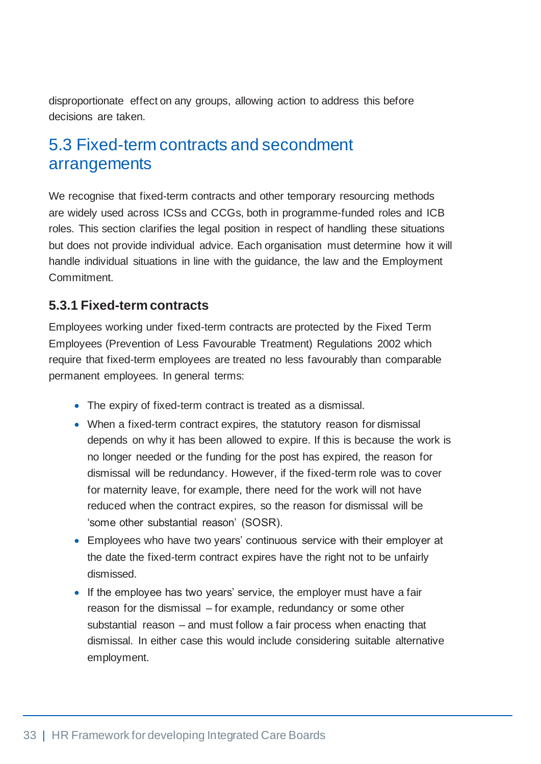disproportionate effect on any groups, allowing action to address this before decisions are taken.

## 5.3 Fixed-term contracts and secondment arrangements

We recognise that fixed-term contracts and other temporary resourcing methods are widely used across ICSs and CCGs, both in programme-funded roles and ICB roles. This section clarifies the legal position in respect of handling these situations but does not provide individual advice. Each organisation must determine how it will handle individual situations in line with the guidance, the law and the Employment Commitment.

### 5.3.1 Fixed-term contracts

Employees working under fixed-term contracts are protected by the Fixed Term Employees (Prevention of Less Favourable Treatment) Regulations 2002 which require that fixed-term employees are treated no less favourably than comparable permanent employees. In general terms:

- The expiry of fixed-term contract is treated as a dismissal.
- When a fixed-term contract expires, the statutory reason for dismissal depends on why it has been allowed to expire. If this is because the work is no longer needed or the funding for the post has expired, the reason for dismissal will be redundancy. However, if the fixed-term role was to cover for maternity leave, for example, there need for the work will not have reduced when the contract expires, so the reason for dismissal will be 'some other substantial reason' (SOSR).
- Employees who have two years' continuous service with their employer at the date the fixed-term contract expires have the right not to be unfairly dismissed.
- If the employee has two years' service, the employer must have a fair reason for the dismissal – for example, redundancy or some other substantial reason – and must follow a fair process when enacting that dismissal. In either case this would include considering suitable alternative employment.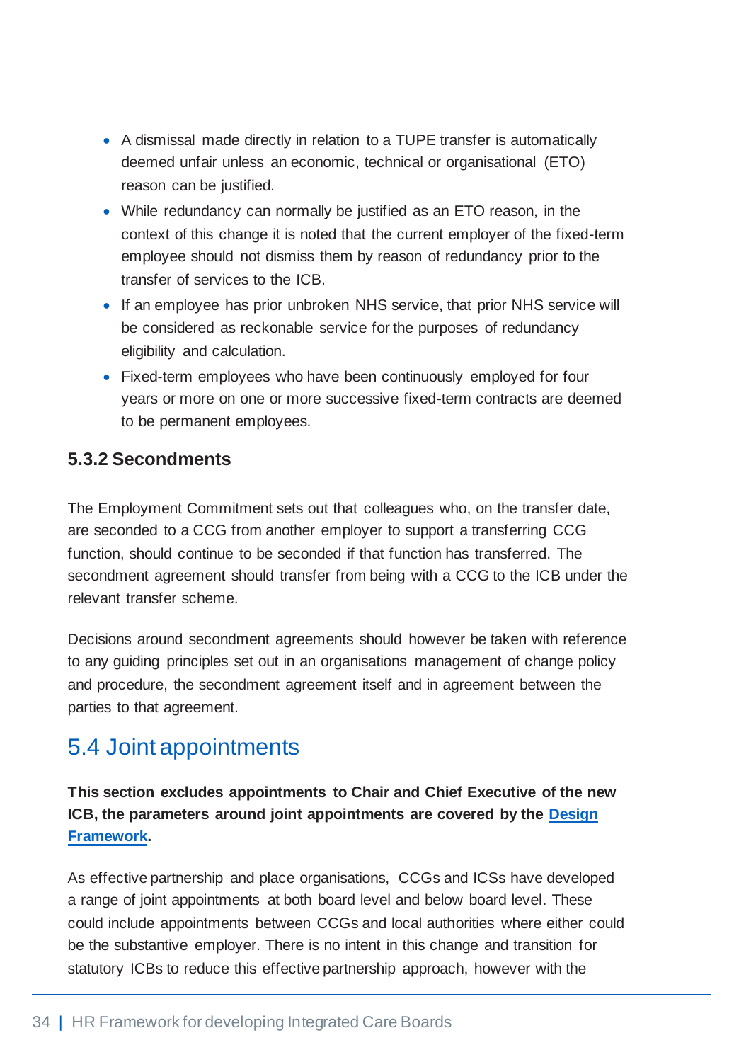- A dismissal made directly in relation to a TUPE transfer is automatically deemed unfair unless an economic, technical or organisational (ETO) reason can be justified.
- While redundancy can normally be justified as an ETO reason, in the context of this change it is noted that the current employer of the fixed-term employee should not dismiss them by reason of redundancy prior to the transfer of services to the ICB.
- If an employee has prior unbroken NHS service, that prior NHS service will be considered as reckonable service for the purposes of redundancy eligibility and calculation.
- Fixed-term employees who have been continuously employed for four years or more on one or more successive fixed-term contracts are deemed to be permanent employees.

### 5.3.2 Secondments

The Employment Commitment sets out that colleagues who, on the transfer date, are seconded to a CCG from another employer to support a transferring CCG function, should continue to be seconded if that function has transferred. The secondment agreement should transfer from being with a CCG to the ICB under the relevant transfer scheme.

Decisions around secondment agreements should however be taken with reference to any guiding principles set out in an organisations management of change policy and procedure, the secondment agreement itself and in agreement between the parties to that agreement.

## 5.4 Joint appointments

**This section excludes appointments to Chair and Chief Executive of the new ICB, the parameters around joint appointments are covered by the Design Framework.**

As effective partnership and place organisations, CCGs and ICSs have developed a range of joint appointments at both board level and below board level. These could include appointments between CCGs and local authorities where either could be the substantive employer. There is no intent in this change and transition for statutory ICBs to reduce this effective partnership approach, however with the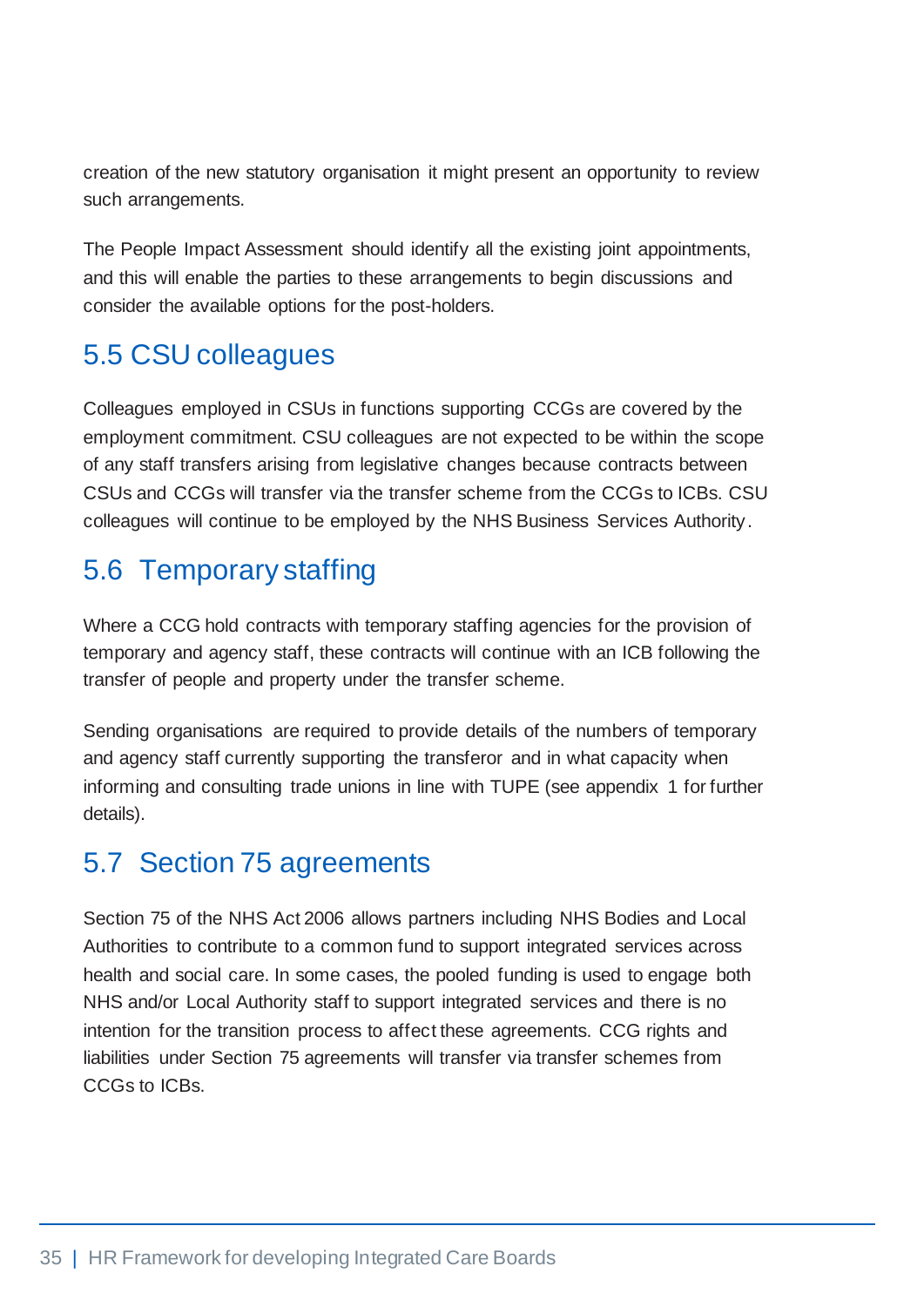creation of the new statutory organisation it might present an opportunity to review such arrangements.

The People Impact Assessment should identify all the existing joint appointments, and this will enable the parties to these arrangements to begin discussions and consider the available options for the post-holders.

## 5.5 CSU colleagues

Colleagues employed in CSUs in functions supporting CCGs are covered by the employment commitment. CSU colleagues are not expected to be within the scope of any staff transfers arising from legislative changes because contracts between CSUs and CCGs will transfer via the transfer scheme from the CCGs to ICBs. CSU colleagues will continue to be employed by the NHS Business Services Authority.

## 5.6 Temporary staffing

Where a CCG hold contracts with temporary staffing agencies for the provision of temporary and agency staff, these contracts will continue with an ICB following the transfer of people and property under the transfer scheme.

Sending organisations are required to provide details of the numbers of temporary and agency staff currently supporting the transferor and in what capacity when informing and consulting trade unions in line with TUPE (see appendix 1 for further details).

## 5.7 Section 75 agreements

Section 75 of the NHS Act 2006 allows partners including NHS Bodies and Local Authorities to contribute to a common fund to support integrated services across health and social care. In some cases, the pooled funding is used to engage both NHS and/or Local Authority staff to support integrated services and there is no intention for the transition process to affect these agreements. CCG rights and liabilities under Section 75 agreements will transfer via transfer schemes from CCGs to ICBs.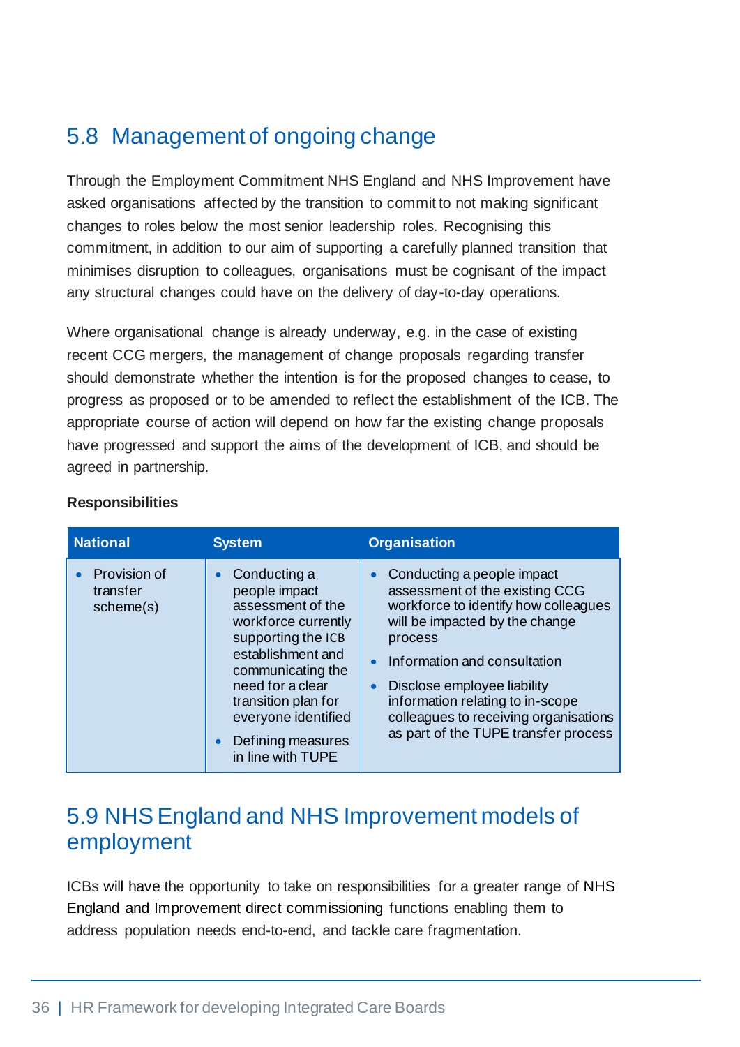## 5.8 Management of ongoing change

Through the Employment Commitment NHS England and NHS Improvement have asked organisations affected by the transition to commit to not making significant changes to roles below the most senior leadership roles. Recognising this commitment, in addition to our aim of supporting a carefully planned transition that minimises disruption to colleagues, organisations must be cognisant of the impact any structural changes could have on the delivery of day-to-day operations.

Where organisational change is already underway, e.g. in the case of existing recent CCG mergers, the management of change proposals regarding transfer should demonstrate whether the intention is for the proposed changes to cease, to progress as proposed or to be amended to reflect the establishment of the ICB. The appropriate course of action will depend on how far the existing change proposals have progressed and support the aims of the development of ICB, and should be agreed in partnership.

**Responsibilities**

| National | System | Organisation |
|---|---|---|
| • Provision of transfer scheme(s) | • Conducting a people impact assessment of the workforce currently supporting the ICB establishment and communicating the need for a clear transition plan for everyone identified<br>• Defining measures in line with TUPE | • Conducting a people impact assessment of the existing CCG workforce to identify how colleagues will be impacted by the change process<br>• Information and consultation<br>• Disclose employee liability information relating to in-scope colleagues to receiving organisations as part of the TUPE transfer process |

## 5.9 NHS England and NHS Improvement models of employment

ICBs will have the opportunity to take on responsibilities for a greater range of NHS England and Improvement direct commissioning functions enabling them to address population needs end-to-end, and tackle care fragmentation.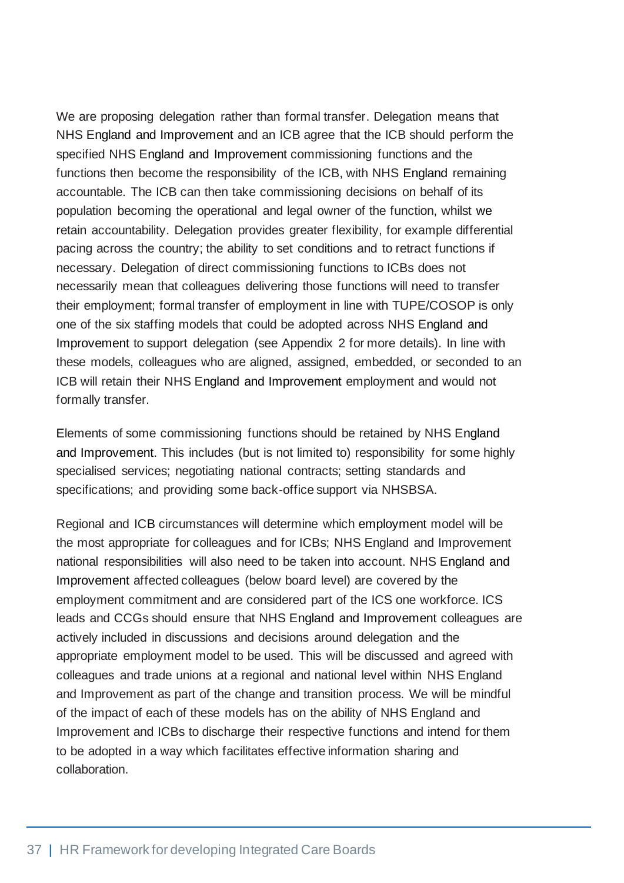We are proposing delegation rather than formal transfer. Delegation means that NHS England and Improvement and an ICB agree that the ICB should perform the specified NHS England and Improvement commissioning functions and the functions then become the responsibility of the ICB, with NHS England remaining accountable. The ICB can then take commissioning decisions on behalf of its population becoming the operational and legal owner of the function, whilst we retain accountability. Delegation provides greater flexibility, for example differential pacing across the country; the ability to set conditions and to retract functions if necessary. Delegation of direct commissioning functions to ICBs does not necessarily mean that colleagues delivering those functions will need to transfer their employment; formal transfer of employment in line with TUPE/COSOP is only one of the six staffing models that could be adopted across NHS England and Improvement to support delegation (see Appendix 2 for more details). In line with these models, colleagues who are aligned, assigned, embedded, or seconded to an ICB will retain their NHS England and Improvement employment and would not formally transfer.

Elements of some commissioning functions should be retained by NHS England and Improvement. This includes (but is not limited to) responsibility for some highly specialised services; negotiating national contracts; setting standards and specifications; and providing some back-office support via NHSBSA.

Regional and ICB circumstances will determine which employment model will be the most appropriate for colleagues and for ICBs; NHS England and Improvement national responsibilities will also need to be taken into account. NHS England and Improvement affected colleagues (below board level) are covered by the employment commitment and are considered part of the ICS one workforce. ICS leads and CCGs should ensure that NHS England and Improvement colleagues are actively included in discussions and decisions around delegation and the appropriate employment model to be used. This will be discussed and agreed with colleagues and trade unions at a regional and national level within NHS England and Improvement as part of the change and transition process. We will be mindful of the impact of each of these models has on the ability of NHS England and Improvement and ICBs to discharge their respective functions and intend for them to be adopted in a way which facilitates effective information sharing and collaboration.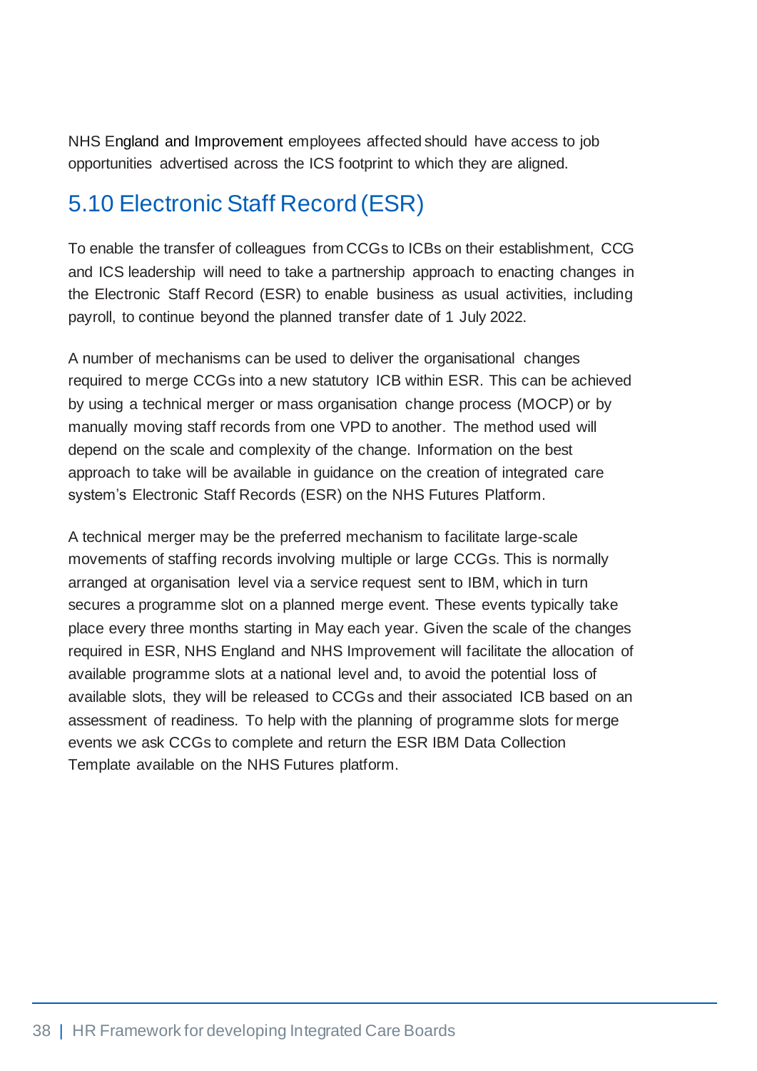NHS England and Improvement employees affected should have access to job opportunities advertised across the ICS footprint to which they are aligned.

## 5.10 Electronic Staff Record (ESR)

To enable the transfer of colleagues from CCGs to ICBs on their establishment, CCG and ICS leadership will need to take a partnership approach to enacting changes in the Electronic Staff Record (ESR) to enable business as usual activities, including payroll, to continue beyond the planned transfer date of 1 July 2022.

A number of mechanisms can be used to deliver the organisational changes required to merge CCGs into a new statutory ICB within ESR. This can be achieved by using a technical merger or mass organisation change process (MOCP) or by manually moving staff records from one VPD to another. The method used will depend on the scale and complexity of the change. Information on the best approach to take will be available in guidance on the creation of integrated care system's Electronic Staff Records (ESR) on the NHS Futures Platform.

A technical merger may be the preferred mechanism to facilitate large-scale movements of staffing records involving multiple or large CCGs. This is normally arranged at organisation level via a service request sent to IBM, which in turn secures a programme slot on a planned merge event. These events typically take place every three months starting in May each year. Given the scale of the changes required in ESR, NHS England and NHS Improvement will facilitate the allocation of available programme slots at a national level and, to avoid the potential loss of available slots, they will be released to CCGs and their associated ICB based on an assessment of readiness. To help with the planning of programme slots for merge events we ask CCGs to complete and return the ESR IBM Data Collection Template available on the NHS Futures platform.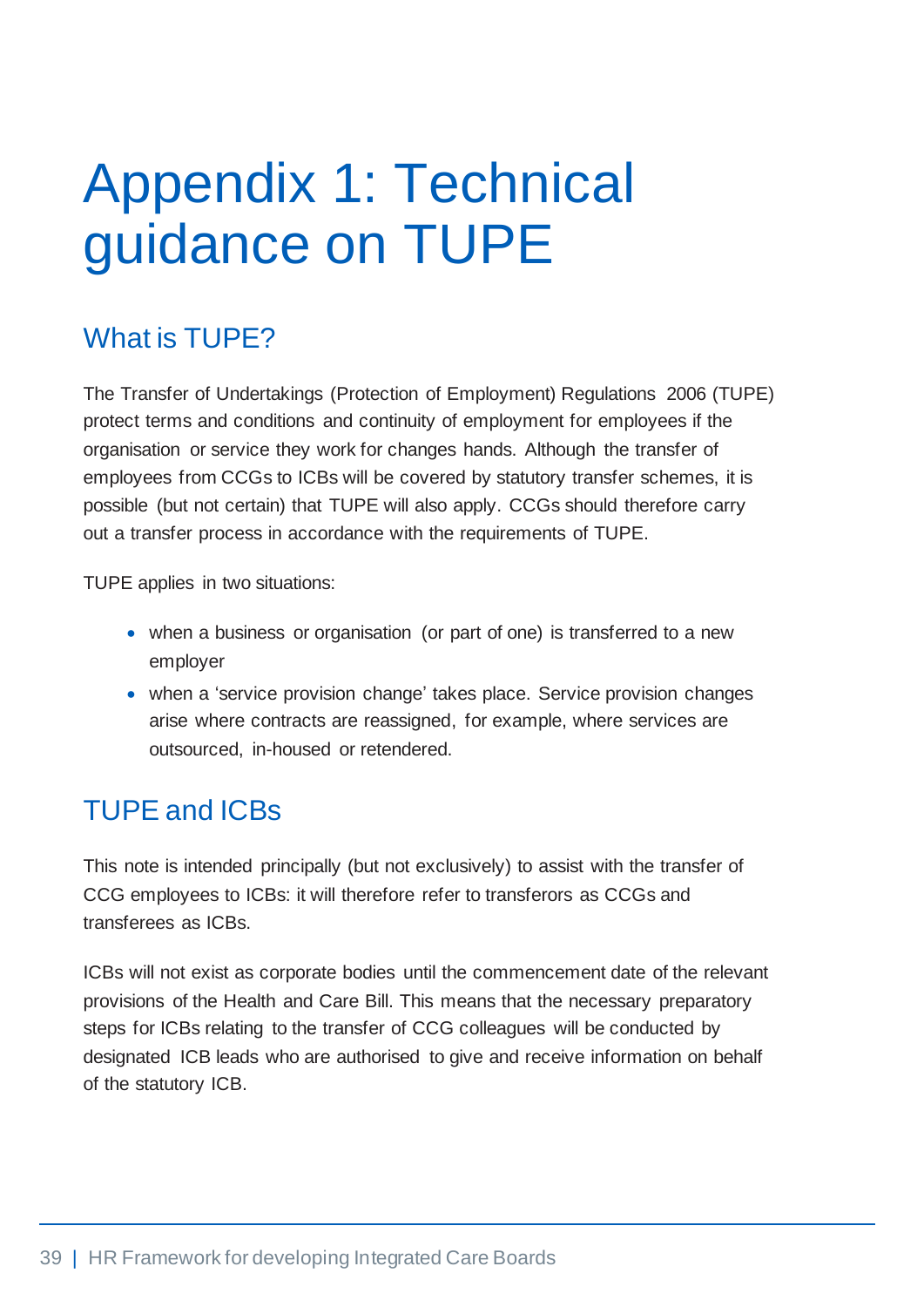# Appendix 1: Technical guidance on TUPE

## What is TUPE?

The Transfer of Undertakings (Protection of Employment) Regulations 2006 (TUPE) protect terms and conditions and continuity of employment for employees if the organisation or service they work for changes hands. Although the transfer of employees from CCGs to ICBs will be covered by statutory transfer schemes, it is possible (but not certain) that TUPE will also apply. CCGs should therefore carry out a transfer process in accordance with the requirements of TUPE.

TUPE applies in two situations:

- when a business or organisation (or part of one) is transferred to a new employer
- when a 'service provision change' takes place. Service provision changes arise where contracts are reassigned, for example, where services are outsourced, in-housed or retendered.

## TUPE and ICBs

This note is intended principally (but not exclusively) to assist with the transfer of CCG employees to ICBs: it will therefore refer to transferors as CCGs and transferees as ICBs.

ICBs will not exist as corporate bodies until the commencement date of the relevant provisions of the Health and Care Bill. This means that the necessary preparatory steps for ICBs relating to the transfer of CCG colleagues will be conducted by designated ICB leads who are authorised to give and receive information on behalf of the statutory ICB.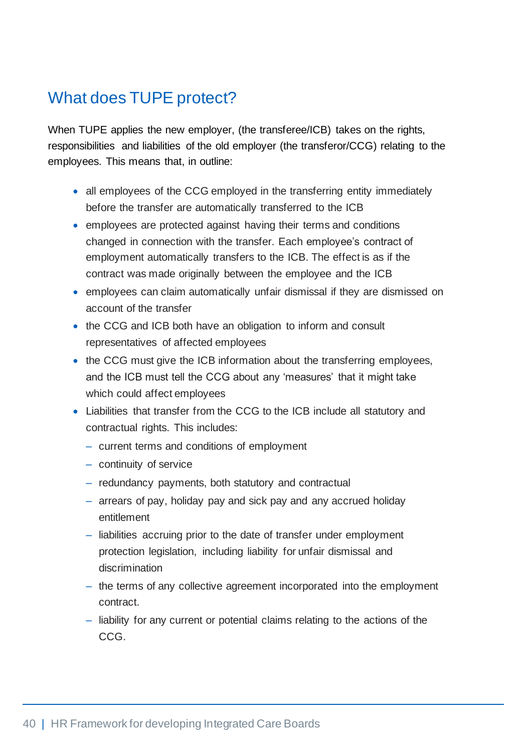## What does TUPE protect?

When TUPE applies the new employer, (the transferee/ICB) takes on the rights, responsibilities and liabilities of the old employer (the transferor/CCG) relating to the employees. This means that, in outline:

- all employees of the CCG employed in the transferring entity immediately before the transfer are automatically transferred to the ICB
- employees are protected against having their terms and conditions changed in connection with the transfer. Each employee's contract of employment automatically transfers to the ICB. The effect is as if the contract was made originally between the employee and the ICB
- employees can claim automatically unfair dismissal if they are dismissed on account of the transfer
- the CCG and ICB both have an obligation to inform and consult representatives of affected employees
- the CCG must give the ICB information about the transferring employees, and the ICB must tell the CCG about any 'measures' that it might take which could affect employees
- Liabilities that transfer from the CCG to the ICB include all statutory and contractual rights. This includes:
  - current terms and conditions of employment
  - continuity of service
  - redundancy payments, both statutory and contractual
  - arrears of pay, holiday pay and sick pay and any accrued holiday entitlement
  - liabilities accruing prior to the date of transfer under employment protection legislation, including liability for unfair dismissal and discrimination
  - the terms of any collective agreement incorporated into the employment contract.
  - liability for any current or potential claims relating to the actions of the CCG.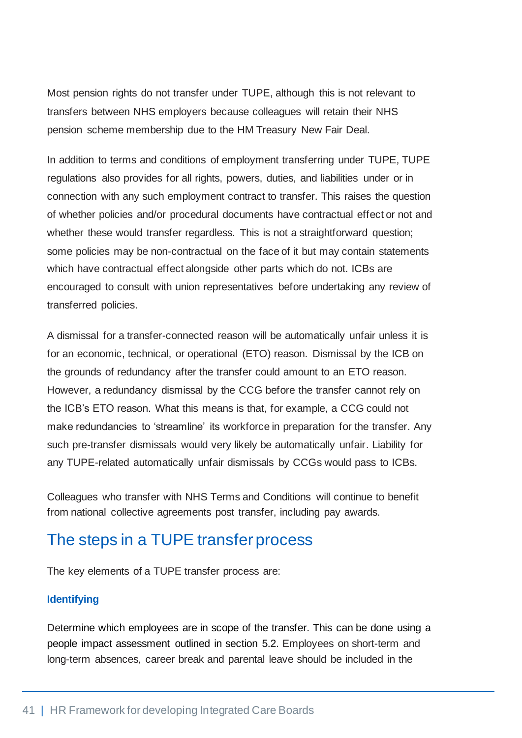Most pension rights do not transfer under TUPE, although this is not relevant to transfers between NHS employers because colleagues will retain their NHS pension scheme membership due to the HM Treasury New Fair Deal.

In addition to terms and conditions of employment transferring under TUPE, TUPE regulations also provides for all rights, powers, duties, and liabilities under or in connection with any such employment contract to transfer. This raises the question of whether policies and/or procedural documents have contractual effect or not and whether these would transfer regardless. This is not a straightforward question; some policies may be non-contractual on the face of it but may contain statements which have contractual effect alongside other parts which do not. ICBs are encouraged to consult with union representatives before undertaking any review of transferred policies.

A dismissal for a transfer-connected reason will be automatically unfair unless it is for an economic, technical, or operational (ETO) reason. Dismissal by the ICB on the grounds of redundancy after the transfer could amount to an ETO reason. However, a redundancy dismissal by the CCG before the transfer cannot rely on the ICB's ETO reason. What this means is that, for example, a CCG could not make redundancies to 'streamline' its workforce in preparation for the transfer. Any such pre-transfer dismissals would very likely be automatically unfair. Liability for any TUPE-related automatically unfair dismissals by CCGs would pass to ICBs.

Colleagues who transfer with NHS Terms and Conditions will continue to benefit from national collective agreements post transfer, including pay awards.

## The steps in a TUPE transfer process

The key elements of a TUPE transfer process are:

#### Identifying

Determine which employees are in scope of the transfer. This can be done using a people impact assessment outlined in section 5.2. Employees on short-term and long-term absences, career break and parental leave should be included in the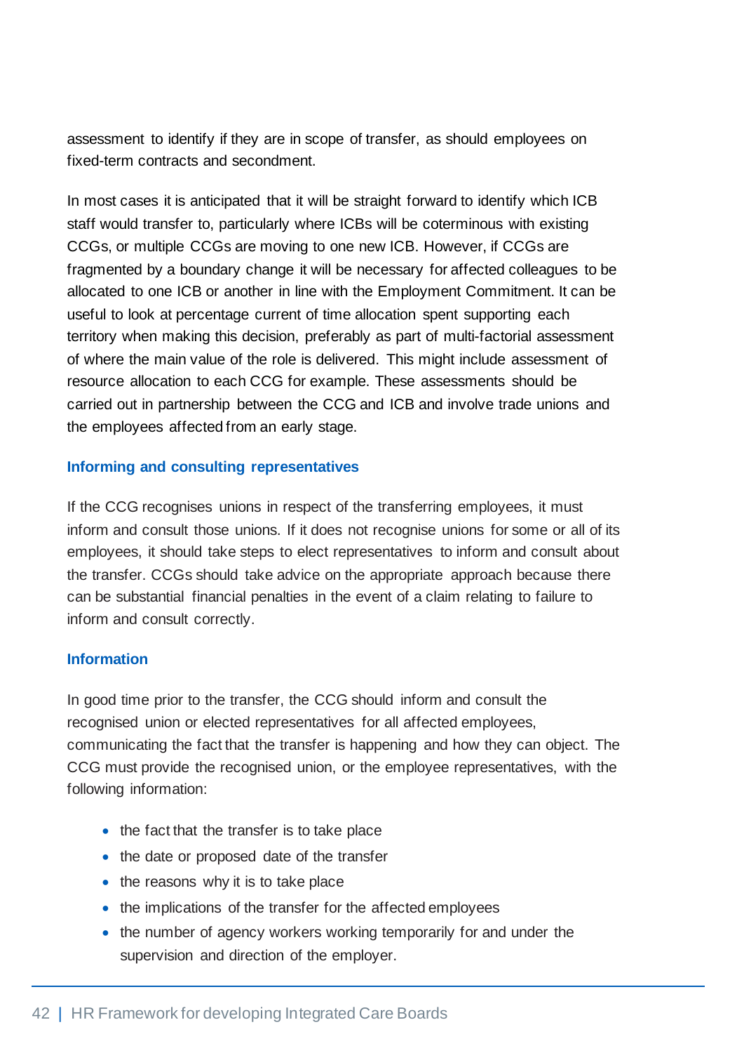assessment to identify if they are in scope of transfer, as should employees on fixed-term contracts and secondment.

In most cases it is anticipated that it will be straight forward to identify which ICB staff would transfer to, particularly where ICBs will be coterminous with existing CCGs, or multiple CCGs are moving to one new ICB. However, if CCGs are fragmented by a boundary change it will be necessary for affected colleagues to be allocated to one ICB or another in line with the Employment Commitment. It can be useful to look at percentage current of time allocation spent supporting each territory when making this decision, preferably as part of multi-factorial assessment of where the main value of the role is delivered. This might include assessment of resource allocation to each CCG for example. These assessments should be carried out in partnership between the CCG and ICB and involve trade unions and the employees affected from an early stage.

### Informing and consulting representatives

If the CCG recognises unions in respect of the transferring employees, it must inform and consult those unions. If it does not recognise unions for some or all of its employees, it should take steps to elect representatives to inform and consult about the transfer. CCGs should take advice on the appropriate approach because there can be substantial financial penalties in the event of a claim relating to failure to inform and consult correctly.

### Information

In good time prior to the transfer, the CCG should inform and consult the recognised union or elected representatives for all affected employees, communicating the fact that the transfer is happening and how they can object. The CCG must provide the recognised union, or the employee representatives, with the following information:

- the fact that the transfer is to take place
- the date or proposed date of the transfer
- the reasons why it is to take place
- the implications of the transfer for the affected employees
- the number of agency workers working temporarily for and under the supervision and direction of the employer.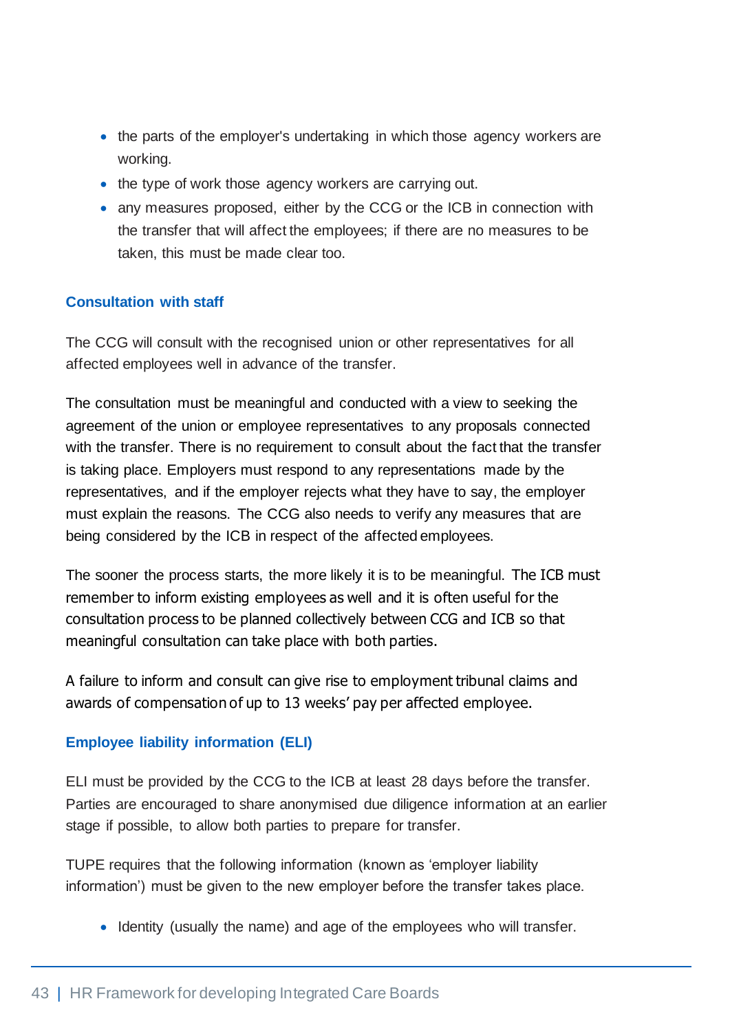- the parts of the employer's undertaking in which those agency workers are working.
- the type of work those agency workers are carrying out.
- any measures proposed, either by the CCG or the ICB in connection with the transfer that will affect the employees; if there are no measures to be taken, this must be made clear too.

### Consultation with staff

The CCG will consult with the recognised union or other representatives for all affected employees well in advance of the transfer.

The consultation must be meaningful and conducted with a view to seeking the agreement of the union or employee representatives to any proposals connected with the transfer. There is no requirement to consult about the fact that the transfer is taking place. Employers must respond to any representations made by the representatives, and if the employer rejects what they have to say, the employer must explain the reasons. The CCG also needs to verify any measures that are being considered by the ICB in respect of the affected employees.

The sooner the process starts, the more likely it is to be meaningful. The ICB must remember to inform existing employees as well and it is often useful for the consultation process to be planned collectively between CCG and ICB so that meaningful consultation can take place with both parties.

A failure to inform and consult can give rise to employment tribunal claims and awards of compensation of up to 13 weeks' pay per affected employee.

### Employee liability information (ELI)

ELI must be provided by the CCG to the ICB at least 28 days before the transfer. Parties are encouraged to share anonymised due diligence information at an earlier stage if possible, to allow both parties to prepare for transfer.

TUPE requires that the following information (known as 'employer liability information') must be given to the new employer before the transfer takes place.

- Identity (usually the name) and age of the employees who will transfer.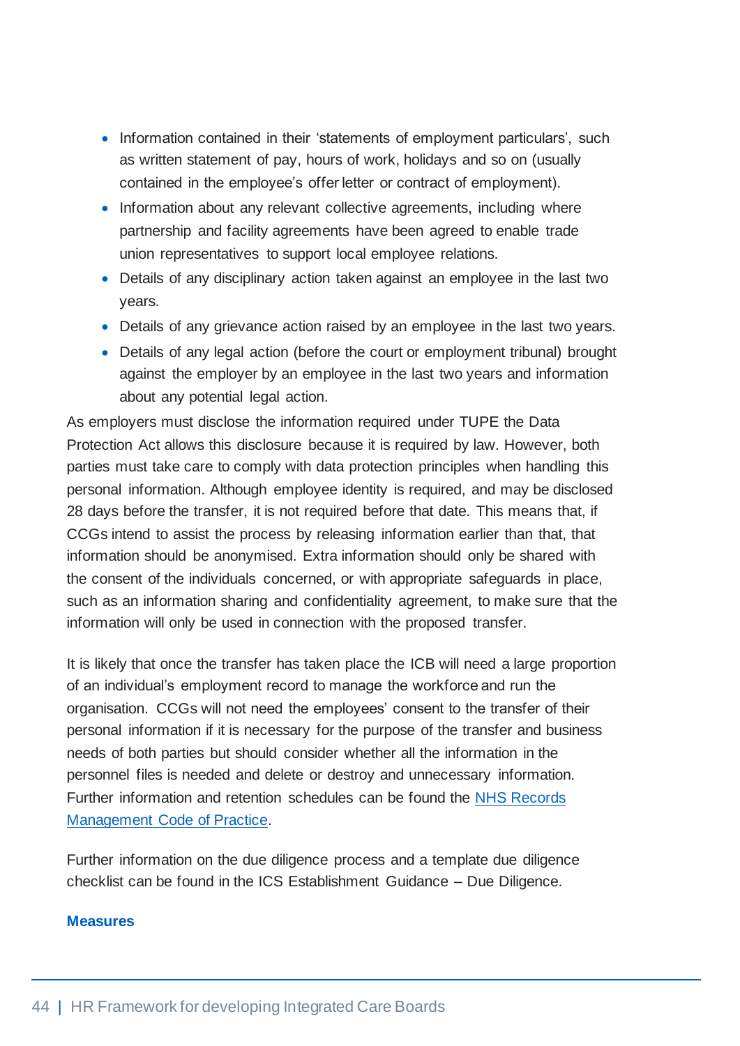- Information contained in their 'statements of employment particulars', such as written statement of pay, hours of work, holidays and so on (usually contained in the employee's offer letter or contract of employment).
- Information about any relevant collective agreements, including where partnership and facility agreements have been agreed to enable trade union representatives to support local employee relations.
- Details of any disciplinary action taken against an employee in the last two years.
- Details of any grievance action raised by an employee in the last two years.
- Details of any legal action (before the court or employment tribunal) brought against the employer by an employee in the last two years and information about any potential legal action.

As employers must disclose the information required under TUPE the Data Protection Act allows this disclosure because it is required by law. However, both parties must take care to comply with data protection principles when handling this personal information. Although employee identity is required, and may be disclosed 28 days before the transfer, it is not required before that date. This means that, if CCGs intend to assist the process by releasing information earlier than that, that information should be anonymised. Extra information should only be shared with the consent of the individuals concerned, or with appropriate safeguards in place, such as an information sharing and confidentiality agreement, to make sure that the information will only be used in connection with the proposed transfer.

It is likely that once the transfer has taken place the ICB will need a large proportion of an individual's employment record to manage the workforce and run the organisation. CCGs will not need the employees' consent to the transfer of their personal information if it is necessary for the purpose of the transfer and business needs of both parties but should consider whether all the information in the personnel files is needed and delete or destroy and unnecessary information. Further information and retention schedules can be found the [NHS Records Management Code of Practice](NHS Records Management Code of Practice).

Further information on the due diligence process and a template due diligence checklist can be found in the ICS Establishment Guidance – Due Diligence.

### Measures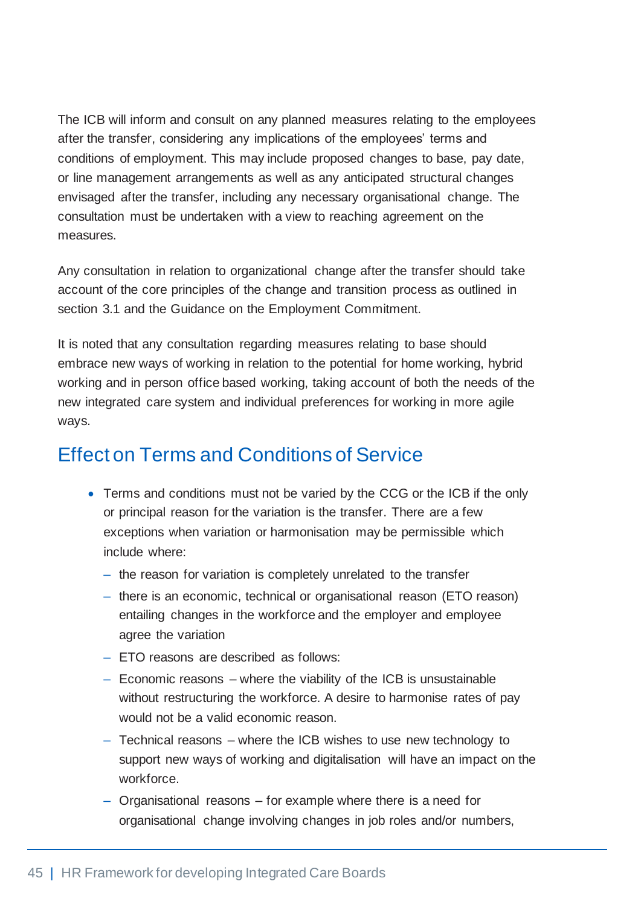The ICB will inform and consult on any planned measures relating to the employees after the transfer, considering any implications of the employees' terms and conditions of employment. This may include proposed changes to base, pay date, or line management arrangements as well as any anticipated structural changes envisaged after the transfer, including any necessary organisational change. The consultation must be undertaken with a view to reaching agreement on the measures.

Any consultation in relation to organizational change after the transfer should take account of the core principles of the change and transition process as outlined in section 3.1 and the Guidance on the Employment Commitment.

It is noted that any consultation regarding measures relating to base should embrace new ways of working in relation to the potential for home working, hybrid working and in person office based working, taking account of both the needs of the new integrated care system and individual preferences for working in more agile ways.

## Effect on Terms and Conditions of Service

- Terms and conditions must not be varied by the CCG or the ICB if the only or principal reason for the variation is the transfer. There are a few exceptions when variation or harmonisation may be permissible which include where:
  - the reason for variation is completely unrelated to the transfer
  - there is an economic, technical or organisational reason (ETO reason) entailing changes in the workforce and the employer and employee agree the variation
  - ETO reasons are described as follows:
  - Economic reasons – where the viability of the ICB is unsustainable without restructuring the workforce. A desire to harmonise rates of pay would not be a valid economic reason.
  - Technical reasons – where the ICB wishes to use new technology to support new ways of working and digitalisation will have an impact on the workforce.
  - Organisational reasons – for example where there is a need for organisational change involving changes in job roles and/or numbers,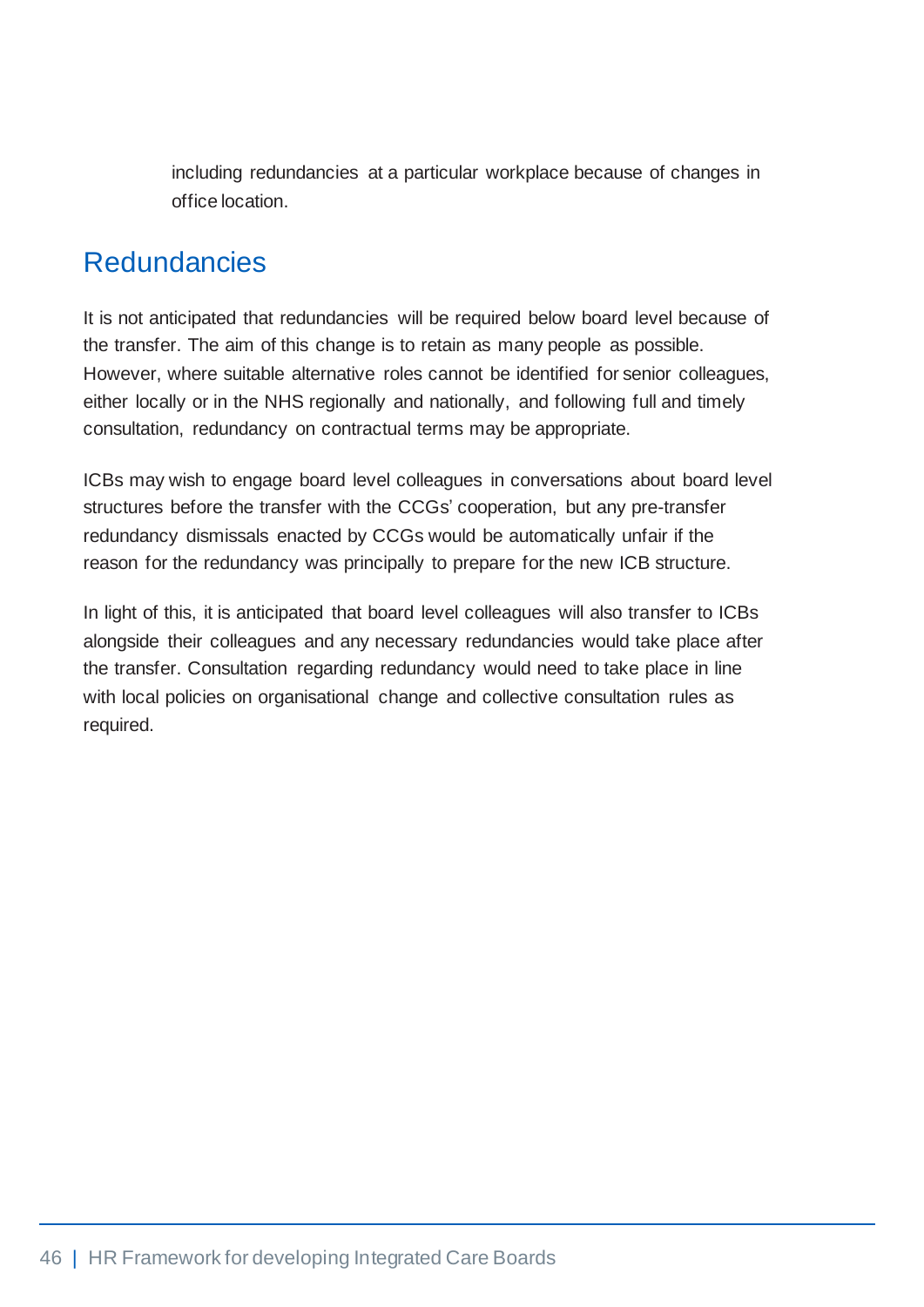including redundancies at a particular workplace because of changes in office location.

## Redundancies

It is not anticipated that redundancies will be required below board level because of the transfer. The aim of this change is to retain as many people as possible. However, where suitable alternative roles cannot be identified for senior colleagues, either locally or in the NHS regionally and nationally, and following full and timely consultation, redundancy on contractual terms may be appropriate.

ICBs may wish to engage board level colleagues in conversations about board level structures before the transfer with the CCGs' cooperation, but any pre-transfer redundancy dismissals enacted by CCGs would be automatically unfair if the reason for the redundancy was principally to prepare for the new ICB structure.

In light of this, it is anticipated that board level colleagues will also transfer to ICBs alongside their colleagues and any necessary redundancies would take place after the transfer. Consultation regarding redundancy would need to take place in line with local policies on organisational change and collective consultation rules as required.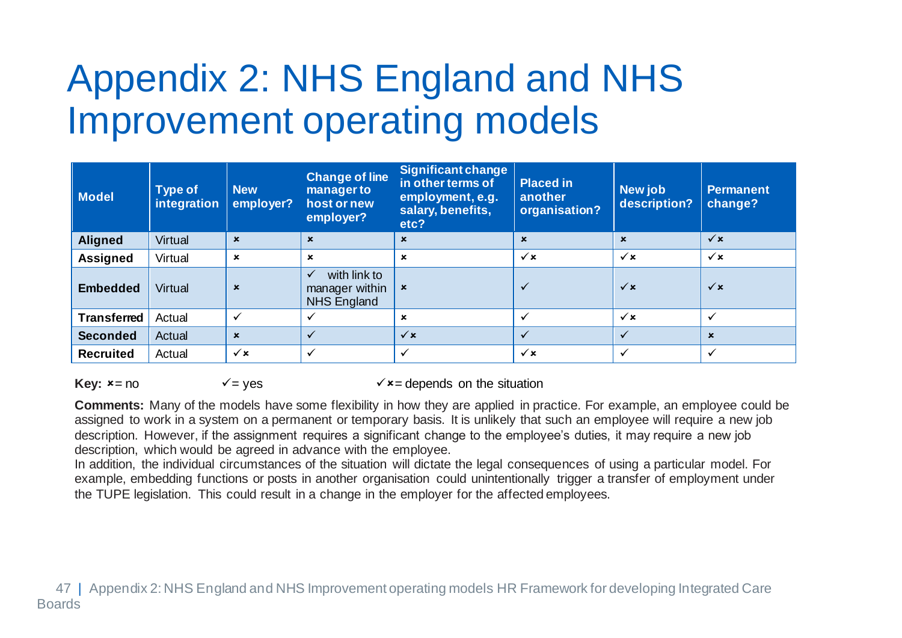# Appendix 2: NHS England and NHS Improvement operating models

| Model | Type of integration | New employer? | Change of line manager to host or new employer? | Significant change in other terms of employment, e.g. salary, benefits, etc? | Placed in another organisation? | New job description? | Permanent change? |
|---|---|---|---|---|---|---|---|
| **Aligned** | Virtual | × | × | × | × | × | ✓× |
| **Assigned** | Virtual | × | × | × | ✓× | ✓× | ✓× |
| **Embedded** | Virtual | × | ✓ with link to manager within NHS England | × | ✓ | ✓× | ✓× |
| **Transferred** | Actual | ✓ | ✓ | × | ✓ | ✓× | ✓ |
| **Seconded** | Actual | × | ✓ | ✓× | ✓ | ✓ | × |
| **Recruited** | Actual | ✓× | ✓ | ✓ | ✓× | ✓ | ✓ |

**Key:** × = no ✓ = yes ✓× = depends on the situation

**Comments:** Many of the models have some flexibility in how they are applied in practice. For example, an employee could be assigned to work in a system on a permanent or temporary basis. It is unlikely that such an employee will require a new job description. However, if the assignment requires a significant change to the employee's duties, it may require a new job description, which would be agreed in advance with the employee.

In addition, the individual circumstances of the situation will dictate the legal consequences of using a particular model. For example, embedding functions or posts in another organisation could unintentionally trigger a transfer of employment under the TUPE legislation. This could result in a change in the employer for the affected employees.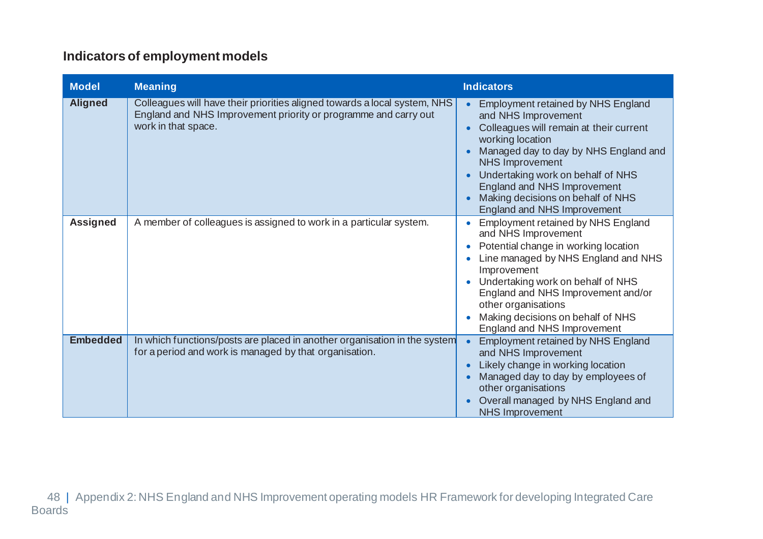## Indicators of employment models

| Model | Meaning | Indicators |
|---|---|---|
| **Aligned** | Colleagues will have their priorities aligned towards a local system, NHS England and NHS Improvement priority or programme and carry out work in that space. | • Employment retained by NHS England and NHS Improvement<br>• Colleagues will remain at their current working location<br>• Managed day to day by NHS England and NHS Improvement<br>• Undertaking work on behalf of NHS England and NHS Improvement<br>• Making decisions on behalf of NHS England and NHS Improvement |
| **Assigned** | A member of colleagues is assigned to work in a particular system. | • Employment retained by NHS England and NHS Improvement<br>• Potential change in working location<br>• Line managed by NHS England and NHS Improvement<br>• Undertaking work on behalf of NHS England and NHS Improvement and/or other organisations<br>• Making decisions on behalf of NHS England and NHS Improvement |
| **Embedded** | In which functions/posts are placed in another organisation in the system for a period and work is managed by that organisation. | • Employment retained by NHS England and NHS Improvement<br>• Likely change in working location<br>• Managed day to day by employees of other organisations<br>• Overall managed by NHS England and NHS Improvement |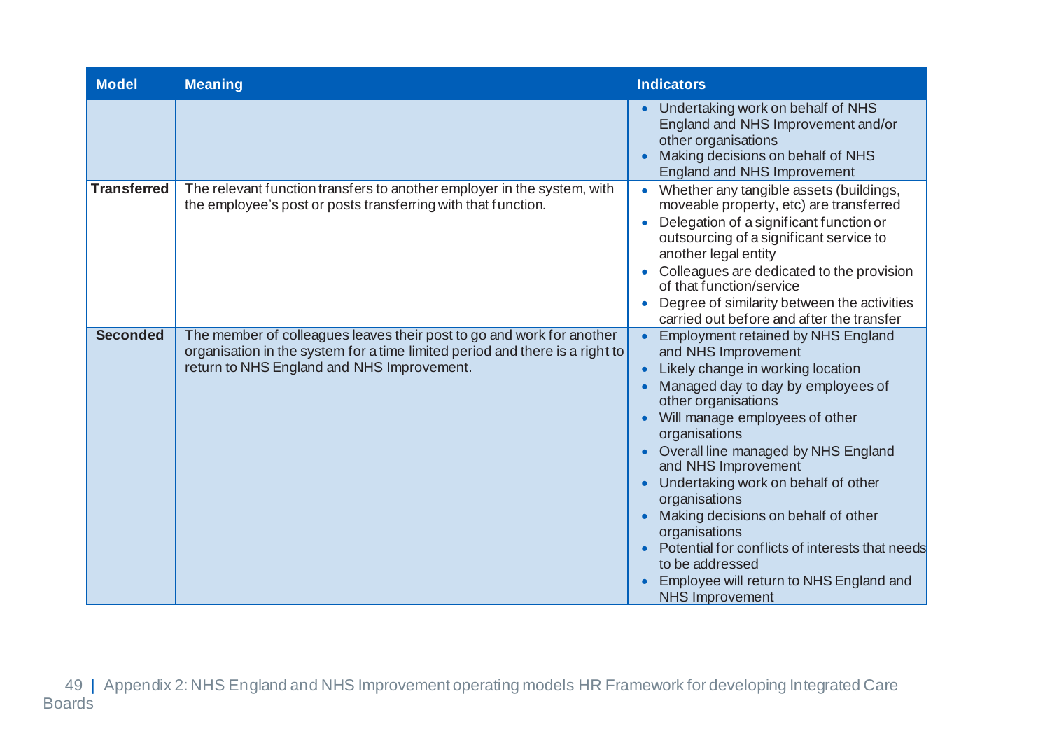| Model | Meaning | Indicators |
|---|---|---|
| | | • Undertaking work on behalf of NHS England and NHS Improvement and/or other organisations<br>• Making decisions on behalf of NHS England and NHS Improvement |
| **Transferred** | The relevant function transfers to another employer in the system, with the employee's post or posts transferring with that function. | • Whether any tangible assets (buildings, moveable property, etc) are transferred<br>• Delegation of a significant function or outsourcing of a significant service to another legal entity<br>• Colleagues are dedicated to the provision of that function/service<br>• Degree of similarity between the activities carried out before and after the transfer |
| **Seconded** | The member of colleagues leaves their post to go and work for another organisation in the system for a time limited period and there is a right to return to NHS England and NHS Improvement. | • Employment retained by NHS England and NHS Improvement<br>• Likely change in working location<br>• Managed day to day by employees of other organisations<br>• Will manage employees of other organisations<br>• Overall line managed by NHS England and NHS Improvement<br>• Undertaking work on behalf of other organisations<br>• Making decisions on behalf of other organisations<br>• Potential for conflicts of interests that needs to be addressed<br>• Employee will return to NHS England and NHS Improvement |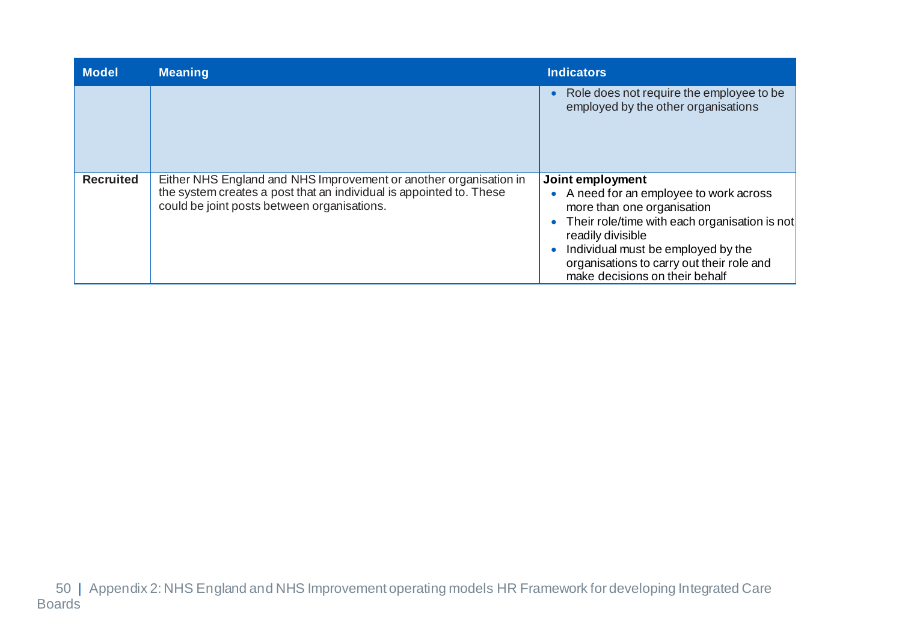| Model | Meaning | Indicators |
| --- | --- | --- |
| | | • Role does not require the employee to be employed by the other organisations |
| **Recruited** | Either NHS England and NHS Improvement or another organisation in the system creates a post that an individual is appointed to. These could be joint posts between organisations. | **Joint employment**<br>• A need for an employee to work across more than one organisation<br>• Their role/time with each organisation is not readily divisible<br>• Individual must be employed by the organisations to carry out their role and make decisions on their behalf |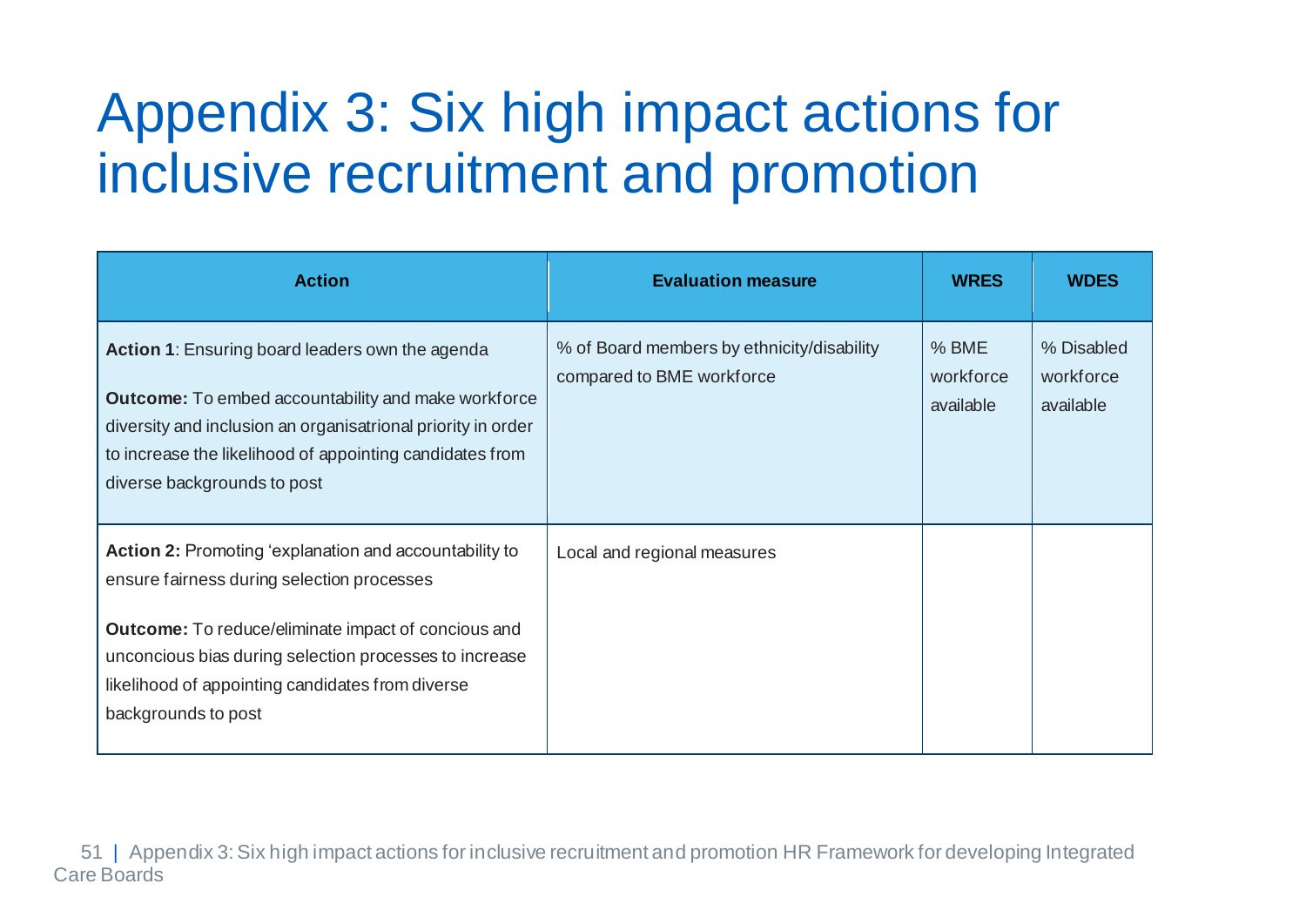# Appendix 3: Six high impact actions for inclusive recruitment and promotion

| Action | Evaluation measure | WRES | WDES |
|---|---|---|---|
| **Action 1**: Ensuring board leaders own the agenda<br><br>**Outcome:** To embed accountability and make workforce diversity and inclusion an organisatrional priority in order to increase the likelihood of appointing candidates from diverse backgrounds to post | % of Board members by ethnicity/disability compared to BME workforce | % BME workforce available | % Disabled workforce available |
| **Action 2:** Promoting 'explanation and accountability to ensure fairness during selection processes<br><br>**Outcome:** To reduce/eliminate impact of concious and unconcious bias during selection processes to increase likelihood of appointing candidates from diverse backgrounds to post | Local and regional measures | | |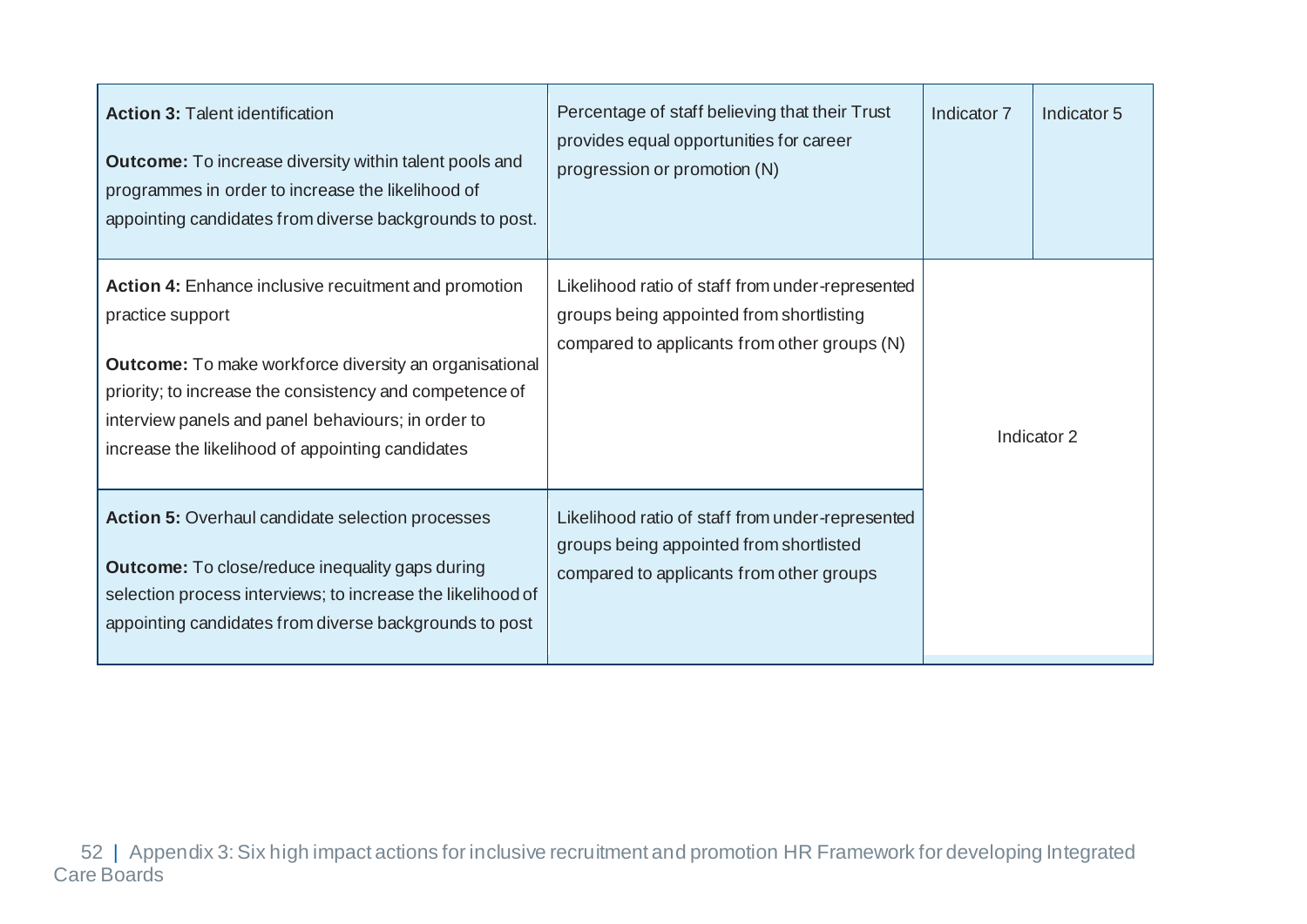| | | | |
|---|---|---|---|
| **Action 3:** Talent identification<br><br>**Outcome:** To increase diversity within talent pools and programmes in order to increase the likelihood of appointing candidates from diverse backgrounds to post. | Percentage of staff believing that their Trust provides equal opportunities for career progression or promotion (N) | Indicator 7 | Indicator 5 |
| **Action 4:** Enhance inclusive recuitment and promotion practice support<br><br>**Outcome:** To make workforce diversity an organisational priority; to increase the consistency and competence of interview panels and panel behaviours; in order to increase the likelihood of appointing candidates | Likelihood ratio of staff from under-represented groups being appointed from shortlisting compared to applicants from other groups (N) | Indicator 2 | |
| **Action 5:** Overhaul candidate selection processes<br><br>**Outcome:** To close/reduce inequality gaps during selection process interviews; to increase the likelihood of appointing candidates from diverse backgrounds to post | Likelihood ratio of staff from under-represented groups being appointed from shortlisted compared to applicants from other groups | | |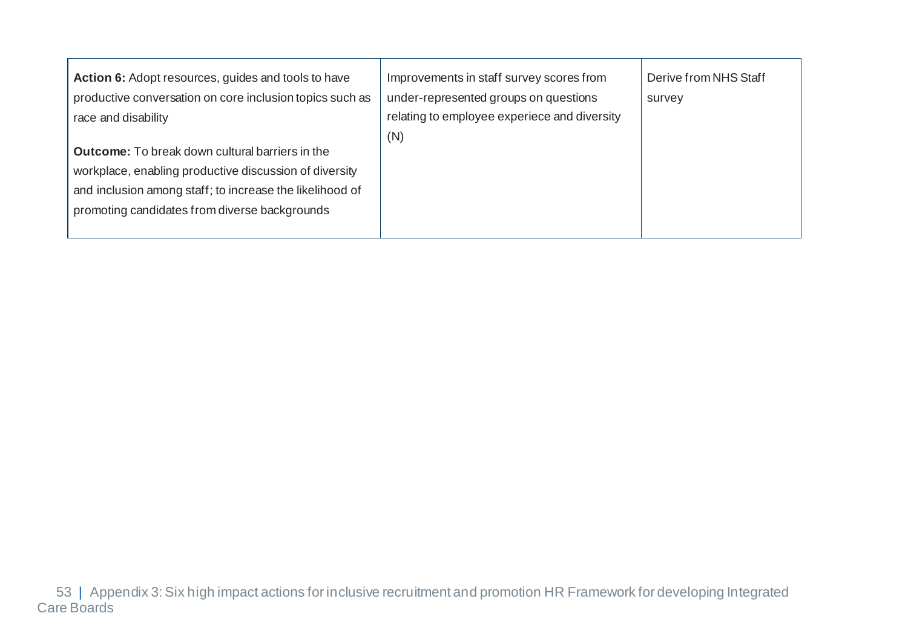| | | |
|---|---|---|
| **Action 6:** Adopt resources, guides and tools to have productive conversation on core inclusion topics such as race and disability<br><br>**Outcome:** To break down cultural barriers in the workplace, enabling productive discussion of diversity and inclusion among staff; to increase the likelihood of promoting candidates from diverse backgrounds | Improvements in staff survey scores from under-represented groups on questions relating to employee experiece and diversity (N) | Derive from NHS Staff survey |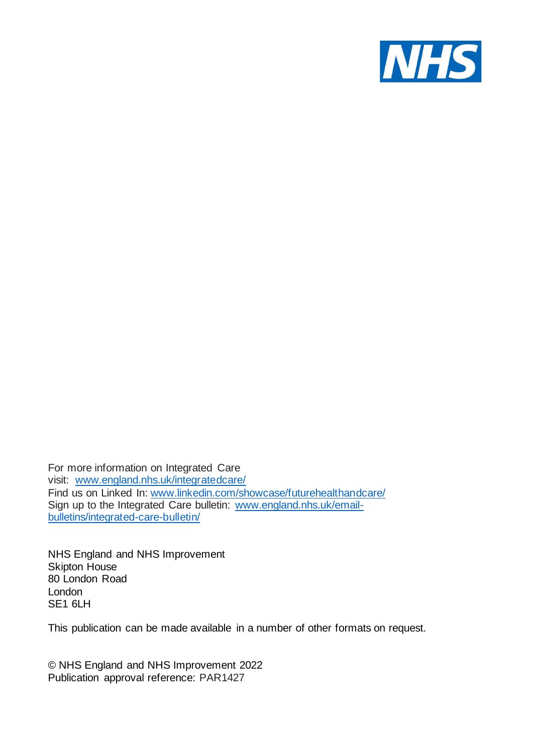For more information on Integrated Care visit: [www.england.nhs.uk/integratedcare/](http://www.england.nhs.uk/integratedcare/)
Find us on Linked In: [www.linkedin.com/showcase/futurehealthandcare/](http://www.linkedin.com/showcase/futurehealthandcare/)
Sign up to the Integrated Care bulletin: [www.england.nhs.uk/email-bulletins/integrated-care-bulletin/](http://www.england.nhs.uk/email-bulletins/integrated-care-bulletin/)

NHS England and NHS Improvement
Skipton House
80 London Road
London
SE1 6LH

This publication can be made available in a number of other formats on request.

© NHS England and NHS Improvement 2022
Publication approval reference: PAR1427